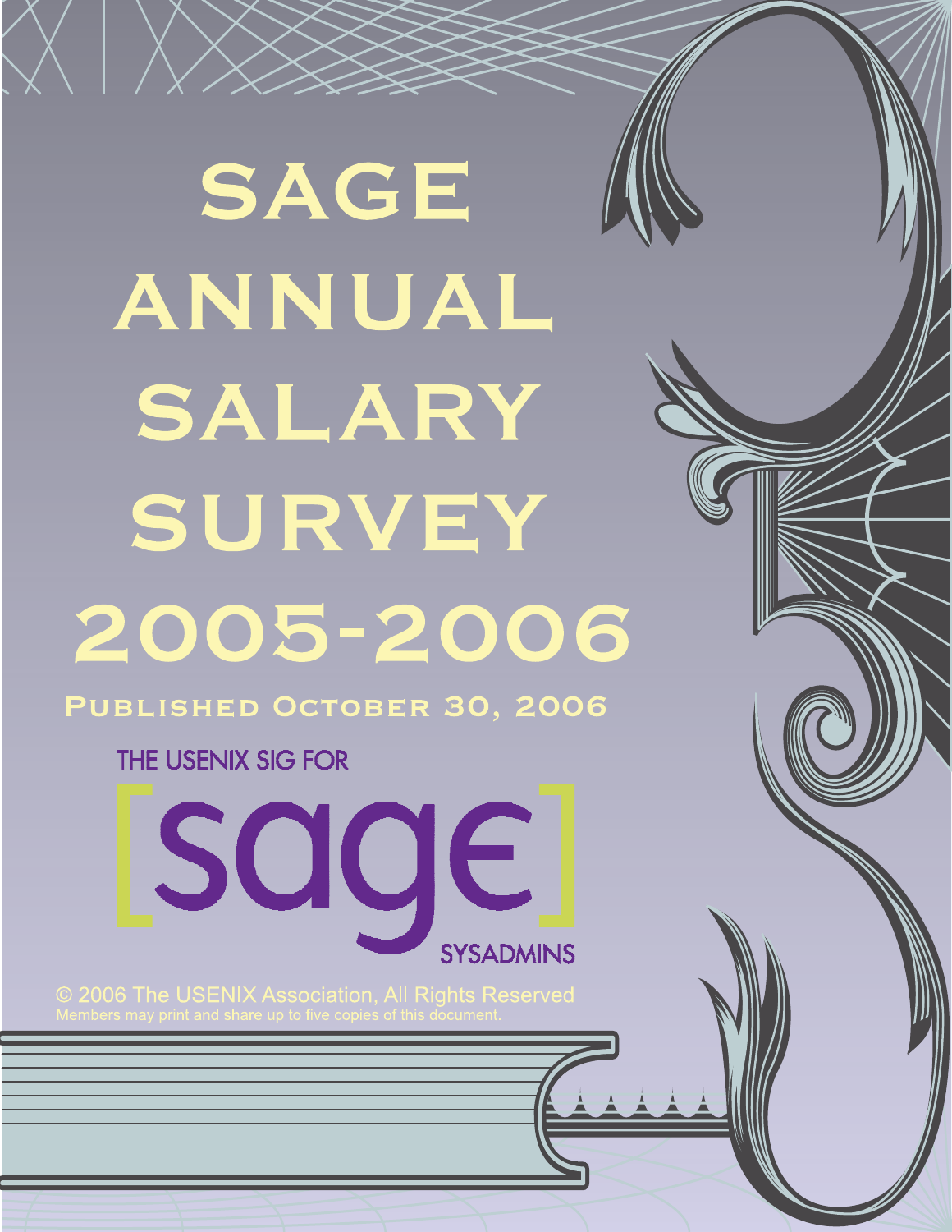# SAGE ANNUAL SALARY SURVEY 2005-2006

**Published October 30, 2006**

THE USENIX SIG FOR

[sage]

SYSADMINS

© 2006 The USENIX Association, All Rights Reserved

Members may print and share up to five copies of this document.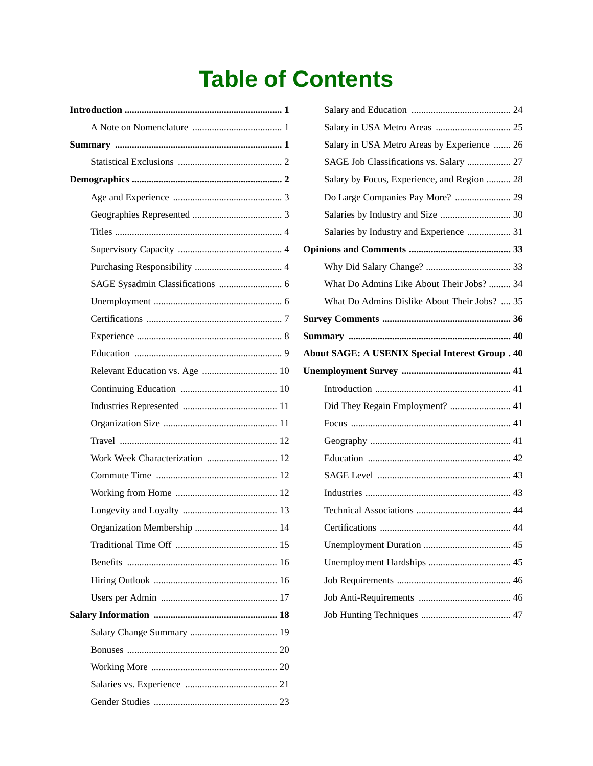# Table of Contents

**Introduction** ................................................................ **1**

- A Note on Nomenclature ..................................... 1

**Summary** .................................................................... **1**

- Statistical Exclusions ........................................... 2

**Demographics** ............................................................. **2**

- Age and Experience ............................................. 3
- Geographies Represented ..................................... 3
- Titles .................................................................... 4
- Supervisory Capacity ........................................... 4
- Purchasing Responsibility .................................... 4
- SAGE Sysadmin Classifications .......................... 6
- Unemployment .................................................... 6
- Certifications ........................................................ 7
- Experience ........................................................... 8
- Education ............................................................. 9
- Relevant Education vs. Age ............................... 10
- Continuing Education ........................................ 10
- Industries Represented ....................................... 11
- Organization Size ............................................... 11
- Travel ................................................................. 12
- Work Week Characterization ............................. 12
- Commute Time .................................................. 12
- Working from Home .......................................... 12
- Longevity and Loyalty ....................................... 13
- Organization Membership .................................. 14
- Traditional Time Off .......................................... 15
- Benefits .............................................................. 16
- Hiring Outlook ................................................... 16
- Users per Admin ................................................ 17

**Salary Information** .................................................. **18**

- Salary Change Summary .................................... 19
- Bonuses .............................................................. 20
- Working More .................................................... 20
- Salaries vs. Experience ...................................... 21
- Gender Studies ................................................... 23
- Salary and Education ......................................... 24
- Salary in USA Metro Areas ............................... 25
- Salary in USA Metro Areas by Experience ....... 26
- SAGE Job Classifications vs. Salary .................. 27
- Salary by Focus, Experience, and Region .......... 28
- Do Large Companies Pay More? ....................... 29
- Salaries by Industry and Size ............................. 30
- Salaries by Industry and Experience .................. 31

**Opinions and Comments** .......................................... **33**

- Why Did Salary Change? ................................... 33
- What Do Admins Like About Their Jobs? ......... 34
- What Do Admins Dislike About Their Jobs? .... 35

**Survey Comments** .................................................... **36**

**Summary** .................................................................. **40**

**About SAGE: A USENIX Special Interest Group** . **40**

**Unemployment Survey** ............................................. **41**

- Introduction ........................................................ 41
- Did They Regain Employment? ......................... 41
- Focus .................................................................. 41
- Geography .......................................................... 41
- Education ........................................................... 42
- SAGE Level ....................................................... 43
- Industries ............................................................ 43
- Technical Associations ....................................... 44
- Certifications ..................................................... 44
- Unemployment Duration .................................... 45
- Unemployment Hardships .................................. 45
- Job Requirements ............................................... 46
- Job Anti-Requirements ...................................... 46
- Job Hunting Techniques ..................................... 47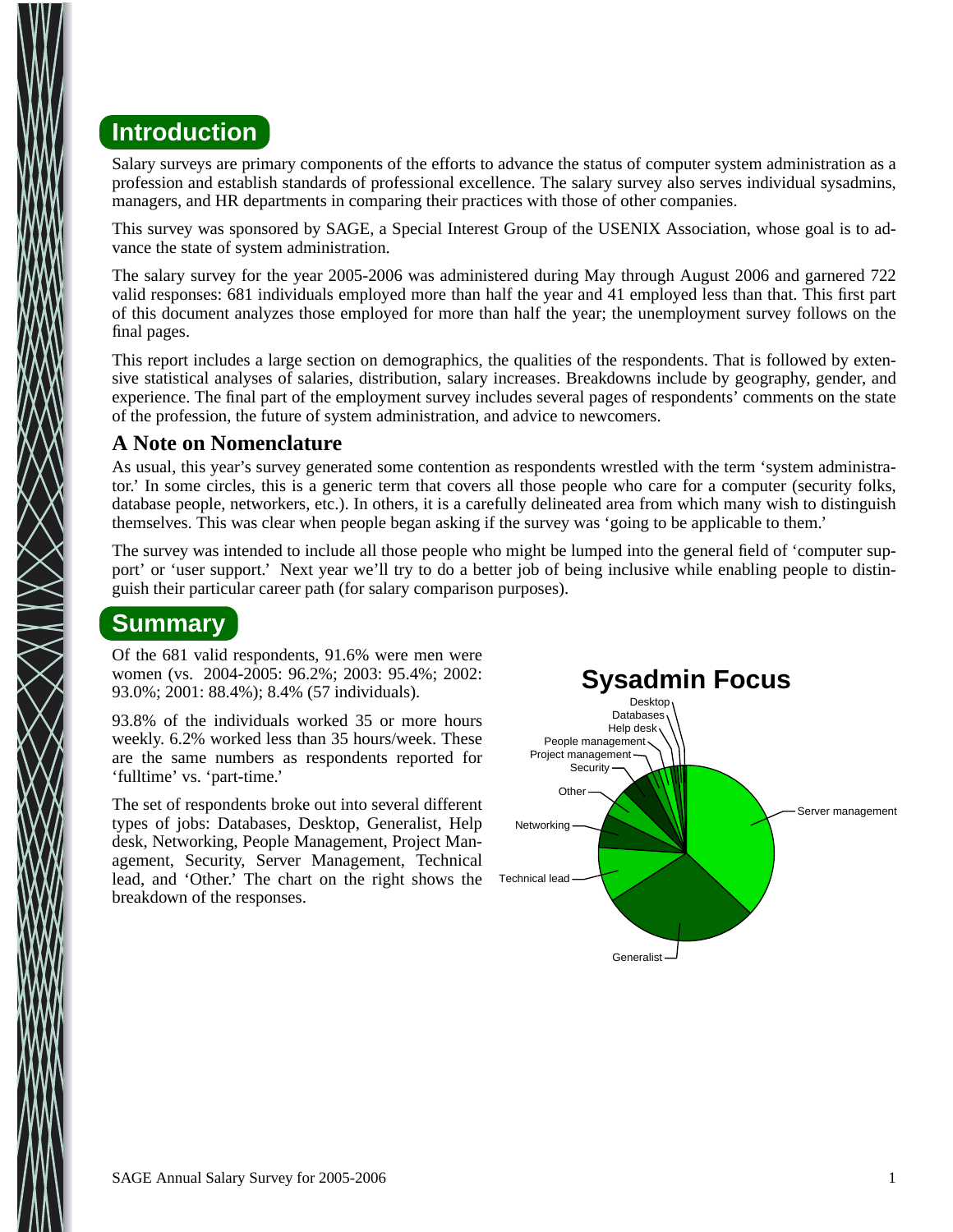## Introduction

Salary surveys are primary components of the efforts to advance the status of computer system administration as a profession and establish standards of professional excellence. The salary survey also serves individual sysadmins, managers, and HR departments in comparing their practices with those of other companies.

This survey was sponsored by SAGE, a Special Interest Group of the USENIX Association, whose goal is to advance the state of system administration.

The salary survey for the year 2005-2006 was administered during May through August 2006 and garnered 722 valid responses: 681 individuals employed more than half the year and 41 employed less than that. This first part of this document analyzes those employed for more than half the year; the unemployment survey follows on the final pages.

This report includes a large section on demographics, the qualities of the respondents. That is followed by extensive statistical analyses of salaries, distribution, salary increases. Breakdowns include by geography, gender, and experience. The final part of the employment survey includes several pages of respondents' comments on the state of the profession, the future of system administration, and advice to newcomers.

### A Note on Nomenclature

As usual, this year's survey generated some contention as respondents wrestled with the term 'system administrator.' In some circles, this is a generic term that covers all those people who care for a computer (security folks, database people, networkers, etc.). In others, it is a carefully delineated area from which many wish to distinguish themselves. This was clear when people began asking if the survey was 'going to be applicable to them.'

The survey was intended to include all those people who might be lumped into the general field of 'computer support' or 'user support.' Next year we'll try to do a better job of being inclusive while enabling people to distinguish their particular career path (for salary comparison purposes).

## Summary

Of the 681 valid respondents, 91.6% were men were women (vs. 2004-2005: 96.2%; 2003: 95.4%; 2002: 93.0%; 2001: 88.4%); 8.4% (57 individuals).

93.8% of the individuals worked 35 or more hours weekly. 6.2% worked less than 35 hours/week. These are the same numbers as respondents reported for 'fulltime' vs. 'part-time.'

The set of respondents broke out into several different types of jobs: Databases, Desktop, Generalist, Help desk, Networking, People Management, Project Management, Security, Server Management, Technical lead, and 'Other.' The chart on the right shows the breakdown of the responses.

**Sysadmin Focus**

Desktop, Databases, Help desk, People management, Project management, Security, Other, Networking, Technical lead, Generalist, Server management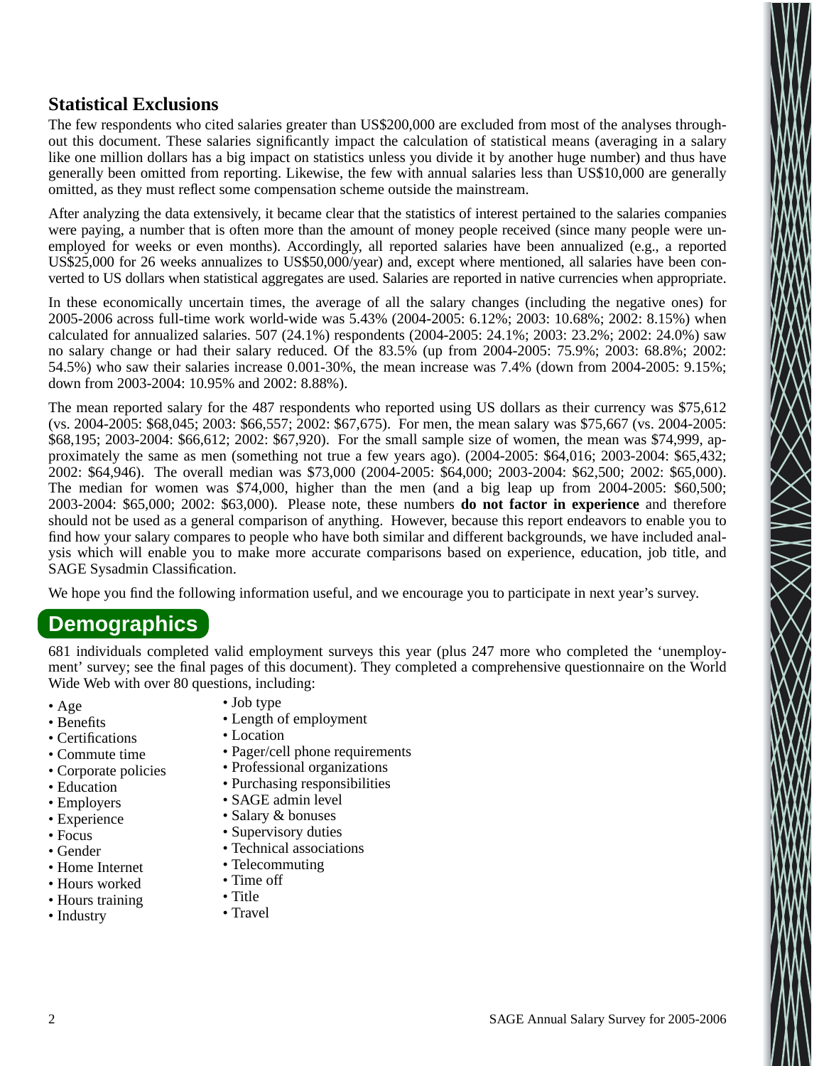## Statistical Exclusions

The few respondents who cited salaries greater than US$200,000 are excluded from most of the analyses throughout this document. These salaries significantly impact the calculation of statistical means (averaging in a salary like one million dollars has a big impact on statistics unless you divide it by another huge number) and thus have generally been omitted from reporting. Likewise, the few with annual salaries less than US$10,000 are generally omitted, as they must reflect some compensation scheme outside the mainstream.

After analyzing the data extensively, it became clear that the statistics of interest pertained to the salaries companies were paying, a number that is often more than the amount of money people received (since many people were unemployed for weeks or even months). Accordingly, all reported salaries have been annualized (e.g., a reported US$25,000 for 26 weeks annualizes to US$50,000/year) and, except where mentioned, all salaries have been converted to US dollars when statistical aggregates are used. Salaries are reported in native currencies when appropriate.

In these economically uncertain times, the average of all the salary changes (including the negative ones) for 2005-2006 across full-time work world-wide was 5.43% (2004-2005: 6.12%; 2003: 10.68%; 2002: 8.15%) when calculated for annualized salaries. 507 (24.1%) respondents (2004-2005: 24.1%; 2003: 23.2%; 2002: 24.0%) saw no salary change or had their salary reduced. Of the 83.5% (up from 2004-2005: 75.9%; 2003: 68.8%; 2002: 54.5%) who saw their salaries increase 0.001-30%, the mean increase was 7.4% (down from 2004-2005: 9.15%; down from 2003-2004: 10.95% and 2002: 8.88%).

The mean reported salary for the 487 respondents who reported using US dollars as their currency was $75,612 (vs. 2004-2005: $68,045; 2003: $66,557; 2002: $67,675). For men, the mean salary was $75,667 (vs. 2004-2005: $68,195; 2003-2004: $66,612; 2002: $67,920). For the small sample size of women, the mean was $74,999, approximately the same as men (something not true a few years ago). (2004-2005: $64,016; 2003-2004: $65,432; 2002: $64,946). The overall median was $73,000 (2004-2005: $64,000; 2003-2004: $62,500; 2002: $65,000). The median for women was $74,000, higher than the men (and a big leap up from 2004-2005: $60,500; 2003-2004: $65,000; 2002: $63,000). Please note, these numbers **do not factor in experience** and therefore should not be used as a general comparison of anything. However, because this report endeavors to enable you to find how your salary compares to people who have both similar and different backgrounds, we have included analysis which will enable you to make more accurate comparisons based on experience, education, job title, and SAGE Sysadmin Classification.

We hope you find the following information useful, and we encourage you to participate in next year's survey.

# Demographics

681 individuals completed valid employment surveys this year (plus 247 more who completed the 'unemployment' survey; see the final pages of this document). They completed a comprehensive questionnaire on the World Wide Web with over 80 questions, including:

- Age
- Benefits
- Certifications
- Commute time
- Corporate policies
- Education
- Employers
- Experience
- Focus
- Gender
- Home Internet
- Hours worked
- Hours training
- Industry
- Job type
- Length of employment
- Location
- Pager/cell phone requirements
- Professional organizations
- Purchasing responsibilities
- SAGE admin level
- Salary & bonuses
- Supervisory duties
- Technical associations
- Telecommuting
- Time off
- Title
- Travel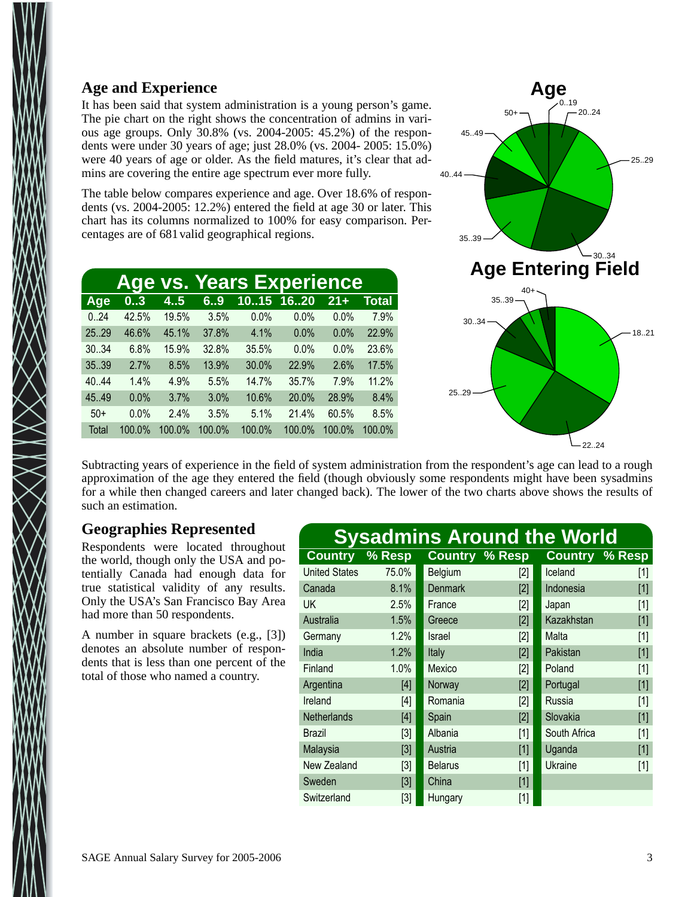## Age and Experience

It has been said that system administration is a young person's game. The pie chart on the right shows the concentration of admins in various age groups. Only 30.8% (vs. 2004-2005: 45.2%) of the respondents were under 30 years of age; just 28.0% (vs. 2004- 2005: 15.0%) were 40 years of age or older. As the field matures, it's clear that admins are covering the entire age spectrum ever more fully.

The table below compares experience and age. Over 18.6% of respondents (vs. 2004-2005: 12.2%) entered the field at age 30 or later. This chart has its columns normalized to 100% for easy comparison. Percentages are of 681 valid geographical regions.

**Age vs. Years Experience**

| Age | 0..3 | 4..5 | 6..9 | 10..15 | 16..20 | 21+ | Total |
|---|---|---|---|---|---|---|---|
| 0..24 | 42.5% | 19.5% | 3.5% | 0.0% | 0.0% | 0.0% | 7.9% |
| 25..29 | 46.6% | 45.1% | 37.8% | 4.1% | 0.0% | 0.0% | 22.9% |
| 30..34 | 6.8% | 15.9% | 32.8% | 35.5% | 0.0% | 0.0% | 23.6% |
| 35..39 | 2.7% | 8.5% | 13.9% | 30.0% | 22.9% | 2.6% | 17.5% |
| 40..44 | 1.4% | 4.9% | 5.5% | 14.7% | 35.7% | 7.9% | 11.2% |
| 45..49 | 0.0% | 3.7% | 3.0% | 10.6% | 20.0% | 28.9% | 8.4% |
| 50+ | 0.0% | 2.4% | 3.5% | 5.1% | 21.4% | 60.5% | 8.5% |
| Total | 100.0% | 100.0% | 100.0% | 100.0% | 100.0% | 100.0% | 100.0% |

**Age**

0..19, 20..24, 25..29, 30..34, 35..39, 40..44, 45..49, 50+

**Age Entering Field**

18..21, 22..24, 25..29, 30..34, 35..39, 40+

Subtracting years of experience in the field of system administration from the respondent's age can lead to a rough approximation of the age they entered the field (though obviously some respondents might have been sysadmins for a while then changed careers and later changed back). The lower of the two charts above shows the results of such an estimation.

## Geographies Represented

Respondents were located throughout the world, though only the USA and potentially Canada had enough data for true statistical validity of any results. Only the USA's San Francisco Bay Area had more than 50 respondents.

A number in square brackets (e.g., [3]) denotes an absolute number of respondents that is less than one percent of the total of those who named a country.

**Sysadmins Around the World**

| Country | % Resp | Country | % Resp | Country | % Resp |
|---|---|---|---|---|---|
| United States | 75.0% | Belgium | [2] | Iceland | [1] |
| Canada | 8.1% | Denmark | [2] | Indonesia | [1] |
| UK | 2.5% | France | [2] | Japan | [1] |
| Australia | 1.5% | Greece | [2] | Kazakhstan | [1] |
| Germany | 1.2% | Israel | [2] | Malta | [1] |
| India | 1.2% | Italy | [2] | Pakistan | [1] |
| Finland | 1.0% | Mexico | [2] | Poland | [1] |
| Argentina | [4] | Norway | [2] | Portugal | [1] |
| Ireland | [4] | Romania | [2] | Russia | [1] |
| Netherlands | [4] | Spain | [2] | Slovakia | [1] |
| Brazil | [3] | Albania | [1] | South Africa | [1] |
| Malaysia | [3] | Austria | [1] | Uganda | [1] |
| New Zealand | [3] | Belarus | [1] | Ukraine | [1] |
| Sweden | [3] | China | [1] | | |
| Switzerland | [3] | Hungary | [1] | | |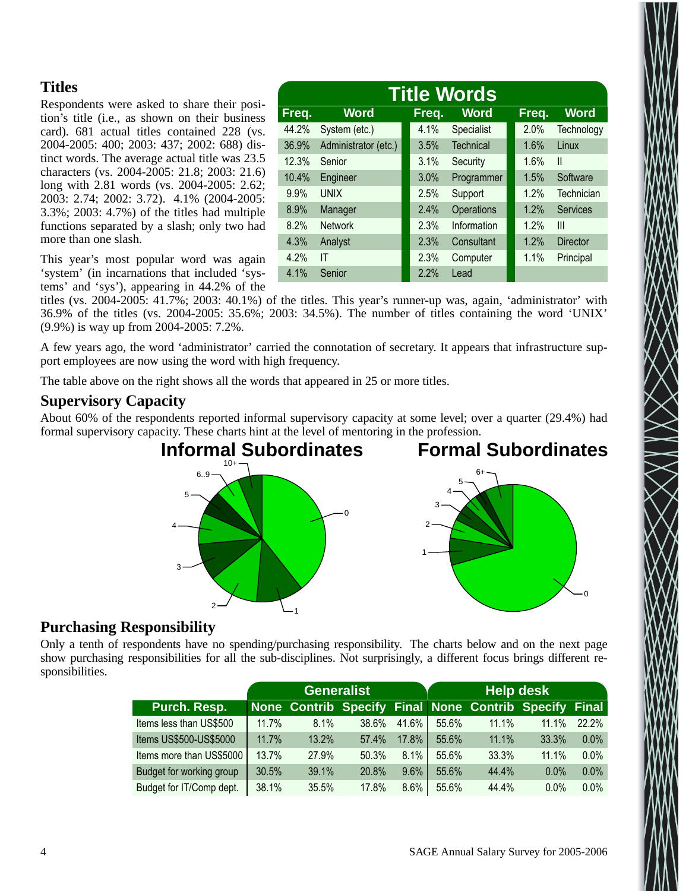## Titles

Respondents were asked to share their position's title (i.e., as shown on their business card). 681 actual titles contained 228 (vs. 2004-2005: 400; 2003: 437; 2002: 688) distinct words. The average actual title was 23.5 characters (vs. 2004-2005: 21.8; 2003: 21.6) long with 2.81 words (vs. 2004-2005: 2.62; 2003: 2.74; 2002: 3.72). 4.1% (2004-2005: 3.3%; 2003: 4.7%) of the titles had multiple functions separated by a slash; only two had more than one slash.

| Title Words | | | | | |
|---|---|---|---|---|---|
| Freq. | Word | Freq. | Word | Freq. | Word |
| 44.2% | System (etc.) | 4.1% | Specialist | 2.0% | Technology |
| 36.9% | Administrator (etc.) | 3.5% | Technical | 1.6% | Linux |
| 12.3% | Senior | 3.1% | Security | 1.6% | II |
| 10.4% | Engineer | 3.0% | Programmer | 1.5% | Software |
| 9.9% | UNIX | 2.5% | Support | 1.2% | Technician |
| 8.9% | Manager | 2.4% | Operations | 1.2% | Services |
| 8.2% | Network | 2.3% | Information | 1.2% | III |
| 4.3% | Analyst | 2.3% | Consultant | 1.2% | Director |
| 4.2% | IT | 2.3% | Computer | 1.1% | Principal |
| 4.1% | Senior | 2.2% | Lead | | |

This year's most popular word was again 'system' (in incarnations that included 'systems' and 'sys'), appearing in 44.2% of the titles (vs. 2004-2005: 41.7%; 2003: 40.1%) of the titles. This year's runner-up was, again, 'administrator' with 36.9% of the titles (vs. 2004-2005: 35.6%; 2003: 34.5%). The number of titles containing the word 'UNIX' (9.9%) is way up from 2004-2005: 7.2%.

A few years ago, the word 'administrator' carried the connotation of secretary. It appears that infrastructure support employees are now using the word with high frequency.

The table above on the right shows all the words that appeared in 25 or more titles.

## Supervisory Capacity

About 60% of the respondents reported informal supervisory capacity at some level; over a quarter (29.4%) had formal supervisory capacity. These charts hint at the level of mentoring in the profession.

**Informal Subordinates**

**Formal Subordinates**

## Purchasing Responsibility

Only a tenth of respondents have no spending/purchasing responsibility. The charts below and on the next page show purchasing responsibilities for all the sub-disciplines. Not surprisingly, a different focus brings different responsibilities.

| | Generalist | | | | Help desk | | | |
|---|---|---|---|---|---|---|---|---|
| Purch. Resp. | None | Contrib | Specify | Final | None | Contrib | Specify | Final |
| Items less than US$500 | 11.7% | 8.1% | 38.6% | 41.6% | 55.6% | 11.1% | 11.1% | 22.2% |
| Items US$500-US$5000 | 11.7% | 13.2% | 57.4% | 17.8% | 55.6% | 11.1% | 33.3% | 0.0% |
| Items more than US$5000 | 13.7% | 27.9% | 50.3% | 8.1% | 55.6% | 33.3% | 11.1% | 0.0% |
| Budget for working group | 30.5% | 39.1% | 20.8% | 9.6% | 55.6% | 44.4% | 0.0% | 0.0% |
| Budget for IT/Comp dept. | 38.1% | 35.5% | 17.8% | 8.6% | 55.6% | 44.4% | 0.0% | 0.0% |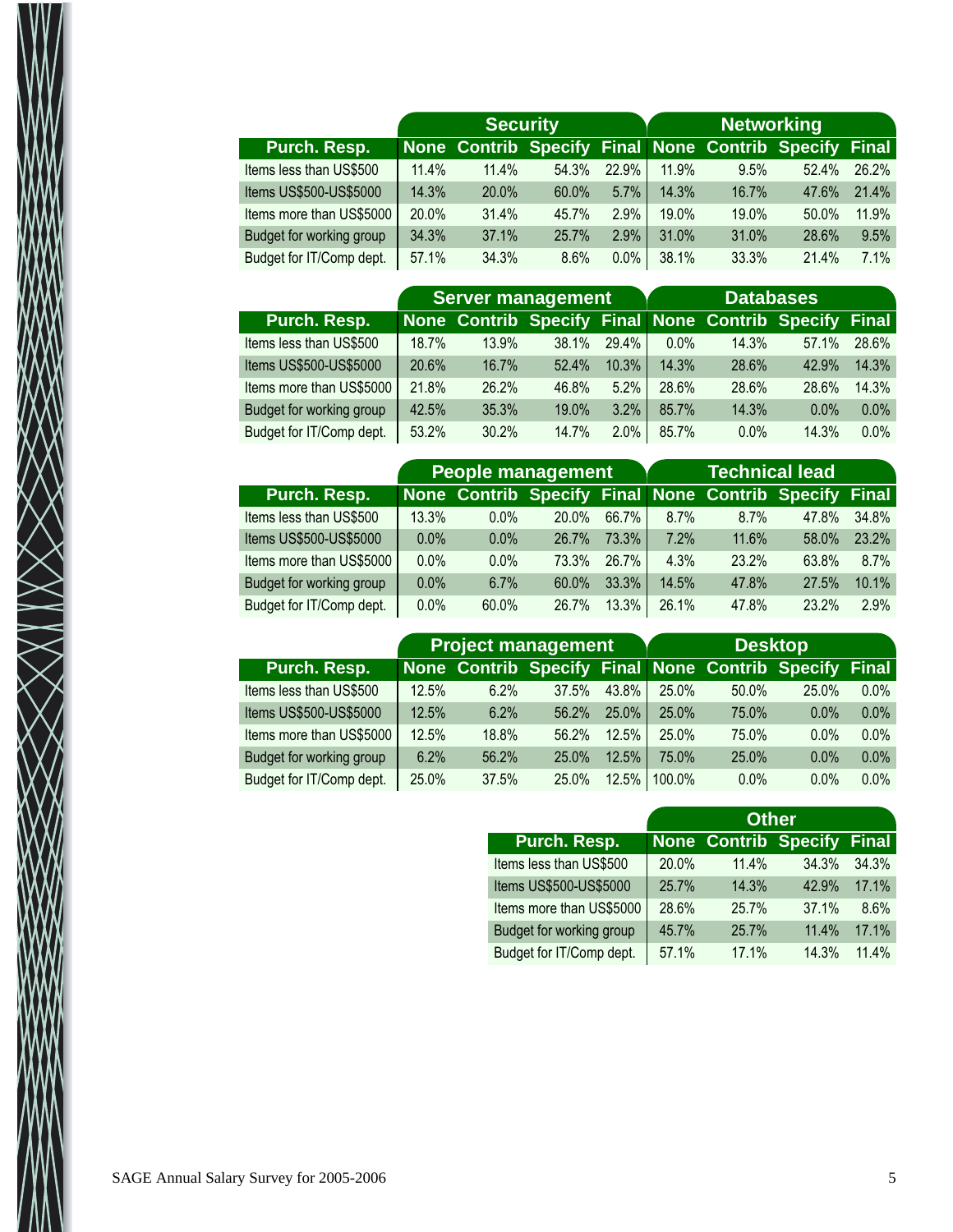| Purch. Resp. | Security | | | | Networking | | | |
|---|---|---|---|---|---|---|---|---|
| | None | Contrib | Specify | Final | None | Contrib | Specify | Final |
| Items less than US$500 | 11.4% | 11.4% | 54.3% | 22.9% | 11.9% | 9.5% | 52.4% | 26.2% |
| Items US$500-US$5000 | 14.3% | 20.0% | 60.0% | 5.7% | 14.3% | 16.7% | 47.6% | 21.4% |
| Items more than US$5000 | 20.0% | 31.4% | 45.7% | 2.9% | 19.0% | 19.0% | 50.0% | 11.9% |
| Budget for working group | 34.3% | 37.1% | 25.7% | 2.9% | 31.0% | 31.0% | 28.6% | 9.5% |
| Budget for IT/Comp dept. | 57.1% | 34.3% | 8.6% | 0.0% | 38.1% | 33.3% | 21.4% | 7.1% |

| Purch. Resp. | Server management | | | | Databases | | | |
|---|---|---|---|---|---|---|---|---|
| | None | Contrib | Specify | Final | None | Contrib | Specify | Final |
| Items less than US$500 | 18.7% | 13.9% | 38.1% | 29.4% | 0.0% | 14.3% | 57.1% | 28.6% |
| Items US$500-US$5000 | 20.6% | 16.7% | 52.4% | 10.3% | 14.3% | 28.6% | 42.9% | 14.3% |
| Items more than US$5000 | 21.8% | 26.2% | 46.8% | 5.2% | 28.6% | 28.6% | 28.6% | 14.3% |
| Budget for working group | 42.5% | 35.3% | 19.0% | 3.2% | 85.7% | 14.3% | 0.0% | 0.0% |
| Budget for IT/Comp dept. | 53.2% | 30.2% | 14.7% | 2.0% | 85.7% | 0.0% | 14.3% | 0.0% |

| Purch. Resp. | People management | | | | Technical lead | | | |
|---|---|---|---|---|---|---|---|---|
| | None | Contrib | Specify | Final | None | Contrib | Specify | Final |
| Items less than US$500 | 13.3% | 0.0% | 20.0% | 66.7% | 8.7% | 8.7% | 47.8% | 34.8% |
| Items US$500-US$5000 | 0.0% | 0.0% | 26.7% | 73.3% | 7.2% | 11.6% | 58.0% | 23.2% |
| Items more than US$5000 | 0.0% | 0.0% | 73.3% | 26.7% | 4.3% | 23.2% | 63.8% | 8.7% |
| Budget for working group | 0.0% | 6.7% | 60.0% | 33.3% | 14.5% | 47.8% | 27.5% | 10.1% |
| Budget for IT/Comp dept. | 0.0% | 60.0% | 26.7% | 13.3% | 26.1% | 47.8% | 23.2% | 2.9% |

| Purch. Resp. | Project management | | | | Desktop | | | |
|---|---|---|---|---|---|---|---|---|
| | None | Contrib | Specify | Final | None | Contrib | Specify | Final |
| Items less than US$500 | 12.5% | 6.2% | 37.5% | 43.8% | 25.0% | 50.0% | 25.0% | 0.0% |
| Items US$500-US$5000 | 12.5% | 6.2% | 56.2% | 25.0% | 25.0% | 75.0% | 0.0% | 0.0% |
| Items more than US$5000 | 12.5% | 18.8% | 56.2% | 12.5% | 25.0% | 75.0% | 0.0% | 0.0% |
| Budget for working group | 6.2% | 56.2% | 25.0% | 12.5% | 75.0% | 25.0% | 0.0% | 0.0% |
| Budget for IT/Comp dept. | 25.0% | 37.5% | 25.0% | 12.5% | 100.0% | 0.0% | 0.0% | 0.0% |

| Purch. Resp. | Other | | | |
|---|---|---|---|---|
| | None | Contrib | Specify | Final |
| Items less than US$500 | 20.0% | 11.4% | 34.3% | 34.3% |
| Items US$500-US$5000 | 25.7% | 14.3% | 42.9% | 17.1% |
| Items more than US$5000 | 28.6% | 25.7% | 37.1% | 8.6% |
| Budget for working group | 45.7% | 25.7% | 11.4% | 17.1% |
| Budget for IT/Comp dept. | 57.1% | 17.1% | 14.3% | 11.4% |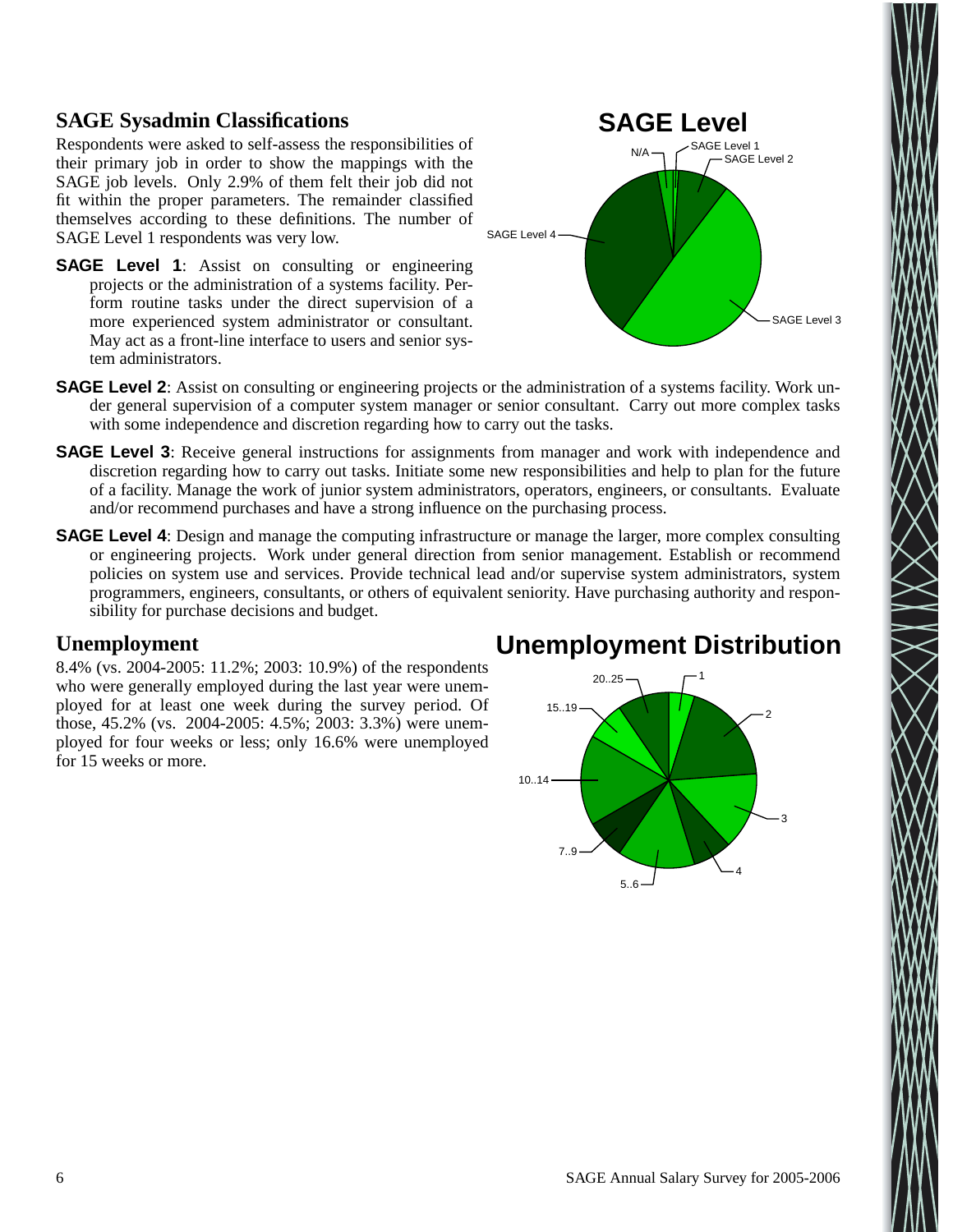## SAGE Sysadmin Classifications

Respondents were asked to self-assess the responsibilities of their primary job in order to show the mappings with the SAGE job levels. Only 2.9% of them felt their job did not fit within the proper parameters. The remainder classified themselves according to these definitions. The number of SAGE Level 1 respondents was very low.

**SAGE Level 1**: Assist on consulting or engineering projects or the administration of a systems facility. Perform routine tasks under the direct supervision of a more experienced system administrator or consultant. May act as a front-line interface to users and senior system administrators.

**SAGE Level 2**: Assist on consulting or engineering projects or the administration of a systems facility. Work under general supervision of a computer system manager or senior consultant. Carry out more complex tasks with some independence and discretion regarding how to carry out the tasks.

**SAGE Level 3**: Receive general instructions for assignments from manager and work with independence and discretion regarding how to carry out tasks. Initiate some new responsibilities and help to plan for the future of a facility. Manage the work of junior system administrators, operators, engineers, or consultants. Evaluate and/or recommend purchases and have a strong influence on the purchasing process.

**SAGE Level 4**: Design and manage the computing infrastructure or manage the larger, more complex consulting or engineering projects. Work under general direction from senior management. Establish or recommend policies on system use and services. Provide technical lead and/or supervise system administrators, system programmers, engineers, consultants, or others of equivalent seniority. Have purchasing authority and responsibility for purchase decisions and budget.

## Unemployment

8.4% (vs. 2004-2005: 11.2%; 2003: 10.9%) of the respondents who were generally employed during the last year were unemployed for at least one week during the survey period. Of those, 45.2% (vs. 2004-2005: 4.5%; 2003: 3.3%) were unemployed for four weeks or less; only 16.6% were unemployed for 15 weeks or more.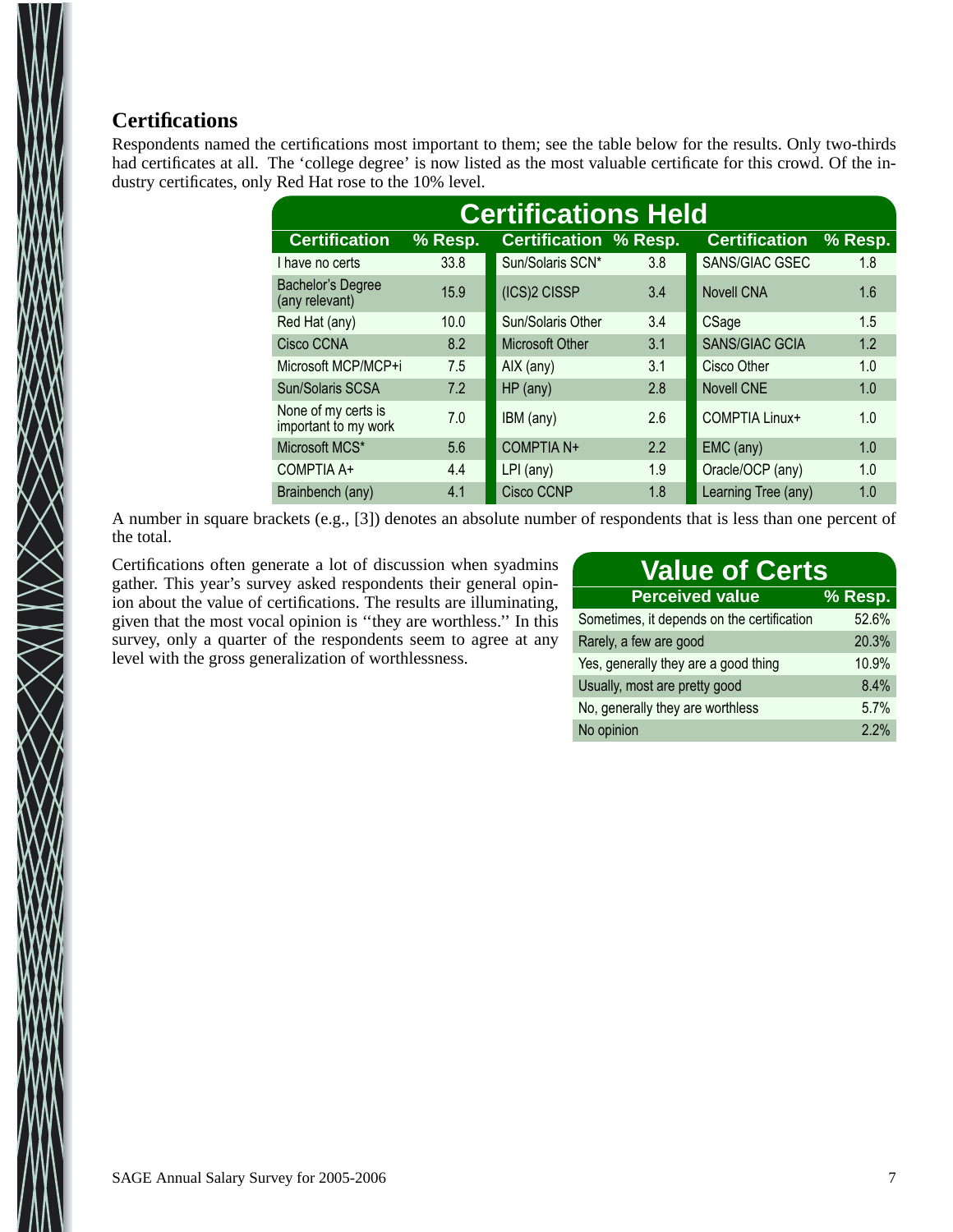## Certifications

Respondents named the certifications most important to them; see the table below for the results. Only two-thirds had certificates at all. The 'college degree' is now listed as the most valuable certificate for this crowd. Of the industry certificates, only Red Hat rose to the 10% level.

**Certifications Held**

| Certification | % Resp. | Certification | % Resp. | Certification | % Resp. |
|---|---|---|---|---|---|
| I have no certs | 33.8 | Sun/Solaris SCN* | 3.8 | SANS/GIAC GSEC | 1.8 |
| Bachelor's Degree (any relevant) | 15.9 | (ICS)2 CISSP | 3.4 | Novell CNA | 1.6 |
| Red Hat (any) | 10.0 | Sun/Solaris Other | 3.4 | CSage | 1.5 |
| Cisco CCNA | 8.2 | Microsoft Other | 3.1 | SANS/GIAC GCIA | 1.2 |
| Microsoft MCP/MCP+i | 7.5 | AIX (any) | 3.1 | Cisco Other | 1.0 |
| Sun/Solaris SCSA | 7.2 | HP (any) | 2.8 | Novell CNE | 1.0 |
| None of my certs is important to my work | 7.0 | IBM (any) | 2.6 | COMPTIA Linux+ | 1.0 |
| Microsoft MCS* | 5.6 | COMPTIA N+ | 2.2 | EMC (any) | 1.0 |
| COMPTIA A+ | 4.4 | LPI (any) | 1.9 | Oracle/OCP (any) | 1.0 |
| Brainbench (any) | 4.1 | Cisco CCNP | 1.8 | Learning Tree (any) | 1.0 |

A number in square brackets (e.g., [3]) denotes an absolute number of respondents that is less than one percent of the total.

Certifications often generate a lot of discussion when syadmins gather. This year's survey asked respondents their general opinion about the value of certifications. The results are illuminating, given that the most vocal opinion is ''they are worthless.'' In this survey, only a quarter of the respondents seem to agree at any level with the gross generalization of worthlessness.

**Value of Certs**

| Perceived value | % Resp. |
|---|---|
| Sometimes, it depends on the certification | 52.6% |
| Rarely, a few are good | 20.3% |
| Yes, generally they are a good thing | 10.9% |
| Usually, most are pretty good | 8.4% |
| No, generally they are worthless | 5.7% |
| No opinion | 2.2% |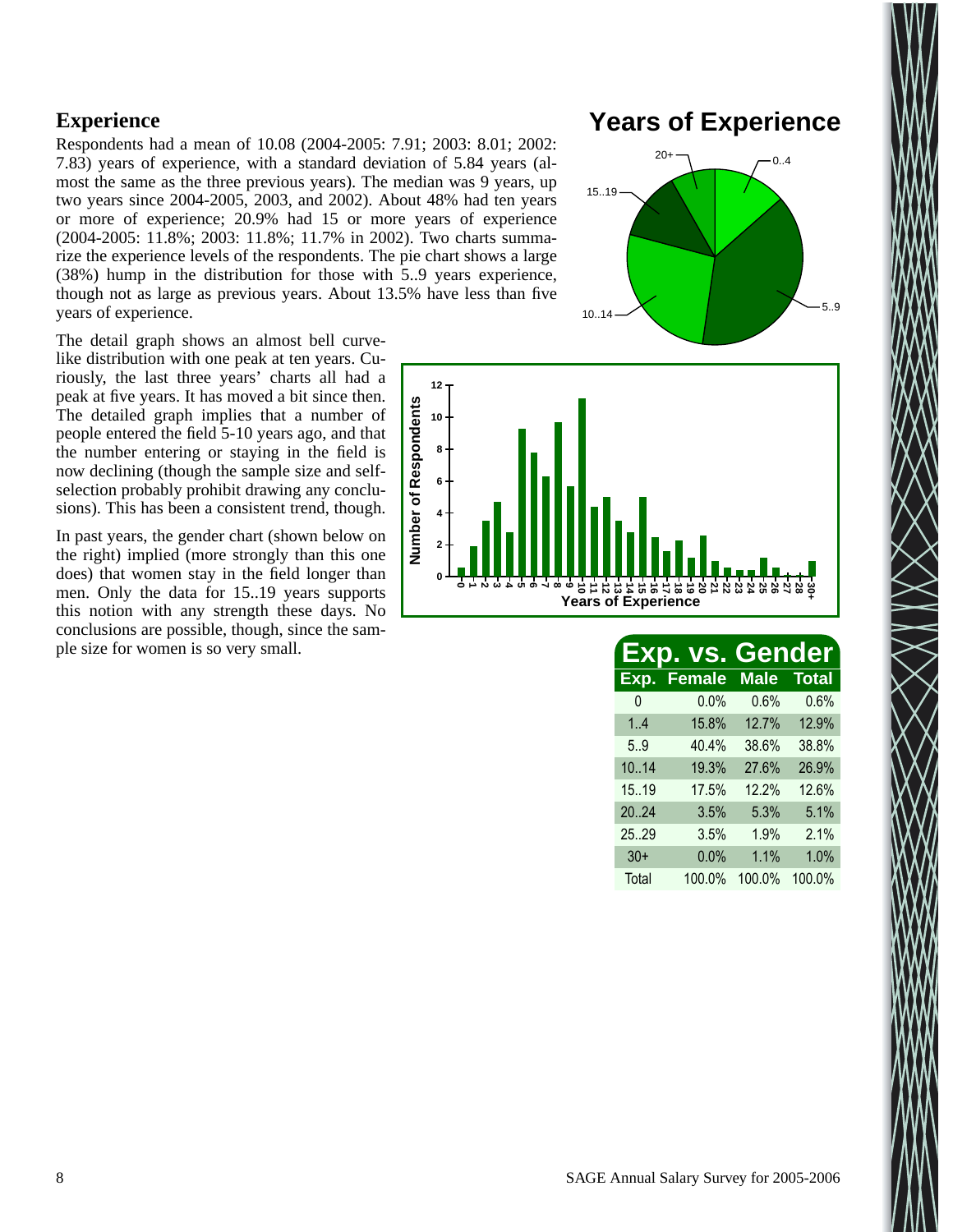## Experience

Respondents had a mean of 10.08 (2004-2005: 7.91; 2003: 8.01; 2002: 7.83) years of experience, with a standard deviation of 5.84 years (almost the same as the three previous years). The median was 9 years, up two years since 2004-2005, 2003, and 2002). About 48% had ten years or more of experience; 20.9% had 15 or more years of experience (2004-2005: 11.8%; 2003: 11.8%; 11.7% in 2002). Two charts summarize the experience levels of the respondents. The pie chart shows a large (38%) hump in the distribution for those with 5..9 years experience, though not as large as previous years. About 13.5% have less than five years of experience.

The detail graph shows an almost bell curve-like distribution with one peak at ten years. Curiously, the last three years' charts all had a peak at five years. It has moved a bit since then. The detailed graph implies that a number of people entered the field 5-10 years ago, and that the number entering or staying in the field is now declining (though the sample size and self-selection probably prohibit drawing any conclusions). This has been a consistent trend, though.

In past years, the gender chart (shown below on the right) implied (more strongly than this one does) that women stay in the field longer than men. Only the data for 15..19 years supports this notion with any strength these days. No conclusions are possible, though, since the sample size for women is so very small.

## Years of Experience

## Exp. vs. Gender

| Exp. | Female | Male | Total |
|---|---|---|---|
| 0 | 0.0% | 0.6% | 0.6% |
| 1..4 | 15.8% | 12.7% | 12.9% |
| 5..9 | 40.4% | 38.6% | 38.8% |
| 10..14 | 19.3% | 27.6% | 26.9% |
| 15..19 | 17.5% | 12.2% | 12.6% |
| 20..24 | 3.5% | 5.3% | 5.1% |
| 25..29 | 3.5% | 1.9% | 2.1% |
| 30+ | 0.0% | 1.1% | 1.0% |
| Total | 100.0% | 100.0% | 100.0% |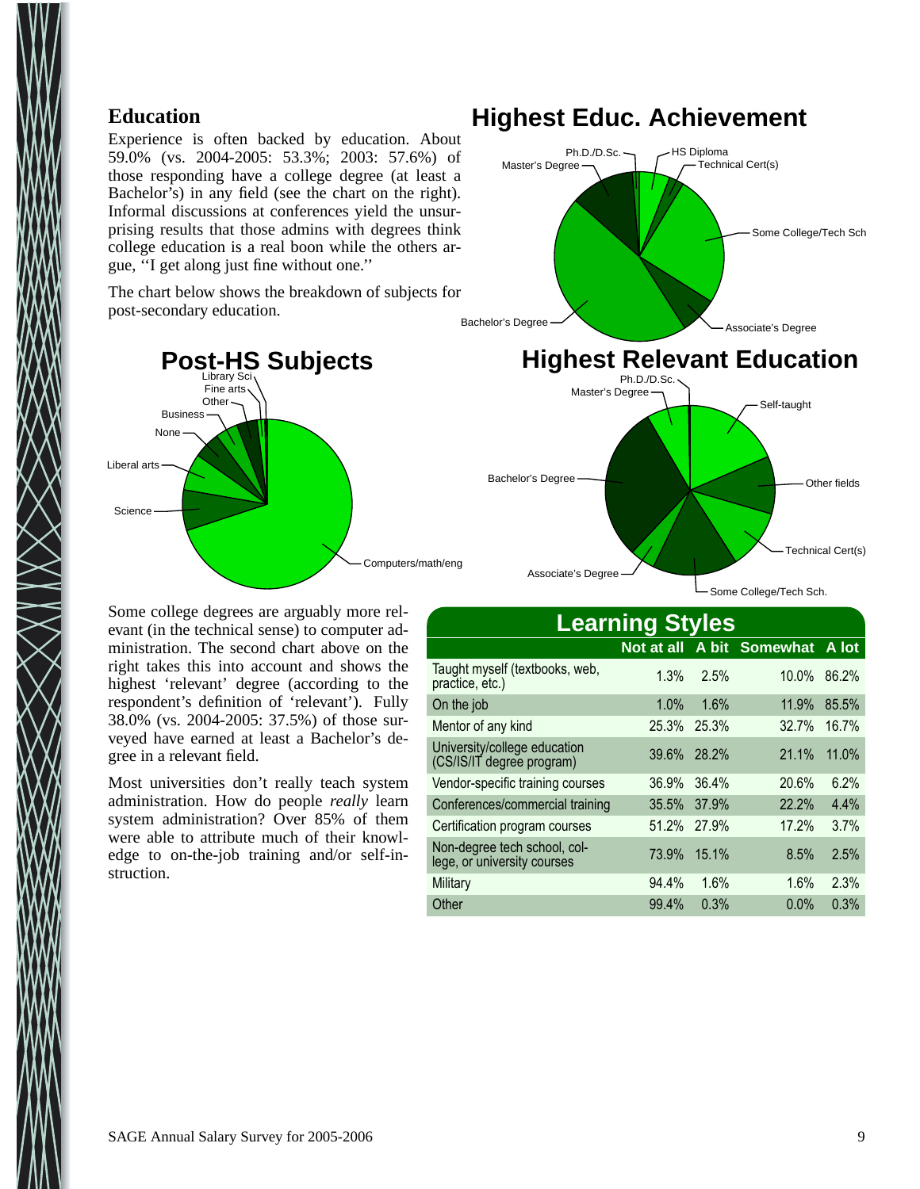## Education

Experience is often backed by education. About 59.0% (vs. 2004-2005: 53.3%; 2003: 57.6%) of those responding have a college degree (at least a Bachelor's) in any field (see the chart on the right). Informal discussions at conferences yield the unsurprising results that those admins with degrees think college education is a real boon while the others argue, "I get along just fine without one."

The chart below shows the breakdown of subjects for post-secondary education.

**Highest Educ. Achievement**

Ph.D./D.Sc., HS Diploma, Master's Degree, Technical Cert(s), Some College/Tech Sch, Bachelor's Degree, Associate's Degree

**Post-HS Subjects**

Library Sci, Fine arts, Other, Business, None, Liberal arts, Science, Computers/math/eng

**Highest Relevant Education**

Ph.D./D.Sc., Master's Degree, Self-taught, Bachelor's Degree, Other fields, Technical Cert(s), Associate's Degree, Some College/Tech Sch.

Some college degrees are arguably more relevant (in the technical sense) to computer administration. The second chart above on the right takes this into account and shows the highest 'relevant' degree (according to the respondent's definition of 'relevant'). Fully 38.0% (vs. 2004-2005: 37.5%) of those surveyed have earned at least a Bachelor's degree in a relevant field.

Most universities don't really teach system administration. How do people *really* learn system administration? Over 85% of them were able to attribute much of their knowledge to on-the-job training and/or self-instruction.

**Learning Styles**

| | Not at all | A bit | Somewhat | A lot |
|---|---|---|---|---|
| Taught myself (textbooks, web, practice, etc.) | 1.3% | 2.5% | 10.0% | 86.2% |
| On the job | 1.0% | 1.6% | 11.9% | 85.5% |
| Mentor of any kind | 25.3% | 25.3% | 32.7% | 16.7% |
| University/college education (CS/IS/IT degree program) | 39.6% | 28.2% | 21.1% | 11.0% |
| Vendor-specific training courses | 36.9% | 36.4% | 20.6% | 6.2% |
| Conferences/commercial training | 35.5% | 37.9% | 22.2% | 4.4% |
| Certification program courses | 51.2% | 27.9% | 17.2% | 3.7% |
| Non-degree tech school, college, or university courses | 73.9% | 15.1% | 8.5% | 2.5% |
| Military | 94.4% | 1.6% | 1.6% | 2.3% |
| Other | 99.4% | 0.3% | 0.0% | 0.3% |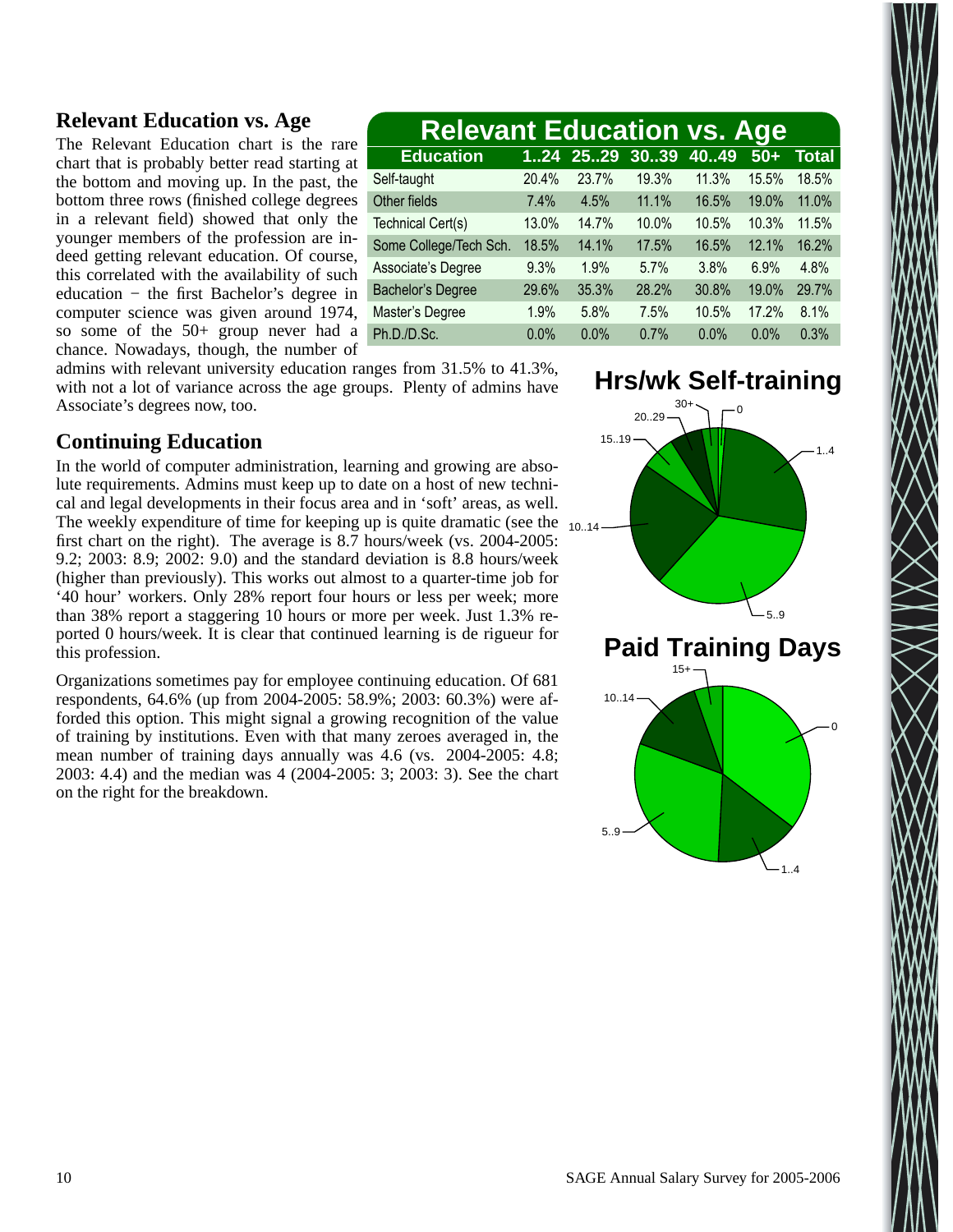## Relevant Education vs. Age

The Relevant Education chart is the rare chart that is probably better read starting at the bottom and moving up. In the past, the bottom three rows (finished college degrees in a relevant field) showed that only the younger members of the profession are indeed getting relevant education. Of course, this correlated with the availability of such education − the first Bachelor's degree in computer science was given around 1974, so some of the 50+ group never had a chance. Nowadays, though, the number of admins with relevant university education ranges from 31.5% to 41.3%, with not a lot of variance across the age groups. Plenty of admins have Associate's degrees now, too.

**Relevant Education vs. Age**

| Education | 1..24 | 25..29 | 30..39 | 40..49 | 50+ | Total |
|---|---|---|---|---|---|---|
| Self-taught | 20.4% | 23.7% | 19.3% | 11.3% | 15.5% | 18.5% |
| Other fields | 7.4% | 4.5% | 11.1% | 16.5% | 19.0% | 11.0% |
| Technical Cert(s) | 13.0% | 14.7% | 10.0% | 10.5% | 10.3% | 11.5% |
| Some College/Tech Sch. | 18.5% | 14.1% | 17.5% | 16.5% | 12.1% | 16.2% |
| Associate's Degree | 9.3% | 1.9% | 5.7% | 3.8% | 6.9% | 4.8% |
| Bachelor's Degree | 29.6% | 35.3% | 28.2% | 30.8% | 19.0% | 29.7% |
| Master's Degree | 1.9% | 5.8% | 7.5% | 10.5% | 17.2% | 8.1% |
| Ph.D./D.Sc. | 0.0% | 0.0% | 0.7% | 0.0% | 0.0% | 0.3% |

## Continuing Education

In the world of computer administration, learning and growing are absolute requirements. Admins must keep up to date on a host of new technical and legal developments in their focus area and in 'soft' areas, as well. The weekly expenditure of time for keeping up is quite dramatic (see the first chart on the right). The average is 8.7 hours/week (vs. 2004-2005: 9.2; 2003: 8.9; 2002: 9.0) and the standard deviation is 8.8 hours/week (higher than previously). This works out almost to a quarter-time job for '40 hour' workers. Only 28% report four hours or less per week; more than 38% report a staggering 10 hours or more per week. Just 1.3% reported 0 hours/week. It is clear that continued learning is de rigueur for this profession.

Organizations sometimes pay for employee continuing education. Of 681 respondents, 64.6% (up from 2004-2005: 58.9%; 2003: 60.3%) were afforded this option. This might signal a growing recognition of the value of training by institutions. Even with that many zeroes averaged in, the mean number of training days annually was 4.6 (vs. 2004-2005: 4.8; 2003: 4.4) and the median was 4 (2004-2005: 3; 2003: 3). See the chart on the right for the breakdown.

**Hrs/wk Self-training**

**Paid Training Days**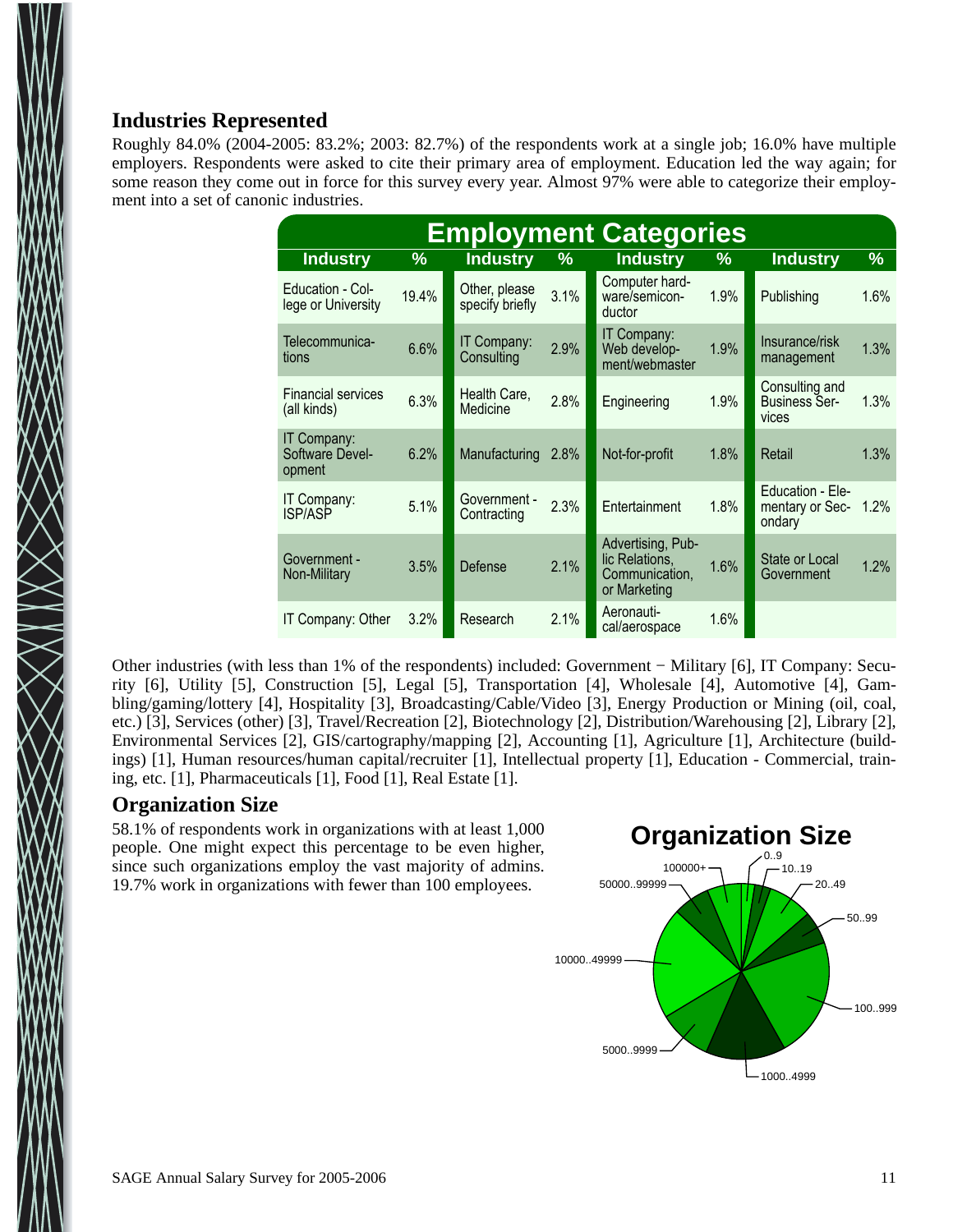## Industries Represented

Roughly 84.0% (2004-2005: 83.2%; 2003: 82.7%) of the respondents work at a single job; 16.0% have multiple employers. Respondents were asked to cite their primary area of employment. Education led the way again; for some reason they come out in force for this survey every year. Almost 97% were able to categorize their employment into a set of canonic industries.

**Employment Categories**

| Industry | % | Industry | % | Industry | % | Industry | % |
|---|---|---|---|---|---|---|---|
| Education - College or University | 19.4% | Other, please specify briefly | 3.1% | Computer hardware/semiconductor | 1.9% | Publishing | 1.6% |
| Telecommunications | 6.6% | IT Company: Consulting | 2.9% | IT Company: Web development/webmaster | 1.9% | Insurance/risk management | 1.3% |
| Financial services (all kinds) | 6.3% | Health Care, Medicine | 2.8% | Engineering | 1.9% | Consulting and Business Services | 1.3% |
| IT Company: Software Development | 6.2% | Manufacturing | 2.8% | Not-for-profit | 1.8% | Retail | 1.3% |
| IT Company: ISP/ASP | 5.1% | Government - Contracting | 2.3% | Entertainment | 1.8% | Education - Elementary or Secondary | 1.2% |
| Government - Non-Military | 3.5% | Defense | 2.1% | Advertising, Public Relations, Communication, or Marketing | 1.6% | State or Local Government | 1.2% |
| IT Company: Other | 3.2% | Research | 2.1% | Aeronautical/aerospace | 1.6% | | |

Other industries (with less than 1% of the respondents) included: Government − Military [6], IT Company: Security [6], Utility [5], Construction [5], Legal [5], Transportation [4], Wholesale [4], Automotive [4], Gambling/gaming/lottery [4], Hospitality [3], Broadcasting/Cable/Video [3], Energy Production or Mining (oil, coal, etc.) [3], Services (other) [3], Travel/Recreation [2], Biotechnology [2], Distribution/Warehousing [2], Library [2], Environmental Services [2], GIS/cartography/mapping [2], Accounting [1], Agriculture [1], Architecture (buildings) [1], Human resources/human capital/recruiter [1], Intellectual property [1], Education - Commercial, training, etc. [1], Pharmaceuticals [1], Food [1], Real Estate [1].

## Organization Size

58.1% of respondents work in organizations with at least 1,000 people. One might expect this percentage to be even higher, since such organizations employ the vast majority of admins. 19.7% work in organizations with fewer than 100 employees.

**Organization Size**

0..9, 10..19, 20..49, 50..99, 100..999, 1000..4999, 5000..9999, 10000..49999, 50000..99999, 100000+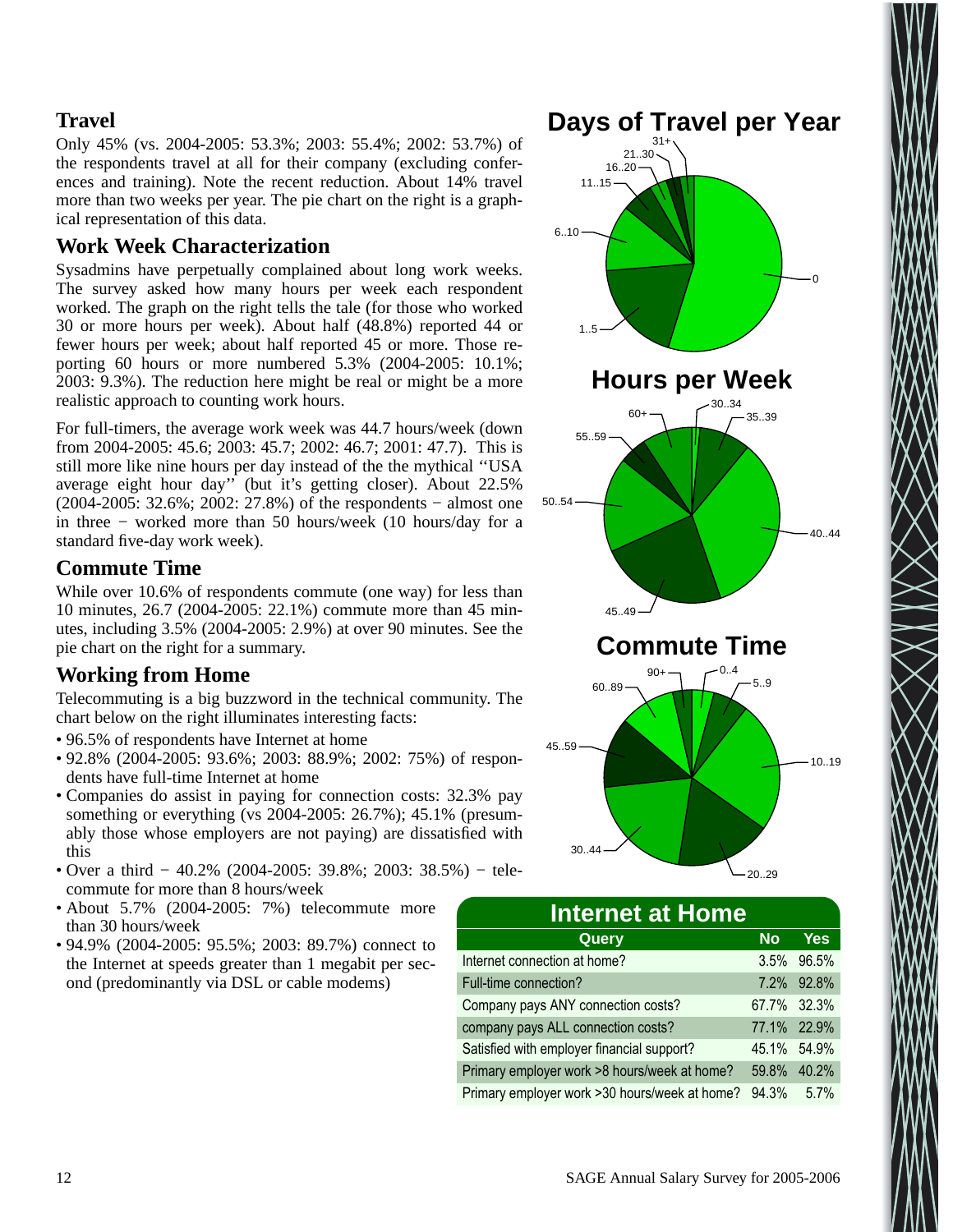## Travel

Only 45% (vs. 2004-2005: 53.3%; 2003: 55.4%; 2002: 53.7%) of the respondents travel at all for their company (excluding conferences and training). Note the recent reduction. About 14% travel more than two weeks per year. The pie chart on the right is a graphical representation of this data.

## Work Week Characterization

Sysadmins have perpetually complained about long work weeks. The survey asked how many hours per week each respondent worked. The graph on the right tells the tale (for those who worked 30 or more hours per week). About half (48.8%) reported 44 or fewer hours per week; about half reported 45 or more. Those reporting 60 hours or more numbered 5.3% (2004-2005: 10.1%; 2003: 9.3%). The reduction here might be real or might be a more realistic approach to counting work hours.

For full-timers, the average work week was 44.7 hours/week (down from 2004-2005: 45.6; 2003: 45.7; 2002: 46.7; 2001: 47.7). This is still more like nine hours per day instead of the mythical ''USA average eight hour day'' (but it's getting closer). About 22.5% (2004-2005: 32.6%; 2002: 27.8%) of the respondents − almost one in three − worked more than 50 hours/week (10 hours/day for a standard five-day work week).

## Commute Time

While over 10.6% of respondents commute (one way) for less than 10 minutes, 26.7 (2004-2005: 22.1%) commute more than 45 minutes, including 3.5% (2004-2005: 2.9%) at over 90 minutes. See the pie chart on the right for a summary.

## Working from Home

Telecommuting is a big buzzword in the technical community. The chart below on the right illuminates interesting facts:

- 96.5% of respondents have Internet at home
- 92.8% (2004-2005: 93.6%; 2003: 88.9%; 2002: 75%) of respondents have full-time Internet at home
- Companies do assist in paying for connection costs: 32.3% pay something or everything (vs 2004-2005: 26.7%); 45.1% (presumably those whose employers are not paying) are dissatisfied with this
- Over a third − 40.2% (2004-2005: 39.8%; 2003: 38.5%) − telecommute for more than 8 hours/week
- About 5.7% (2004-2005: 7%) telecommute more than 30 hours/week
- 94.9% (2004-2005: 95.5%; 2003: 89.7%) connect to the Internet at speeds greater than 1 megabit per second (predominantly via DSL or cable modems)

**Days of Travel per Year**

**Hours per Week**

**Commute Time**

**Internet at Home**

| Query | No | Yes |
|---|---|---|
| Internet connection at home? | 3.5% | 96.5% |
| Full-time connection? | 7.2% | 92.8% |
| Company pays ANY connection costs? | 67.7% | 32.3% |
| company pays ALL connection costs? | 77.1% | 22.9% |
| Satisfied with employer financial support? | 45.1% | 54.9% |
| Primary employer work >8 hours/week at home? | 59.8% | 40.2% |
| Primary employer work >30 hours/week at home? | 94.3% | 5.7% |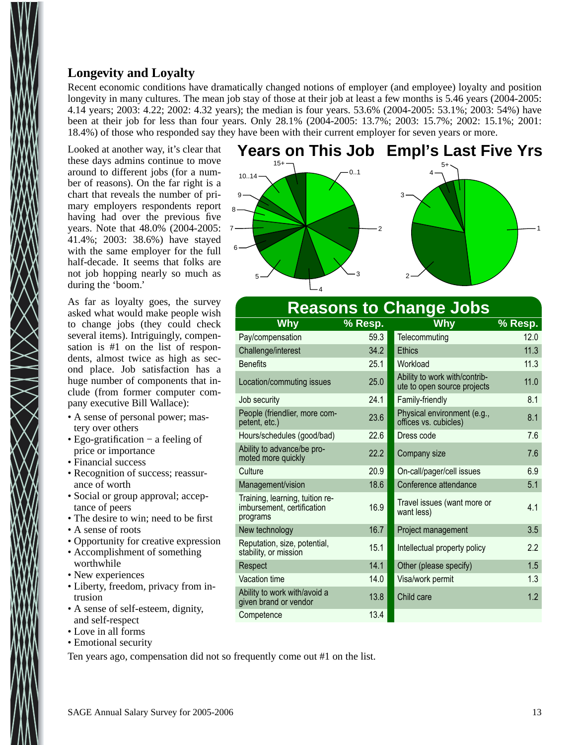## Longevity and Loyalty

Recent economic conditions have dramatically changed notions of employer (and employee) loyalty and position longevity in many cultures. The mean job stay of those at their job at least a few months is 5.46 years (2004-2005: 4.14 years; 2003: 4.22; 2002: 4.32 years); the median is four years. 53.6% (2004-2005: 53.1%; 2003: 54%) have been at their job for less than four years. Only 28.1% (2004-2005: 13.7%; 2003: 15.7%; 2002: 15.1%; 2001: 18.4%) of those who responded say they have been with their current employer for seven years or more.

Looked at another way, it's clear that these days admins continue to move around to different jobs (for a number of reasons). On the far right is a chart that reveals the number of primary employers respondents report having had over the previous five years. Note that 48.0% (2004-2005: 41.4%; 2003: 38.6%) have stayed with the same employer for the full half-decade. It seems that folks are not job hopping nearly so much as during the 'boom.'

As far as loyalty goes, the survey asked what would make people wish to change jobs (they could check several items). Intriguingly, compensation is #1 on the list of respondents, almost twice as high as second place. Job satisfaction has a huge number of components that include (from former computer company executive Bill Wallace):

- A sense of personal power; mastery over others
- Ego-gratification − a feeling of price or importance
- Financial success
- Recognition of success; reassurance of worth
- Social or group approval; acceptance of peers
- The desire to win; need to be first
- A sense of roots
- Opportunity for creative expression
- Accomplishment of something worthwhile
- New experiences
- Liberty, freedom, privacy from intrusion
- A sense of self-esteem, dignity, and self-respect
- Love in all forms
- Emotional security

Ten years ago, compensation did not so frequently come out #1 on the list.

**Years on This Job** (pie chart; segments: 0..1, 2, 3, 4, 5, 6, 7, 8, 9, 10..14, 15+)

**Empl's Last Five Yrs** (pie chart; segments: 1, 2, 3, 4, 5+)

**Reasons to Change Jobs**

| Why | % Resp. | Why | % Resp. |
|---|---|---|---|
| Pay/compensation | 59.3 | Telecommuting | 12.0 |
| Challenge/interest | 34.2 | Ethics | 11.3 |
| Benefits | 25.1 | Workload | 11.3 |
| Location/commuting issues | 25.0 | Ability to work with/contribute to open source projects | 11.0 |
| Job security | 24.1 | Family-friendly | 8.1 |
| People (friendlier, more competent, etc.) | 23.6 | Physical environment (e.g., offices vs. cubicles) | 8.1 |
| Hours/schedules (good/bad) | 22.6 | Dress code | 7.6 |
| Ability to advance/be promoted more quickly | 22.2 | Company size | 7.6 |
| Culture | 20.9 | On-call/pager/cell issues | 6.9 |
| Management/vision | 18.6 | Conference attendance | 5.1 |
| Training, learning, tuition reimbursement, certification programs | 16.9 | Travel issues (want more or want less) | 4.1 |
| New technology | 16.7 | Project management | 3.5 |
| Reputation, size, potential, stability, or mission | 15.1 | Intellectual property policy | 2.2 |
| Respect | 14.1 | Other (please specify) | 1.5 |
| Vacation time | 14.0 | Visa/work permit | 1.3 |
| Ability to work with/avoid a given brand or vendor | 13.8 | Child care | 1.2 |
| Competence | 13.4 | | |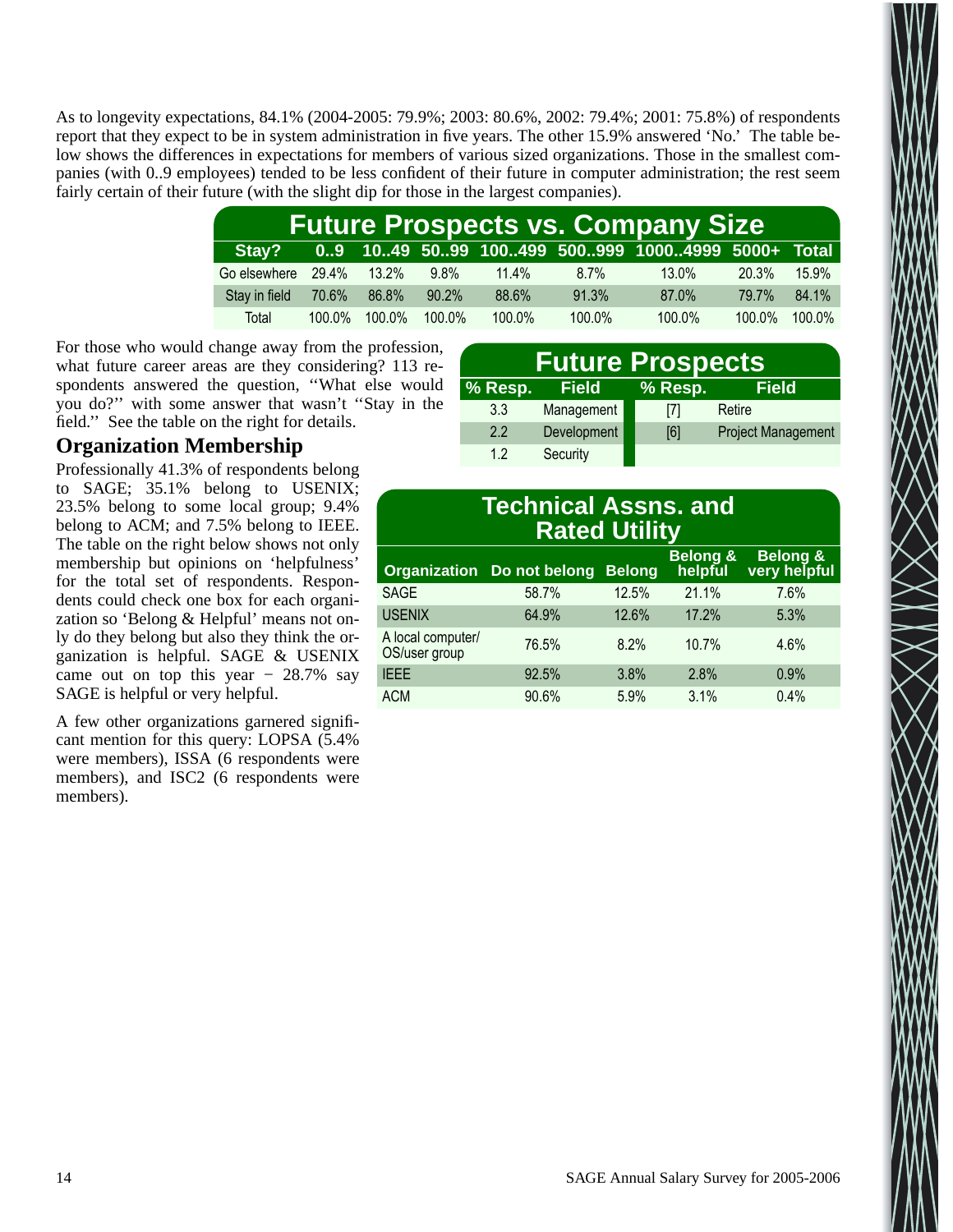As to longevity expectations, 84.1% (2004-2005: 79.9%; 2003: 80.6%, 2002: 79.4%; 2001: 75.8%) of respondents report that they expect to be in system administration in five years. The other 15.9% answered 'No.' The table below shows the differences in expectations for members of various sized organizations. Those in the smallest companies (with 0..9 employees) tended to be less confident of their future in computer administration; the rest seem fairly certain of their future (with the slight dip for those in the largest companies).

**Future Prospects vs. Company Size**

| Stay? | 0..9 | 10..49 | 50..99 | 100..499 | 500..999 | 1000..4999 | 5000+ | Total |
|---|---|---|---|---|---|---|---|---|
| Go elsewhere | 29.4% | 13.2% | 9.8% | 11.4% | 8.7% | 13.0% | 20.3% | 15.9% |
| Stay in field | 70.6% | 86.8% | 90.2% | 88.6% | 91.3% | 87.0% | 79.7% | 84.1% |
| Total | 100.0% | 100.0% | 100.0% | 100.0% | 100.0% | 100.0% | 100.0% | 100.0% |

For those who would change away from the profession, what future career areas are they considering? 113 respondents answered the question, ''What else would you do?'' with some answer that wasn't ''Stay in the field.'' See the table on the right for details.

**Future Prospects**

| % Resp. | Field | % Resp. | Field |
|---|---|---|---|
| 3.3 | Management | [7] | Retire |
| 2.2 | Development | [6] | Project Management |
| 1.2 | Security | | |

## Organization Membership

Professionally 41.3% of respondents belong to SAGE; 35.1% belong to USENIX; 23.5% belong to some local group; 9.4% belong to ACM; and 7.5% belong to IEEE. The table on the right below shows not only membership but opinions on 'helpfulness' for the total set of respondents. Respondents could check one box for each organization so 'Belong & Helpful' means not only do they belong but also they think the organization is helpful. SAGE & USENIX came out on top this year − 28.7% say SAGE is helpful or very helpful.

A few other organizations garnered significant mention for this query: LOPSA (5.4% were members), ISSA (6 respondents were members), and ISC2 (6 respondents were members).

**Technical Assns. and Rated Utility**

| Organization | Do not belong | Belong | Belong & helpful | Belong & very helpful |
|---|---|---|---|---|
| SAGE | 58.7% | 12.5% | 21.1% | 7.6% |
| USENIX | 64.9% | 12.6% | 17.2% | 5.3% |
| A local computer/ OS/user group | 76.5% | 8.2% | 10.7% | 4.6% |
| IEEE | 92.5% | 3.8% | 2.8% | 0.9% |
| ACM | 90.6% | 5.9% | 3.1% | 0.4% |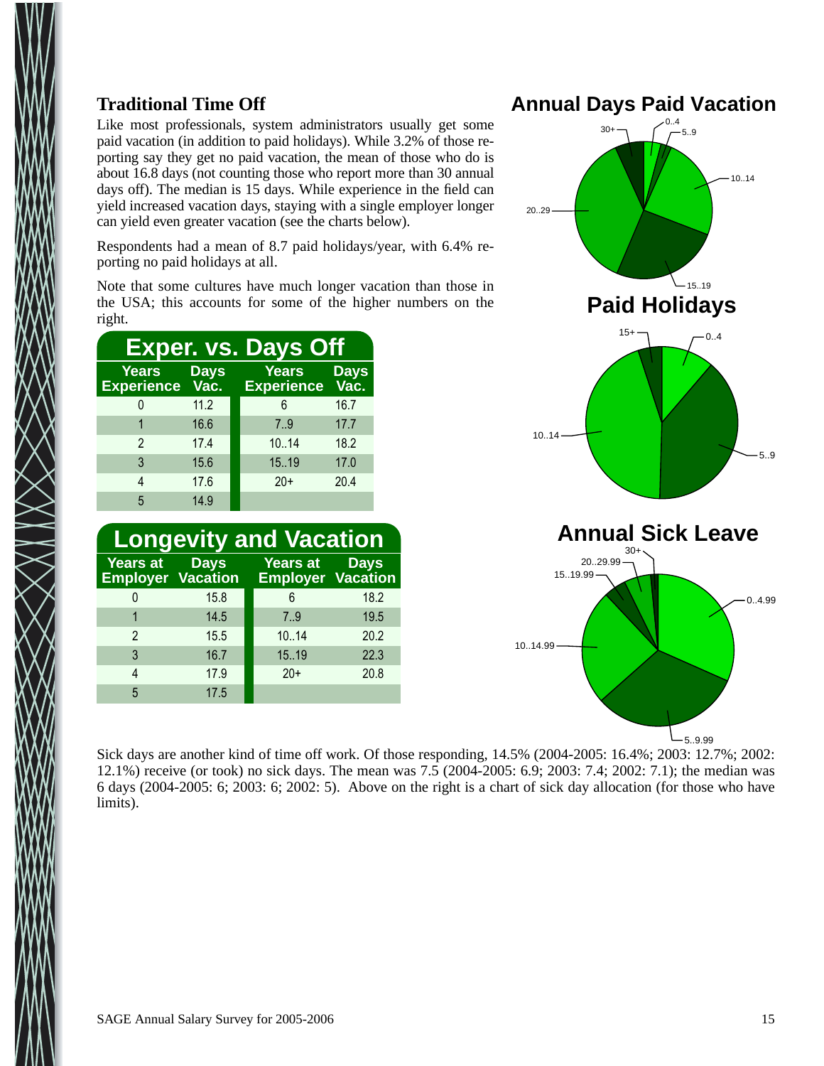## Traditional Time Off

Like most professionals, system administrators usually get some paid vacation (in addition to paid holidays). While 3.2% of those reporting say they get no paid vacation, the mean of those who do is about 16.8 days (not counting those who report more than 30 annual days off). The median is 15 days. While experience in the field can yield increased vacation days, staying with a single employer longer can yield even greater vacation (see the charts below).

Respondents had a mean of 8.7 paid holidays/year, with 6.4% reporting no paid holidays at all.

Note that some cultures have much longer vacation than those in the USA; this accounts for some of the higher numbers on the right.

**Exper. vs. Days Off**

| Years Experience | Days Vac. | Years Experience | Days Vac. |
|---|---|---|---|
| 0 | 11.2 | 6 | 16.7 |
| 1 | 16.6 | 7..9 | 17.7 |
| 2 | 17.4 | 10..14 | 18.2 |
| 3 | 15.6 | 15..19 | 17.0 |
| 4 | 17.6 | 20+ | 20.4 |
| 5 | 14.9 | | |

**Longevity and Vacation**

| Years at Employer | Days Vacation | Years at Employer | Days Vacation |
|---|---|---|---|
| 0 | 15.8 | 6 | 18.2 |
| 1 | 14.5 | 7..9 | 19.5 |
| 2 | 15.5 | 10..14 | 20.2 |
| 3 | 16.7 | 15..19 | 22.3 |
| 4 | 17.9 | 20+ | 20.8 |
| 5 | 17.5 | | |

**Annual Days Paid Vacation**

**Paid Holidays**

**Annual Sick Leave**

Sick days are another kind of time off work. Of those responding, 14.5% (2004-2005: 16.4%; 2003: 12.7%; 2002: 12.1%) receive (or took) no sick days. The mean was 7.5 (2004-2005: 6.9; 2003: 7.4; 2002: 7.1); the median was 6 days (2004-2005: 6; 2003: 6; 2002: 5). Above on the right is a chart of sick day allocation (for those who have limits).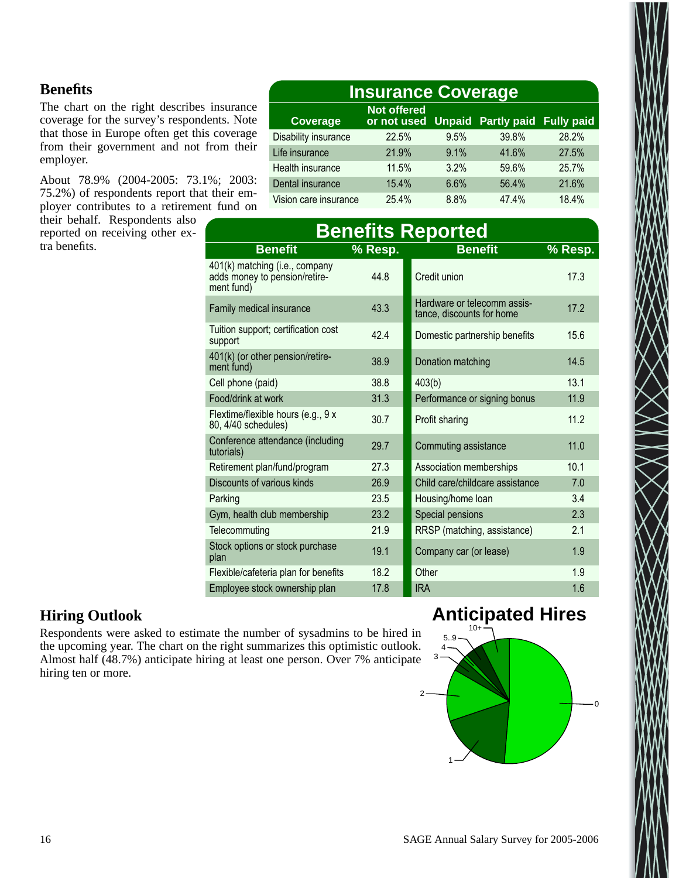## Benefits

The chart on the right describes insurance coverage for the survey's respondents. Note that those in Europe often get this coverage from their government and not from their employer.

About 78.9% (2004-2005: 73.1%; 2003: 75.2%) of respondents report that their employer contributes to a retirement fund on their behalf. Respondents also reported on receiving other extra benefits.

**Insurance Coverage**

| Coverage | Not offered or not used | Unpaid | Partly paid | Fully paid |
|---|---|---|---|---|
| Disability insurance | 22.5% | 9.5% | 39.8% | 28.2% |
| Life insurance | 21.9% | 9.1% | 41.6% | 27.5% |
| Health insurance | 11.5% | 3.2% | 59.6% | 25.7% |
| Dental insurance | 15.4% | 6.6% | 56.4% | 21.6% |
| Vision care insurance | 25.4% | 8.8% | 47.4% | 18.4% |

**Benefits Reported**

| Benefit | % Resp. | Benefit | % Resp. |
|---|---|---|---|
| 401(k) matching (i.e., company adds money to pension/retirement fund) | 44.8 | Credit union | 17.3 |
| Family medical insurance | 43.3 | Hardware or telecomm assistance, discounts for home | 17.2 |
| Tuition support; certification cost support | 42.4 | Domestic partnership benefits | 15.6 |
| 401(k) (or other pension/retirement fund) | 38.9 | Donation matching | 14.5 |
| Cell phone (paid) | 38.8 | 403(b) | 13.1 |
| Food/drink at work | 31.3 | Performance or signing bonus | 11.9 |
| Flextime/flexible hours (e.g., 9 x 80, 4/40 schedules) | 30.7 | Profit sharing | 11.2 |
| Conference attendance (including tutorials) | 29.7 | Commuting assistance | 11.0 |
| Retirement plan/fund/program | 27.3 | Association memberships | 10.1 |
| Discounts of various kinds | 26.9 | Child care/childcare assistance | 7.0 |
| Parking | 23.5 | Housing/home loan | 3.4 |
| Gym, health club membership | 23.2 | Special pensions | 2.3 |
| Telecommuting | 21.9 | RRSP (matching, assistance) | 2.1 |
| Stock options or stock purchase plan | 19.1 | Company car (or lease) | 1.9 |
| Flexible/cafeteria plan for benefits | 18.2 | Other | 1.9 |
| Employee stock ownership plan | 17.8 | IRA | 1.6 |

## Hiring Outlook

Respondents were asked to estimate the number of sysadmins to be hired in the upcoming year. The chart on the right summarizes this optimistic outlook. Almost half (48.7%) anticipate hiring at least one person. Over 7% anticipate hiring ten or more.

**Anticipated Hires**

0, 1, 2, 3, 4, 5..9, 10+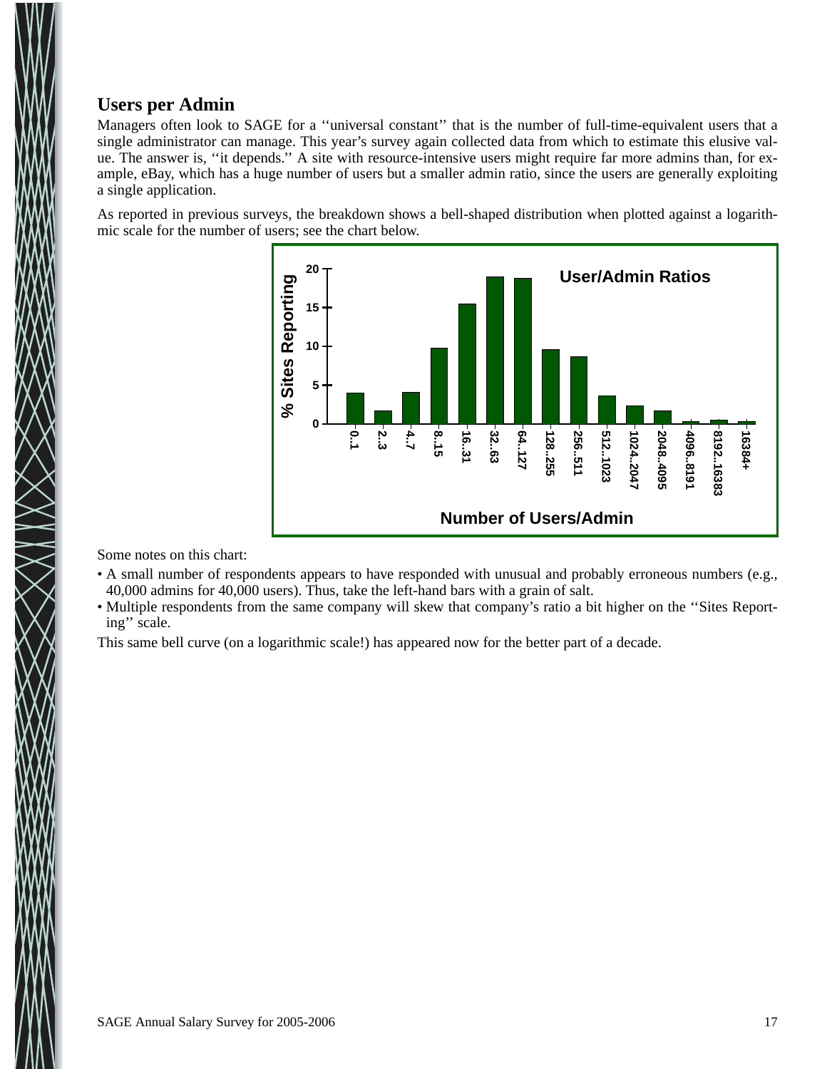## Users per Admin

Managers often look to SAGE for a ''universal constant'' that is the number of full-time-equivalent users that a single administrator can manage. This year's survey again collected data from which to estimate this elusive value. The answer is, ''it depends.'' A site with resource-intensive users might require far more admins than, for example, eBay, which has a huge number of users but a smaller admin ratio, since the users are generally exploiting a single application.

As reported in previous surveys, the breakdown shows a bell-shaped distribution when plotted against a logarithmic scale for the number of users; see the chart below.

Some notes on this chart:

- A small number of respondents appears to have responded with unusual and probably erroneous numbers (e.g., 40,000 admins for 40,000 users). Thus, take the left-hand bars with a grain of salt.
- Multiple respondents from the same company will skew that company's ratio a bit higher on the ''Sites Reporting'' scale.

This same bell curve (on a logarithmic scale!) has appeared now for the better part of a decade.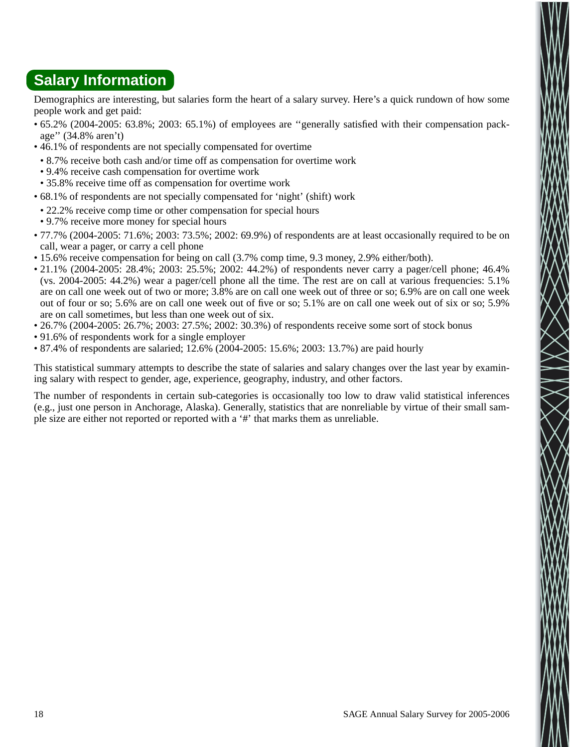## Salary Information

Demographics are interesting, but salaries form the heart of a salary survey. Here's a quick rundown of how some people work and get paid:

- 65.2% (2004-2005: 63.8%; 2003: 65.1%) of employees are ''generally satisfied with their compensation package'' (34.8% aren't)
- 46.1% of respondents are not specially compensated for overtime
  - 8.7% receive both cash and/or time off as compensation for overtime work
  - 9.4% receive cash compensation for overtime work
  - 35.8% receive time off as compensation for overtime work
- 68.1% of respondents are not specially compensated for 'night' (shift) work
  - 22.2% receive comp time or other compensation for special hours
  - 9.7% receive more money for special hours
- 77.7% (2004-2005: 71.6%; 2003: 73.5%; 2002: 69.9%) of respondents are at least occasionally required to be on call, wear a pager, or carry a cell phone
- 15.6% receive compensation for being on call (3.7% comp time, 9.3 money, 2.9% either/both).
- 21.1% (2004-2005: 28.4%; 2003: 25.5%; 2002: 44.2%) of respondents never carry a pager/cell phone; 46.4% (vs. 2004-2005: 44.2%) wear a pager/cell phone all the time. The rest are on call at various frequencies: 5.1% are on call one week out of two or more; 3.8% are on call one week out of three or so; 6.9% are on call one week out of four or so; 5.6% are on call one week out of five or so; 5.1% are on call one week out of six or so; 5.9% are on call sometimes, but less than one week out of six.
- 26.7% (2004-2005: 26.7%; 2003: 27.5%; 2002: 30.3%) of respondents receive some sort of stock bonus
- 91.6% of respondents work for a single employer
- 87.4% of respondents are salaried; 12.6% (2004-2005: 15.6%; 2003: 13.7%) are paid hourly

This statistical summary attempts to describe the state of salaries and salary changes over the last year by examining salary with respect to gender, age, experience, geography, industry, and other factors.

The number of respondents in certain sub-categories is occasionally too low to draw valid statistical inferences (e.g., just one person in Anchorage, Alaska). Generally, statistics that are nonreliable by virtue of their small sample size are either not reported or reported with a '#' that marks them as unreliable.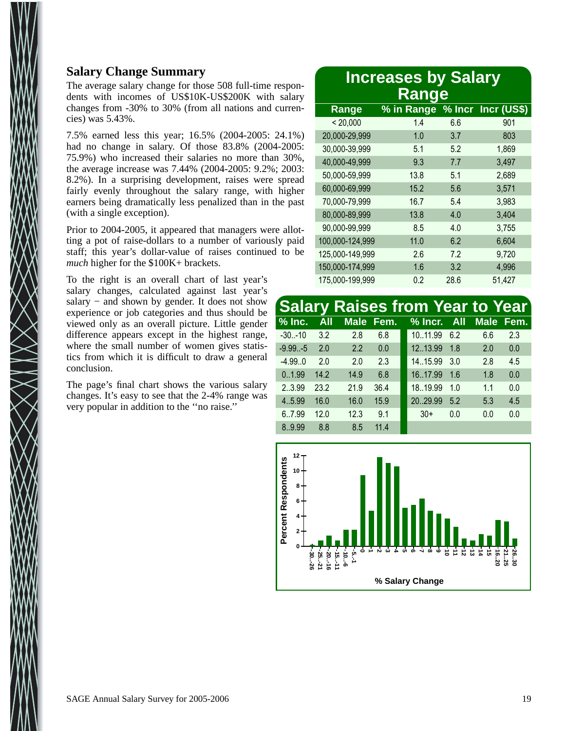## Salary Change Summary

The average salary change for those 508 full-time respondents with incomes of US$10K-US$200K with salary changes from -30% to 30% (from all nations and currencies) was 5.43%.

7.5% earned less this year; 16.5% (2004-2005: 24.1%) had no change in salary. Of those 83.8% (2004-2005: 75.9%) who increased their salaries no more than 30%, the average increase was 7.44% (2004-2005: 9.2%; 2003: 8.2%). In a surprising development, raises were spread fairly evenly throughout the salary range, with higher earners being dramatically less penalized than in the past (with a single exception).

Prior to 2004-2005, it appeared that managers were allotting a pot of raise-dollars to a number of variously paid staff; this year's dollar-value of raises continued to be *much* higher for the $100K+ brackets.

To the right is an overall chart of last year's salary changes, calculated against last year's salary − and shown by gender. It does not show experience or job categories and thus should be viewed only as an overall picture. Little gender difference appears except in the highest range, where the small number of women gives statistics from which it is difficult to draw a general conclusion.

The page's final chart shows the various salary changes. It's easy to see that the 2-4% range was very popular in addition to the ''no raise.''

### Increases by Salary Range

| Range | % in Range | % Incr | Incr (US$) |
|---|---|---|---|
| < 20,000 | 1.4 | 6.6 | 901 |
| 20,000-29,999 | 1.0 | 3.7 | 803 |
| 30,000-39,999 | 5.1 | 5.2 | 1,869 |
| 40,000-49,999 | 9.3 | 7.7 | 3,497 |
| 50,000-59,999 | 13.8 | 5.1 | 2,689 |
| 60,000-69,999 | 15.2 | 5.6 | 3,571 |
| 70,000-79,999 | 16.7 | 5.4 | 3,983 |
| 80,000-89,999 | 13.8 | 4.0 | 3,404 |
| 90,000-99,999 | 8.5 | 4.0 | 3,755 |
| 100,000-124,999 | 11.0 | 6.2 | 6,604 |
| 125,000-149,999 | 2.6 | 7.2 | 9,720 |
| 150,000-174,999 | 1.6 | 3.2 | 4,996 |
| 175,000-199,999 | 0.2 | 28.6 | 51,427 |

### Salary Raises from Year to Year

| % Inc. | All | Male | Fem. | % Incr. | All | Male | Fem. |
|---|---|---|---|---|---|---|---|
| -30..-10 | 3.2 | 2.8 | 6.8 | 10..11.99 | 6.2 | 6.6 | 2.3 |
| -9.99..-5 | 2.0 | 2.2 | 0.0 | 12..13.99 | 1.8 | 2.0 | 0.0 |
| -4.99..0 | 2.0 | 2.0 | 2.3 | 14..15.99 | 3.0 | 2.8 | 4.5 |
| 0..1.99 | 14.2 | 14.9 | 6.8 | 16..17.99 | 1.6 | 1.8 | 0.0 |
| 2..3.99 | 23.2 | 21.9 | 36.4 | 18..19.99 | 1.0 | 1.1 | 0.0 |
| 4..5.99 | 16.0 | 16.0 | 15.9 | 20..29.99 | 5.2 | 5.3 | 4.5 |
| 6..7.99 | 12.0 | 12.3 | 9.1 | 30+ | 0.0 | 0.0 | 0.0 |
| 8..9.99 | 8.8 | 8.5 | 11.4 | | | | |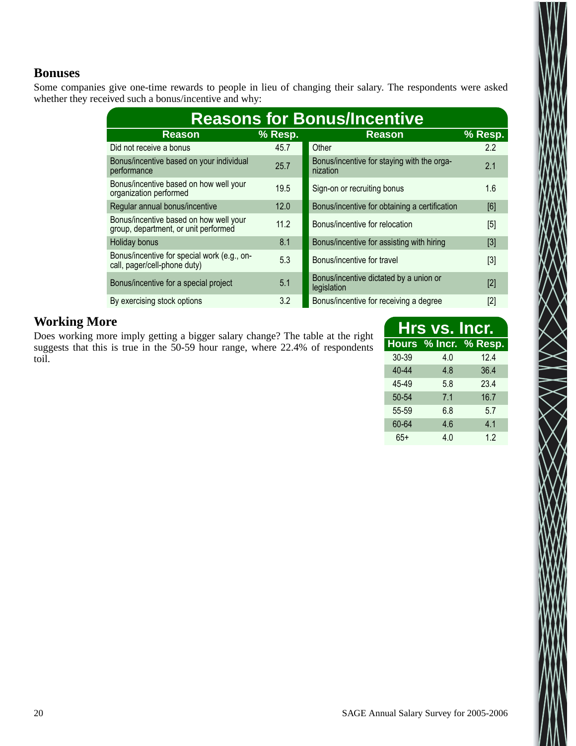## Bonuses

Some companies give one-time rewards to people in lieu of changing their salary. The respondents were asked whether they received such a bonus/incentive and why:

**Reasons for Bonus/Incentive**

| Reason | % Resp. | Reason | % Resp. |
|---|---|---|---|
| Did not receive a bonus | 45.7 | Other | 2.2 |
| Bonus/incentive based on your individual performance | 25.7 | Bonus/incentive for staying with the organization | 2.1 |
| Bonus/incentive based on how well your organization performed | 19.5 | Sign-on or recruiting bonus | 1.6 |
| Regular annual bonus/incentive | 12.0 | Bonus/incentive for obtaining a certification | [6] |
| Bonus/incentive based on how well your group, department, or unit performed | 11.2 | Bonus/incentive for relocation | [5] |
| Holiday bonus | 8.1 | Bonus/incentive for assisting with hiring | [3] |
| Bonus/incentive for special work (e.g., on-call, pager/cell-phone duty) | 5.3 | Bonus/incentive for travel | [3] |
| Bonus/incentive for a special project | 5.1 | Bonus/incentive dictated by a union or legislation | [2] |
| By exercising stock options | 3.2 | Bonus/incentive for receiving a degree | [2] |

## Working More

Does working more imply getting a bigger salary change? The table at the right suggests that this is true in the 50-59 hour range, where 22.4% of respondents toil.

**Hrs vs. Incr.**

| Hours | % Incr. | % Resp. |
|---|---|---|
| 30-39 | 4.0 | 12.4 |
| 40-44 | 4.8 | 36.4 |
| 45-49 | 5.8 | 23.4 |
| 50-54 | 7.1 | 16.7 |
| 55-59 | 6.8 | 5.7 |
| 60-64 | 4.6 | 4.1 |
| 65+ | 4.0 | 1.2 |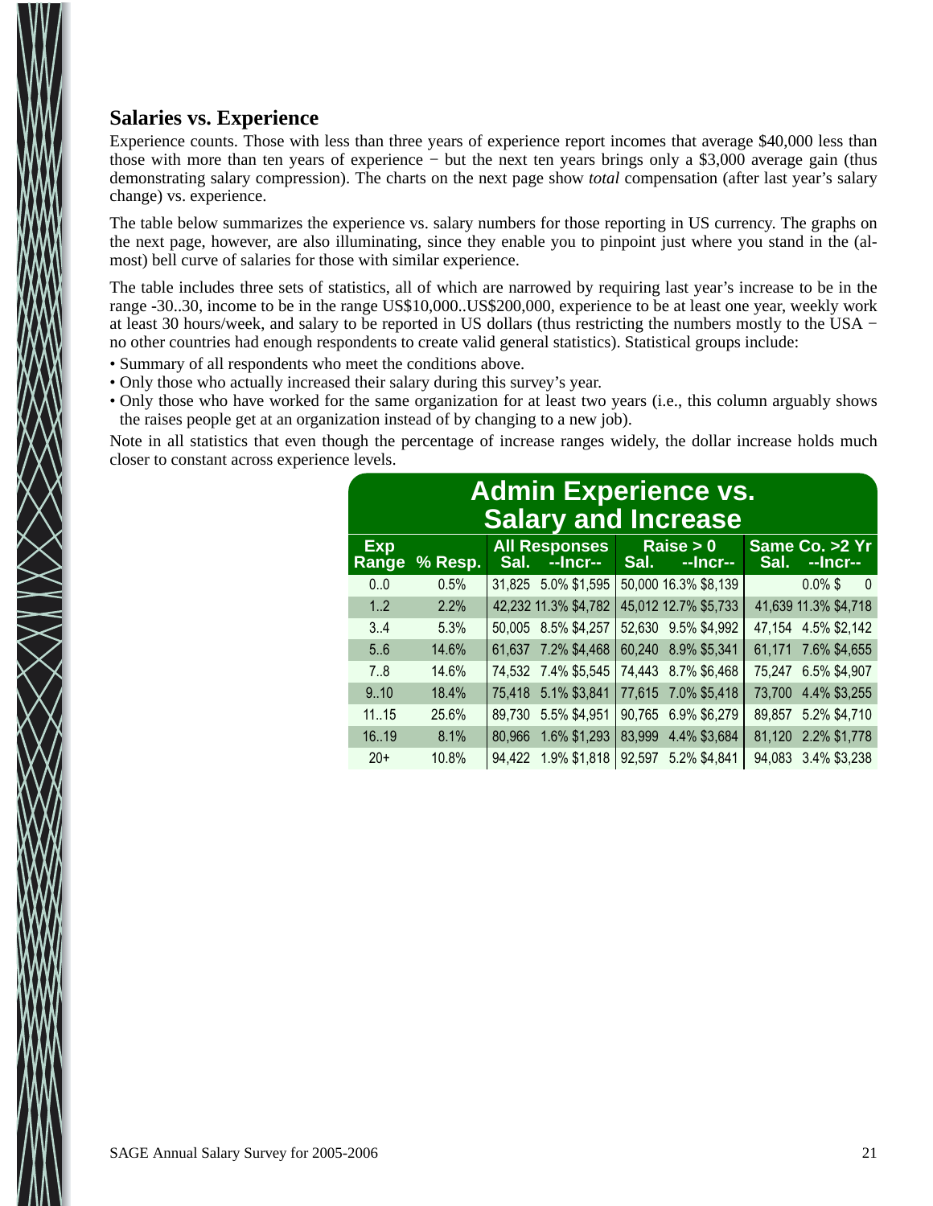## Salaries vs. Experience

Experience counts. Those with less than three years of experience report incomes that average $40,000 less than those with more than ten years of experience − but the next ten years brings only a $3,000 average gain (thus demonstrating salary compression). The charts on the next page show *total* compensation (after last year's salary change) vs. experience.

The table below summarizes the experience vs. salary numbers for those reporting in US currency. The graphs on the next page, however, are also illuminating, since they enable you to pinpoint just where you stand in the (almost) bell curve of salaries for those with similar experience.

The table includes three sets of statistics, all of which are narrowed by requiring last year's increase to be in the range -30..30, income to be in the range US$10,000..US$200,000, experience to be at least one year, weekly work at least 30 hours/week, and salary to be reported in US dollars (thus restricting the numbers mostly to the USA − no other countries had enough respondents to create valid general statistics). Statistical groups include:

- Summary of all respondents who meet the conditions above.
- Only those who actually increased their salary during this survey's year.
- Only those who have worked for the same organization for at least two years (i.e., this column arguably shows the raises people get at an organization instead of by changing to a new job).

Note in all statistics that even though the percentage of increase ranges widely, the dollar increase holds much closer to constant across experience levels.

**Admin Experience vs. Salary and Increase**

| Exp Range | % Resp. | All Responses Sal. | --Incr-- | | Raise > 0 Sal. | --Incr-- | | Same Co. >2 Yr Sal. | --Incr-- | |
|---|---|---|---|---|---|---|---|---|---|---|
| 0..0 | 0.5% | 31,825 | 5.0% | $1,595 | 50,000 | 16.3% | $8,139 | | 0.0% | $ 0 |
| 1..2 | 2.2% | 42,232 | 11.3% | $4,782 | 45,012 | 12.7% | $5,733 | 41,639 | 11.3% | $4,718 |
| 3..4 | 5.3% | 50,005 | 8.5% | $4,257 | 52,630 | 9.5% | $4,992 | 47,154 | 4.5% | $2,142 |
| 5..6 | 14.6% | 61,637 | 7.2% | $4,468 | 60,240 | 8.9% | $5,341 | 61,171 | 7.6% | $4,655 |
| 7..8 | 14.6% | 74,532 | 7.4% | $5,545 | 74,443 | 8.7% | $6,468 | 75,247 | 6.5% | $4,907 |
| 9..10 | 18.4% | 75,418 | 5.1% | $3,841 | 77,615 | 7.0% | $5,418 | 73,700 | 4.4% | $3,255 |
| 11..15 | 25.6% | 89,730 | 5.5% | $4,951 | 90,765 | 6.9% | $6,279 | 89,857 | 5.2% | $4,710 |
| 16..19 | 8.1% | 80,966 | 1.6% | $1,293 | 83,999 | 4.4% | $3,684 | 81,120 | 2.2% | $1,778 |
| 20+ | 10.8% | 94,422 | 1.9% | $1,818 | 92,597 | 5.2% | $4,841 | 94,083 | 3.4% | $3,238 |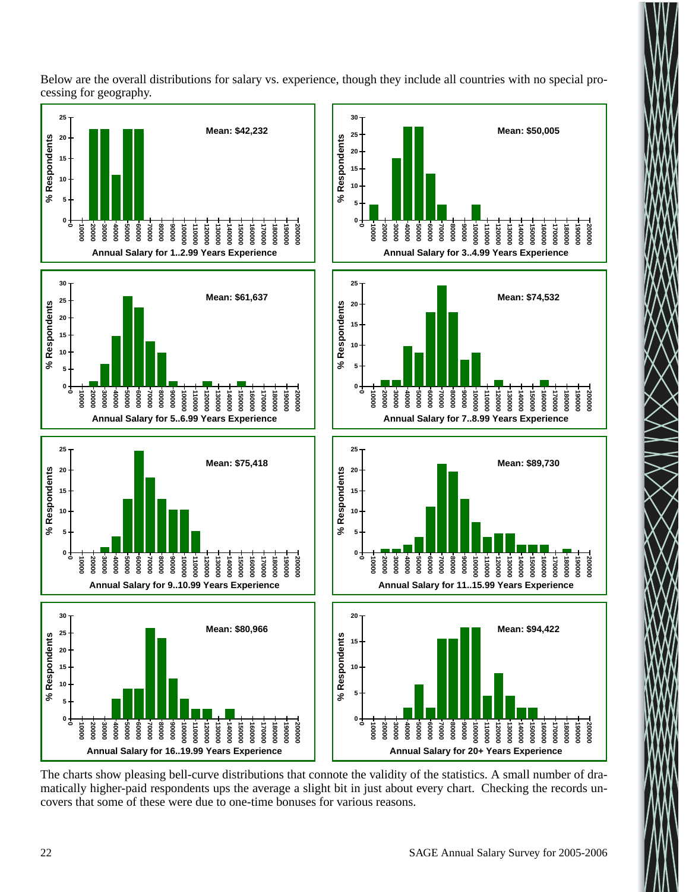Below are the overall distributions for salary vs. experience, though they include all countries with no special processing for geography.

The charts show pleasing bell-curve distributions that connote the validity of the statistics. A small number of dramatically higher-paid respondents ups the average a slight bit in just about every chart. Checking the records uncovers that some of these were due to one-time bonuses for various reasons.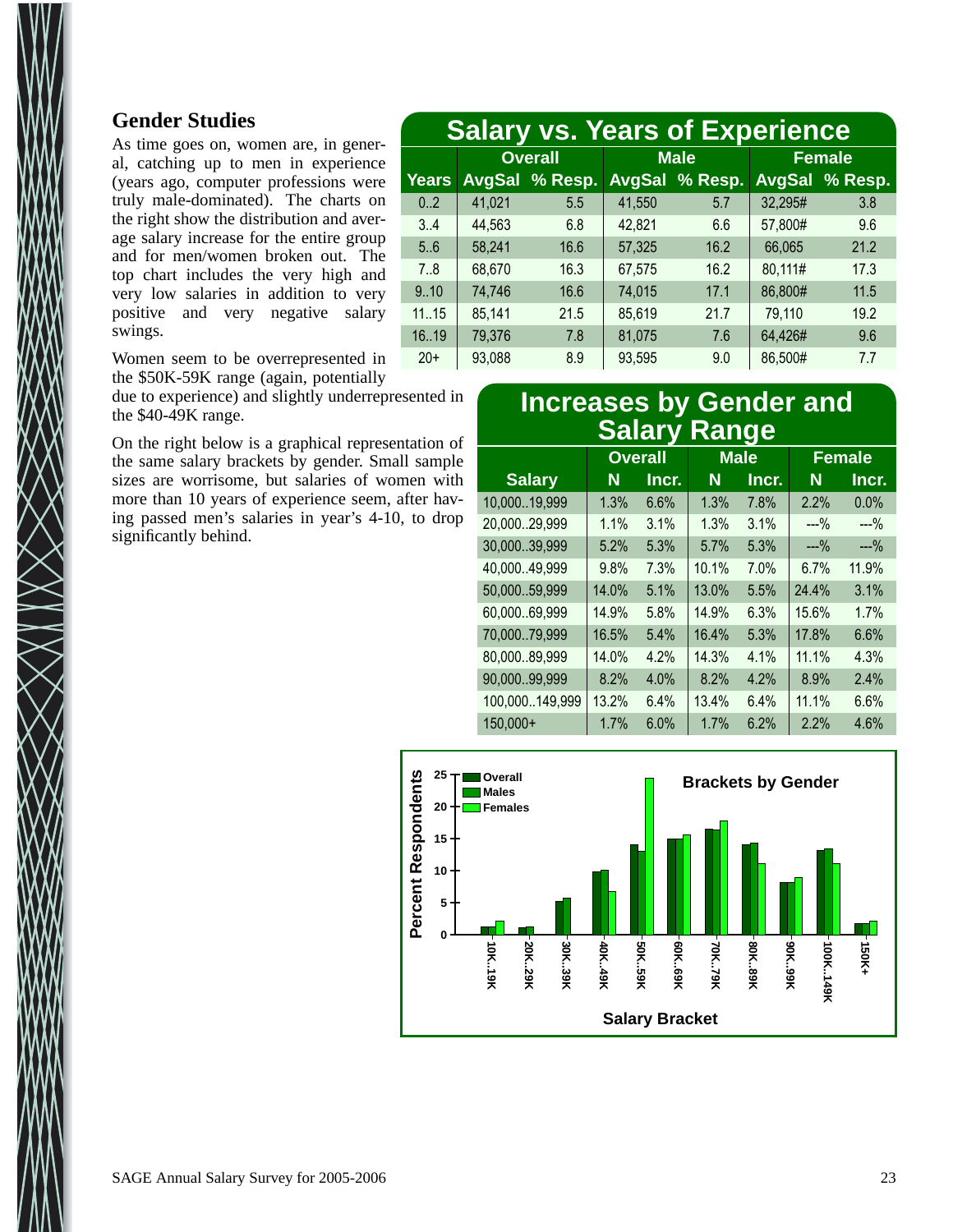## Gender Studies

As time goes on, women are, in general, catching up to men in experience (years ago, computer professions were truly male-dominated). The charts on the right show the distribution and average salary increase for the entire group and for men/women broken out. The top chart includes the very high and very low salaries in addition to very positive and very negative salary swings.

Women seem to be overrepresented in the $50K-59K range (again, potentially due to experience) and slightly underrepresented in the $40-49K range.

On the right below is a graphical representation of the same salary brackets by gender. Small sample sizes are worrisome, but salaries of women with more than 10 years of experience seem, after having passed men's salaries in year's 4-10, to drop significantly behind.

**Salary vs. Years of Experience**

| | Overall | | Male | | Female | |
|---|---|---|---|---|---|---|
| Years | AvgSal | % Resp. | AvgSal | % Resp. | AvgSal | % Resp. |
| 0..2 | 41,021 | 5.5 | 41,550 | 5.7 | 32,295# | 3.8 |
| 3..4 | 44,563 | 6.8 | 42,821 | 6.6 | 57,800# | 9.6 |
| 5..6 | 58,241 | 16.6 | 57,325 | 16.2 | 66,065 | 21.2 |
| 7..8 | 68,670 | 16.3 | 67,575 | 16.2 | 80,111# | 17.3 |
| 9..10 | 74,746 | 16.6 | 74,015 | 17.1 | 86,800# | 11.5 |
| 11..15 | 85,141 | 21.5 | 85,619 | 21.7 | 79,110 | 19.2 |
| 16..19 | 79,376 | 7.8 | 81,075 | 7.6 | 64,426# | 9.6 |
| 20+ | 93,088 | 8.9 | 93,595 | 9.0 | 86,500# | 7.7 |

**Increases by Gender and Salary Range**

| | Overall | | Male | | Female | |
|---|---|---|---|---|---|---|
| Salary | N | Incr. | N | Incr. | N | Incr. |
| 10,000..19,999 | 1.3% | 6.6% | 1.3% | 7.8% | 2.2% | 0.0% |
| 20,000..29,999 | 1.1% | 3.1% | 1.3% | 3.1% | ---% | ---% |
| 30,000..39,999 | 5.2% | 5.3% | 5.7% | 5.3% | ---% | ---% |
| 40,000..49,999 | 9.8% | 7.3% | 10.1% | 7.0% | 6.7% | 11.9% |
| 50,000..59,999 | 14.0% | 5.1% | 13.0% | 5.5% | 24.4% | 3.1% |
| 60,000..69,999 | 14.9% | 5.8% | 14.9% | 6.3% | 15.6% | 1.7% |
| 70,000..79,999 | 16.5% | 5.4% | 16.4% | 5.3% | 17.8% | 6.6% |
| 80,000..89,999 | 14.0% | 4.2% | 14.3% | 4.1% | 11.1% | 4.3% |
| 90,000..99,999 | 8.2% | 4.0% | 8.2% | 4.2% | 8.9% | 2.4% |
| 100,000..149,999 | 13.2% | 6.4% | 13.4% | 6.4% | 11.1% | 6.6% |
| 150,000+ | 1.7% | 6.0% | 1.7% | 6.2% | 2.2% | 4.6% |

**Brackets by Gender**

(Bar chart: Percent Respondents vs. Salary Bracket — Overall, Males, Females; brackets 10K..19K, 20K..29K, 30K..39K, 40K..49K, 50K..59K, 60K..69K, 70K..79K, 80K..89K, 90K..99K, 100K..149K, 150K+)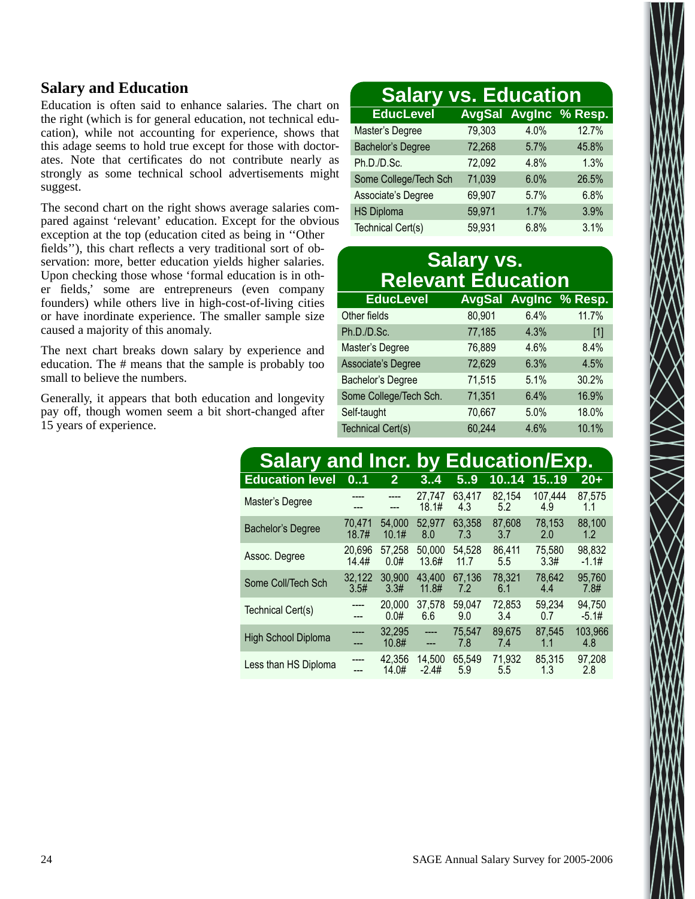## Salary and Education

Education is often said to enhance salaries. The chart on the right (which is for general education, not technical education), while not accounting for experience, shows that this adage seems to hold true except for those with doctorates. Note that certificates do not contribute nearly as strongly as some technical school advertisements might suggest.

The second chart on the right shows average salaries compared against 'relevant' education. Except for the obvious exception at the top (education cited as being in ''Other fields''), this chart reflects a very traditional sort of observation: more, better education yields higher salaries. Upon checking those whose 'formal education is in other fields,' some are entrepreneurs (even company founders) while others live in high-cost-of-living cities or have inordinate experience. The smaller sample size caused a majority of this anomaly.

The next chart breaks down salary by experience and education. The # means that the sample is probably too small to believe the numbers.

Generally, it appears that both education and longevity pay off, though women seem a bit short-changed after 15 years of experience.

**Salary vs. Education**

| EducLevel | AvgSal | AvgInc | % Resp. |
|---|---|---|---|
| Master's Degree | 79,303 | 4.0% | 12.7% |
| Bachelor's Degree | 72,268 | 5.7% | 45.8% |
| Ph.D./D.Sc. | 72,092 | 4.8% | 1.3% |
| Some College/Tech Sch | 71,039 | 6.0% | 26.5% |
| Associate's Degree | 69,907 | 5.7% | 6.8% |
| HS Diploma | 59,971 | 1.7% | 3.9% |
| Technical Cert(s) | 59,931 | 6.8% | 3.1% |

**Salary vs. Relevant Education**

| EducLevel | AvgSal | AvgInc | % Resp. |
|---|---|---|---|
| Other fields | 80,901 | 6.4% | 11.7% |
| Ph.D./D.Sc. | 77,185 | 4.3% | [1] |
| Master's Degree | 76,889 | 4.6% | 8.4% |
| Associate's Degree | 72,629 | 6.3% | 4.5% |
| Bachelor's Degree | 71,515 | 5.1% | 30.2% |
| Some College/Tech Sch. | 71,351 | 6.4% | 16.9% |
| Self-taught | 70,667 | 5.0% | 18.0% |
| Technical Cert(s) | 60,244 | 4.6% | 10.1% |

**Salary and Incr. by Education/Exp.**

| Education level | 0..1 | 2 | 3..4 | 5..9 | 10..14 | 15..19 | 20+ |
|---|---|---|---|---|---|---|---|
| Master's Degree | ---- / --- | ---- / --- | 27,747 / 18.1# | 63,417 / 4.3 | 82,154 / 5.2 | 107,444 / 4.9 | 87,575 / 1.1 |
| Bachelor's Degree | 70,471 / 18.7# | 54,000 / 10.1# | 52,977 / 8.0 | 63,358 / 7.3 | 87,608 / 3.7 | 78,153 / 2.0 | 88,100 / 1.2 |
| Assoc. Degree | 20,696 / 14.4# | 57,258 / 0.0# | 50,000 / 13.6# | 54,528 / 11.7 | 86,411 / 5.5 | 75,580 / 3.3# | 98,832 / -1.1# |
| Some Coll/Tech Sch | 32,122 / 3.5# | 30,900 / 3.3# | 43,400 / 11.8# | 67,136 / 7.2 | 78,321 / 6.1 | 78,642 / 4.4 | 95,760 / 7.8# |
| Technical Cert(s) | ---- / --- | 20,000 / 0.0# | 37,578 / 6.6 | 59,047 / 9.0 | 72,853 / 3.4 | 59,234 / 0.7 | 94,750 / -5.1# |
| High School Diploma | ---- / --- | 32,295 / 10.8# | ---- / --- | 75,547 / 7.8 | 89,675 / 7.4 | 87,545 / 1.1 | 103,966 / 4.8 |
| Less than HS Diploma | ---- / --- | 42,356 / 14.0# | 14,500 / -2.4# | 65,549 / 5.9 | 71,932 / 5.5 | 85,315 / 1.3 | 97,208 / 2.8 |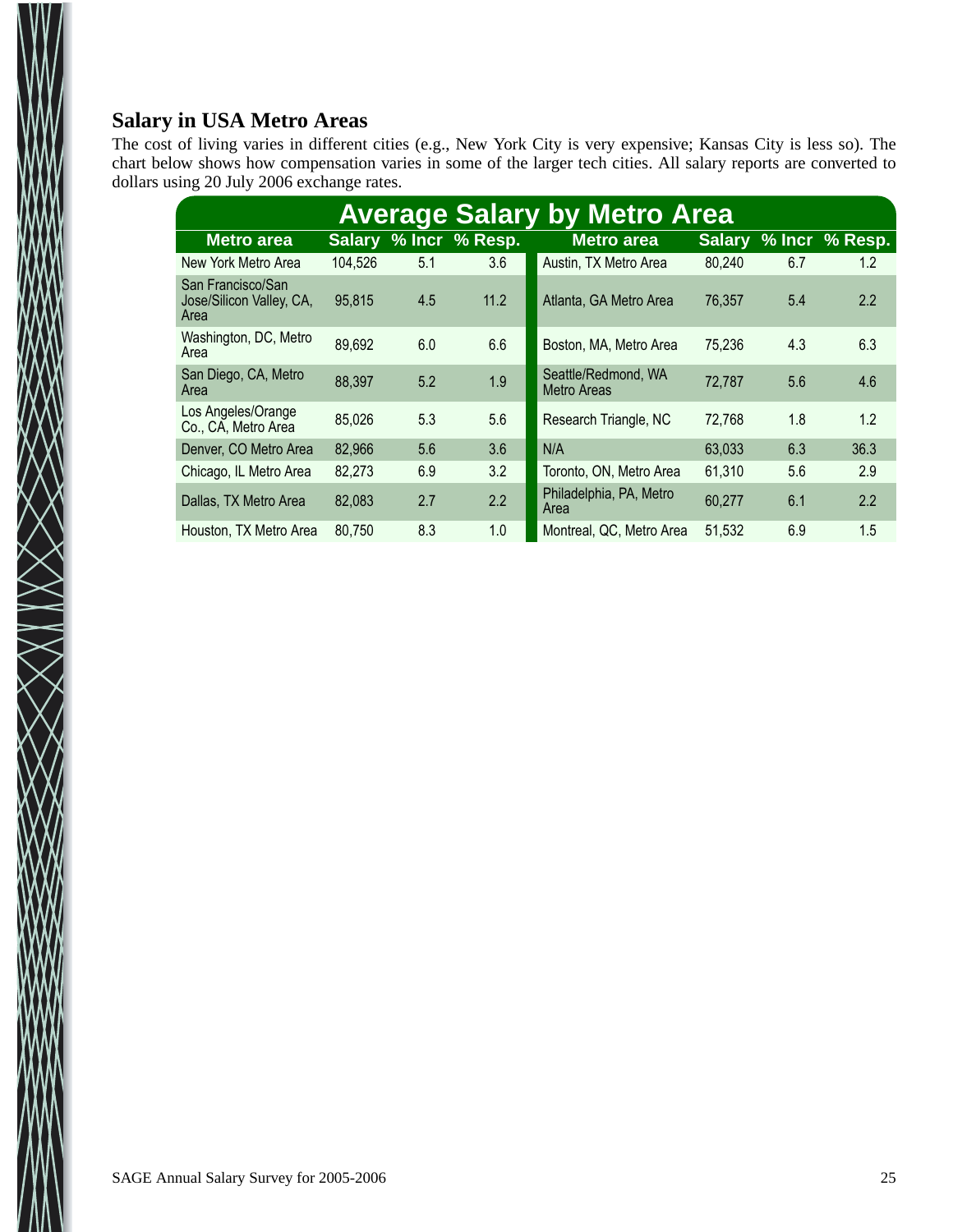## Salary in USA Metro Areas

The cost of living varies in different cities (e.g., New York City is very expensive; Kansas City is less so). The chart below shows how compensation varies in some of the larger tech cities. All salary reports are converted to dollars using 20 July 2006 exchange rates.

**Average Salary by Metro Area**

| Metro area | Salary | % Incr | % Resp. | Metro area | Salary | % Incr | % Resp. |
|---|---|---|---|---|---|---|---|
| New York Metro Area | 104,526 | 5.1 | 3.6 | Austin, TX Metro Area | 80,240 | 6.7 | 1.2 |
| San Francisco/San Jose/Silicon Valley, CA, Area | 95,815 | 4.5 | 11.2 | Atlanta, GA Metro Area | 76,357 | 5.4 | 2.2 |
| Washington, DC, Metro Area | 89,692 | 6.0 | 6.6 | Boston, MA, Metro Area | 75,236 | 4.3 | 6.3 |
| San Diego, CA, Metro Area | 88,397 | 5.2 | 1.9 | Seattle/Redmond, WA Metro Areas | 72,787 | 5.6 | 4.6 |
| Los Angeles/Orange Co., CA, Metro Area | 85,026 | 5.3 | 5.6 | Research Triangle, NC | 72,768 | 1.8 | 1.2 |
| Denver, CO Metro Area | 82,966 | 5.6 | 3.6 | N/A | 63,033 | 6.3 | 36.3 |
| Chicago, IL Metro Area | 82,273 | 6.9 | 3.2 | Toronto, ON, Metro Area | 61,310 | 5.6 | 2.9 |
| Dallas, TX Metro Area | 82,083 | 2.7 | 2.2 | Philadelphia, PA, Metro Area | 60,277 | 6.1 | 2.2 |
| Houston, TX Metro Area | 80,750 | 8.3 | 1.0 | Montreal, QC, Metro Area | 51,532 | 6.9 | 1.5 |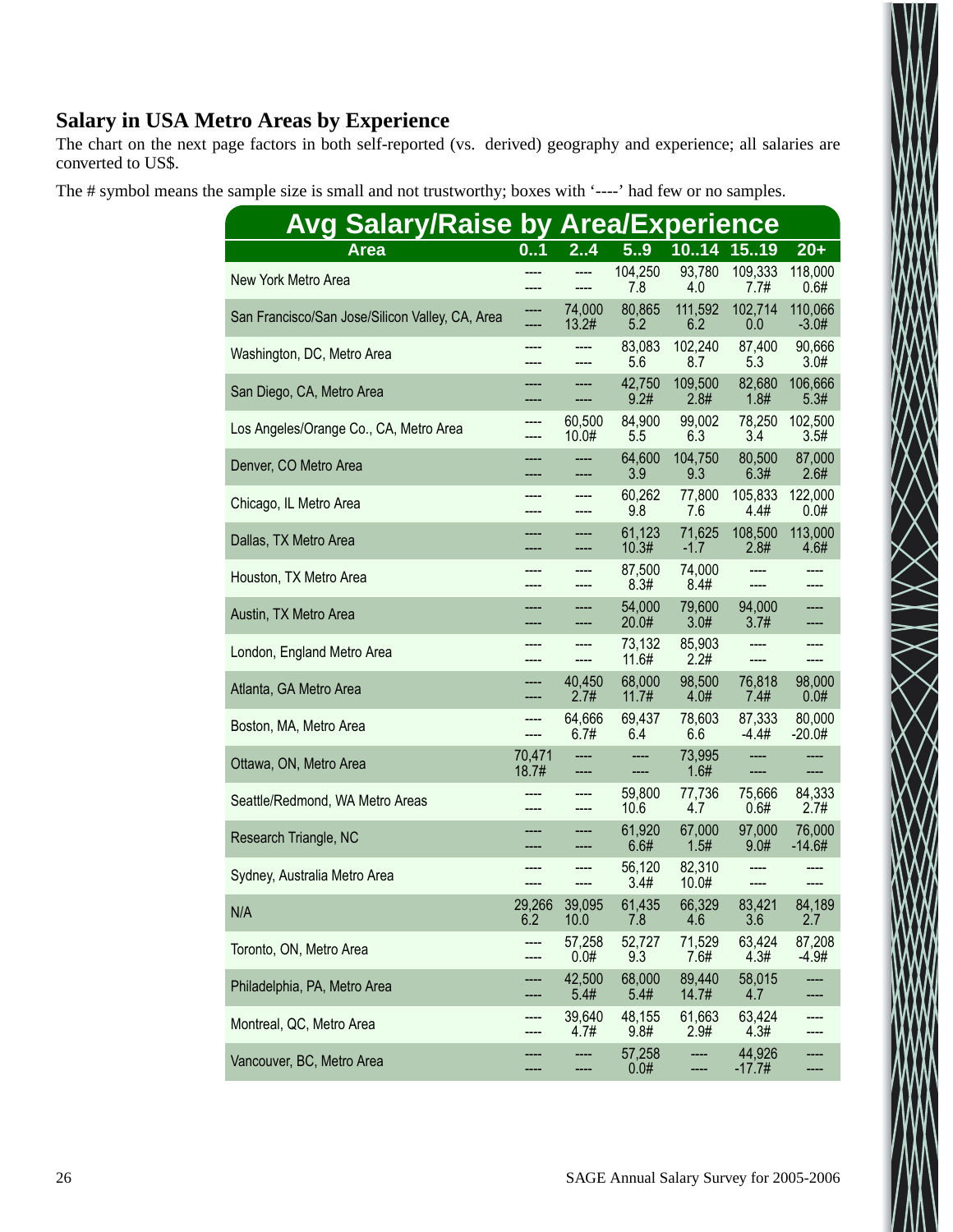## Salary in USA Metro Areas by Experience

The chart on the next page factors in both self-reported (vs. derived) geography and experience; all salaries are converted to US$.

The # symbol means the sample size is small and not trustworthy; boxes with '----' had few or no samples.

**Avg Salary/Raise by Area/Experience**

| Area | 0..1 | 2..4 | 5..9 | 10..14 | 15..19 | 20+ |
|---|---|---|---|---|---|---|
| New York Metro Area | ----<br>---- | ----<br>---- | 104,250<br>7.8 | 93,780<br>4.0 | 109,333<br>7.7# | 118,000<br>0.6# |
| San Francisco/San Jose/Silicon Valley, CA, Area | ----<br>---- | 74,000<br>13.2# | 80,865<br>5.2 | 111,592<br>6.2 | 102,714<br>0.0 | 110,066<br>-3.0# |
| Washington, DC, Metro Area | ----<br>---- | ----<br>---- | 83,083<br>5.6 | 102,240<br>8.7 | 87,400<br>5.3 | 90,666<br>3.0# |
| San Diego, CA, Metro Area | ----<br>---- | ----<br>---- | 42,750<br>9.2# | 109,500<br>2.8# | 82,680<br>1.8# | 106,666<br>5.3# |
| Los Angeles/Orange Co., CA, Metro Area | ----<br>---- | 60,500<br>10.0# | 84,900<br>5.5 | 99,002<br>6.3 | 78,250<br>3.4 | 102,500<br>3.5# |
| Denver, CO Metro Area | ----<br>---- | ----<br>---- | 64,600<br>3.9 | 104,750<br>9.3 | 80,500<br>6.3# | 87,000<br>2.6# |
| Chicago, IL Metro Area | ----<br>---- | ----<br>---- | 60,262<br>9.8 | 77,800<br>7.6 | 105,833<br>4.4# | 122,000<br>0.0# |
| Dallas, TX Metro Area | ----<br>---- | ----<br>---- | 61,123<br>10.3# | 71,625<br>-1.7 | 108,500<br>2.8# | 113,000<br>4.6# |
| Houston, TX Metro Area | ----<br>---- | ----<br>---- | 87,500<br>8.3# | 74,000<br>8.4# | ----<br>---- | ----<br>---- |
| Austin, TX Metro Area | ----<br>---- | ----<br>---- | 54,000<br>20.0# | 79,600<br>3.0# | 94,000<br>3.7# | ----<br>---- |
| London, England Metro Area | ----<br>---- | ----<br>---- | 73,132<br>11.6# | 85,903<br>2.2# | ----<br>---- | ----<br>---- |
| Atlanta, GA Metro Area | ----<br>---- | 40,450<br>2.7# | 68,000<br>11.7# | 98,500<br>4.0# | 76,818<br>7.4# | 98,000<br>0.0# |
| Boston, MA, Metro Area | ----<br>---- | 64,666<br>6.7# | 69,437<br>6.4 | 78,603<br>6.6 | 87,333<br>-4.4# | 80,000<br>-20.0# |
| Ottawa, ON, Metro Area | 70,471<br>18.7# | ----<br>---- | ----<br>---- | 73,995<br>1.6# | ----<br>---- | ----<br>---- |
| Seattle/Redmond, WA Metro Areas | ----<br>---- | ----<br>---- | 59,800<br>10.6 | 77,736<br>4.7 | 75,666<br>0.6# | 84,333<br>2.7# |
| Research Triangle, NC | ----<br>---- | ----<br>---- | 61,920<br>6.6# | 67,000<br>1.5# | 97,000<br>9.0# | 76,000<br>-14.6# |
| Sydney, Australia Metro Area | ----<br>---- | ----<br>---- | 56,120<br>3.4# | 82,310<br>10.0# | ----<br>---- | ----<br>---- |
| N/A | 29,266<br>6.2 | 39,095<br>10.0 | 61,435<br>7.8 | 66,329<br>4.6 | 83,421<br>3.6 | 84,189<br>2.7 |
| Toronto, ON, Metro Area | ----<br>---- | 57,258<br>0.0# | 52,727<br>9.3 | 71,529<br>7.6# | 63,424<br>4.3# | 87,208<br>-4.9# |
| Philadelphia, PA, Metro Area | ----<br>---- | 42,500<br>5.4# | 68,000<br>5.4# | 89,440<br>14.7# | 58,015<br>4.7 | ----<br>---- |
| Montreal, QC, Metro Area | ----<br>---- | 39,640<br>4.7# | 48,155<br>9.8# | 61,663<br>2.9# | 63,424<br>4.3# | ----<br>---- |
| Vancouver, BC, Metro Area | ----<br>---- | ----<br>---- | 57,258<br>0.0# | ----<br>---- | 44,926<br>-17.7# | ----<br>---- |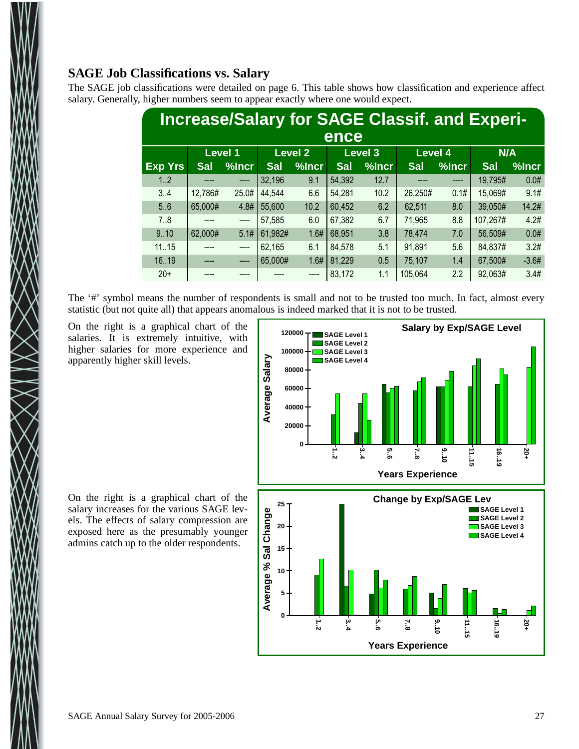## SAGE Job Classifications vs. Salary

The SAGE job classifications were detailed on page 6. This table shows how classification and experience affect salary. Generally, higher numbers seem to appear exactly where one would expect.

**Increase/Salary for SAGE Classif. and Experience**

| | Level 1 | | Level 2 | | Level 3 | | Level 4 | | N/A | |
|---|---|---|---|---|---|---|---|---|---|---|
| Exp Yrs | Sal | %Incr | Sal | %Incr | Sal | %Incr | Sal | %Incr | Sal | %Incr |
| 1..2 | ---- | ---- | 32,196 | 9.1 | 54,392 | 12.7 | ---- | ---- | 19,795# | 0.0# |
| 3..4 | 12,786# | 25.0# | 44,544 | 6.6 | 54,281 | 10.2 | 26,250# | 0.1# | 15,069# | 9.1# |
| 5..6 | 65,000# | 4.8# | 55,600 | 10.2 | 60,452 | 6.2 | 62,511 | 8.0 | 39,050# | 14.2# |
| 7..8 | ---- | ---- | 57,585 | 6.0 | 67,382 | 6.7 | 71,965 | 8.8 | 107,267# | 4.2# |
| 9..10 | 62,000# | 5.1# | 61,982# | 1.6# | 68,951 | 3.8 | 78,474 | 7.0 | 56,509# | 0.0# |
| 11..15 | ---- | ---- | 62,165 | 6.1 | 84,578 | 5.1 | 91,891 | 5.6 | 84,837# | 3.2# |
| 16..19 | ---- | ---- | 65,000# | 1.6# | 81,229 | 0.5 | 75,107 | 1.4 | 67,500# | -3.6# |
| 20+ | ---- | ---- | ---- | ---- | 83,172 | 1.1 | 105,064 | 2.2 | 92,063# | 3.4# |

The '#' symbol means the number of respondents is small and not to be trusted too much. In fact, almost every statistic (but not quite all) that appears anomalous is indeed marked that it is not to be trusted.

On the right is a graphical chart of the salaries. It is extremely intuitive, with higher salaries for more experience and apparently higher skill levels.

On the right is a graphical chart of the salary increases for the various SAGE levels. The effects of salary compression are exposed here as the presumably younger admins catch up to the older respondents.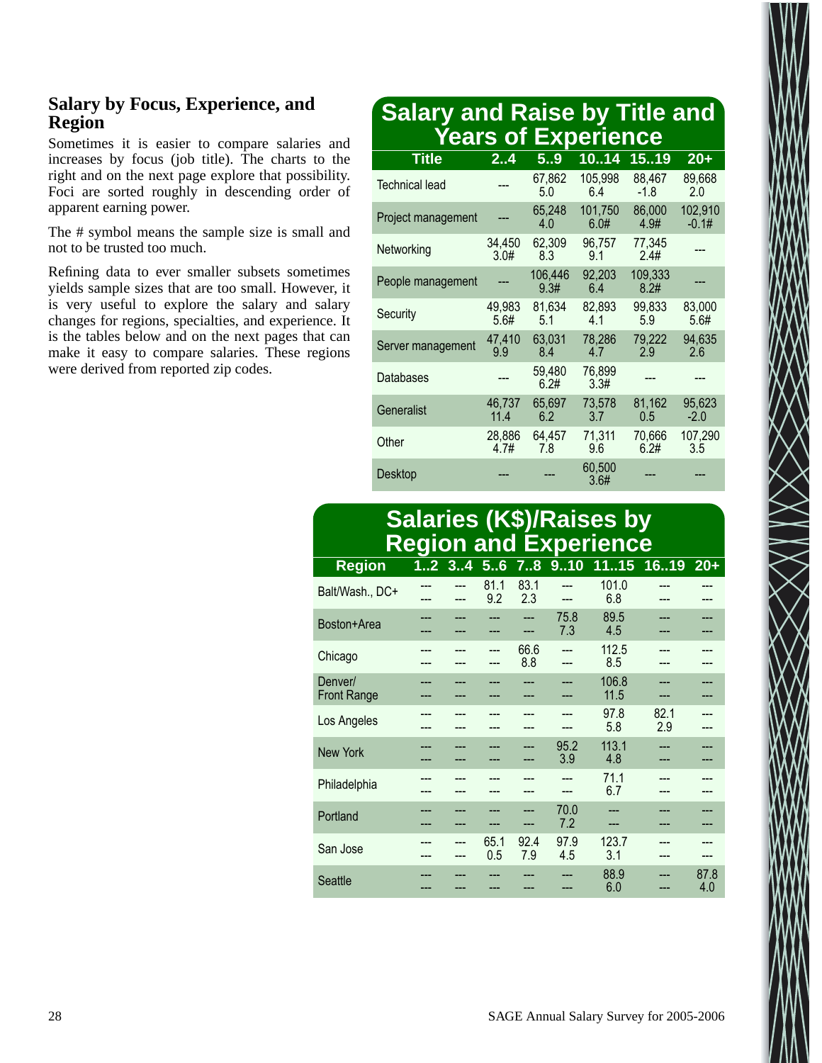## Salary by Focus, Experience, and Region

Sometimes it is easier to compare salaries and increases by focus (job title). The charts to the right and on the next page explore that possibility. Foci are sorted roughly in descending order of apparent earning power.

The # symbol means the sample size is small and not to be trusted too much.

Refining data to ever smaller subsets sometimes yields sample sizes that are too small. However, it is very useful to explore the salary and salary changes for regions, specialties, and experience. It is the tables below and on the next pages that can make it easy to compare salaries. These regions were derived from reported zip codes.

### Salary and Raise by Title and Years of Experience

| Title | 2..4 | 5..9 | 10..14 | 15..19 | 20+ |
|---|---|---|---|---|---|
| Technical lead | --- | 67,862<br>5.0 | 105,998<br>6.4 | 88,467<br>-1.8 | 89,668<br>2.0 |
| Project management | --- | 65,248<br>4.0 | 101,750<br>6.0# | 86,000<br>4.9# | 102,910<br>-0.1# |
| Networking | 34,450<br>3.0# | 62,309<br>8.3 | 96,757<br>9.1 | 77,345<br>2.4# | --- |
| People management | --- | 106,446<br>9.3# | 92,203<br>6.4 | 109,333<br>8.2# | --- |
| Security | 49,983<br>5.6# | 81,634<br>5.1 | 82,893<br>4.1 | 99,833<br>5.9 | 83,000<br>5.6# |
| Server management | 47,410<br>9.9 | 63,031<br>8.4 | 78,286<br>4.7 | 79,222<br>2.9 | 94,635<br>2.6 |
| Databases | --- | 59,480<br>6.2# | 76,899<br>3.3# | --- | --- |
| Generalist | 46,737<br>11.4 | 65,697<br>6.2 | 73,578<br>3.7 | 81,162<br>0.5 | 95,623<br>-2.0 |
| Other | 28,886<br>4.7# | 64,457<br>7.8 | 71,311<br>9.6 | 70,666<br>6.2# | 107,290<br>3.5 |
| Desktop | --- | --- | 60,500<br>3.6# | --- | --- |

### Salaries (K$)/Raises by Region and Experience

| Region | 1..2 | 3..4 | 5..6 | 7..8 | 9..10 | 11..15 | 16..19 | 20+ |
|---|---|---|---|---|---|---|---|---|
| Balt/Wash., DC+ | ---<br>--- | ---<br>--- | 81.1<br>9.2 | 83.1<br>2.3 | ---<br>--- | 101.0<br>6.8 | ---<br>--- | ---<br>--- |
| Boston+Area | ---<br>--- | ---<br>--- | ---<br>--- | ---<br>--- | 75.8<br>7.3 | 89.5<br>4.5 | ---<br>--- | ---<br>--- |
| Chicago | ---<br>--- | ---<br>--- | ---<br>--- | 66.6<br>8.8 | ---<br>--- | 112.5<br>8.5 | ---<br>--- | ---<br>--- |
| Denver/<br>Front Range | ---<br>--- | ---<br>--- | ---<br>--- | ---<br>--- | ---<br>--- | 106.8<br>11.5 | ---<br>--- | ---<br>--- |
| Los Angeles | ---<br>--- | ---<br>--- | ---<br>--- | ---<br>--- | ---<br>--- | 97.8<br>5.8 | 82.1<br>2.9 | ---<br>--- |
| New York | ---<br>--- | ---<br>--- | ---<br>--- | ---<br>--- | 95.2<br>3.9 | 113.1<br>4.8 | ---<br>--- | ---<br>--- |
| Philadelphia | ---<br>--- | ---<br>--- | ---<br>--- | ---<br>--- | ---<br>--- | 71.1<br>6.7 | ---<br>--- | ---<br>--- |
| Portland | ---<br>--- | ---<br>--- | ---<br>--- | ---<br>--- | 70.0<br>7.2 | ---<br>--- | ---<br>--- | ---<br>--- |
| San Jose | ---<br>--- | ---<br>--- | 65.1<br>0.5 | 92.4<br>7.9 | 97.9<br>4.5 | 123.7<br>3.1 | ---<br>--- | ---<br>--- |
| Seattle | ---<br>--- | ---<br>--- | ---<br>--- | ---<br>--- | ---<br>--- | 88.9<br>6.0 | ---<br>--- | 87.8<br>4.0 |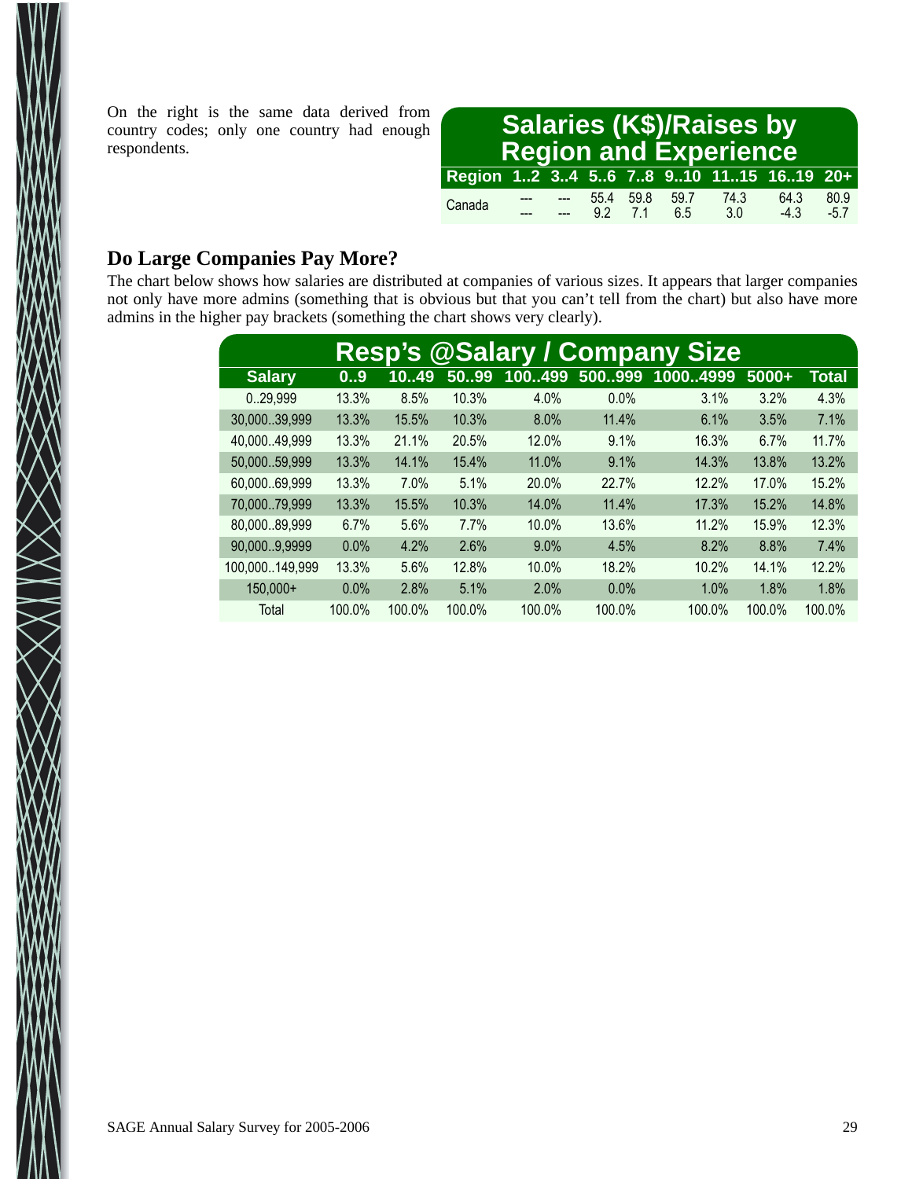On the right is the same data derived from country codes; only one country had enough respondents.

**Salaries (K$)/Raises by Region and Experience**

| Region | 1..2 | 3..4 | 5..6 | 7..8 | 9..10 | 11..15 | 16..19 | 20+ |
|---|---|---|---|---|---|---|---|---|
| Canada | --- | --- | 55.4 | 59.8 | 59.7 | 74.3 | 64.3 | 80.9 |
| | --- | --- | 9.2 | 7.1 | 6.5 | 3.0 | -4.3 | -5.7 |

## Do Large Companies Pay More?

The chart below shows how salaries are distributed at companies of various sizes. It appears that larger companies not only have more admins (something that is obvious but that you can't tell from the chart) but also have more admins in the higher pay brackets (something the chart shows very clearly).

**Resp's @Salary / Company Size**

| Salary | 0..9 | 10..49 | 50..99 | 100..499 | 500..999 | 1000..4999 | 5000+ | Total |
|---|---|---|---|---|---|---|---|---|
| 0..29,999 | 13.3% | 8.5% | 10.3% | 4.0% | 0.0% | 3.1% | 3.2% | 4.3% |
| 30,000..39,999 | 13.3% | 15.5% | 10.3% | 8.0% | 11.4% | 6.1% | 3.5% | 7.1% |
| 40,000..49,999 | 13.3% | 21.1% | 20.5% | 12.0% | 9.1% | 16.3% | 6.7% | 11.7% |
| 50,000..59,999 | 13.3% | 14.1% | 15.4% | 11.0% | 9.1% | 14.3% | 13.8% | 13.2% |
| 60,000..69,999 | 13.3% | 7.0% | 5.1% | 20.0% | 22.7% | 12.2% | 17.0% | 15.2% |
| 70,000..79,999 | 13.3% | 15.5% | 10.3% | 14.0% | 11.4% | 17.3% | 15.2% | 14.8% |
| 80,000..89,999 | 6.7% | 5.6% | 7.7% | 10.0% | 13.6% | 11.2% | 15.9% | 12.3% |
| 90,000..9,9999 | 0.0% | 4.2% | 2.6% | 9.0% | 4.5% | 8.2% | 8.8% | 7.4% |
| 100,000..149,999 | 13.3% | 5.6% | 12.8% | 10.0% | 18.2% | 10.2% | 14.1% | 12.2% |
| 150,000+ | 0.0% | 2.8% | 5.1% | 2.0% | 0.0% | 1.0% | 1.8% | 1.8% |
| Total | 100.0% | 100.0% | 100.0% | 100.0% | 100.0% | 100.0% | 100.0% | 100.0% |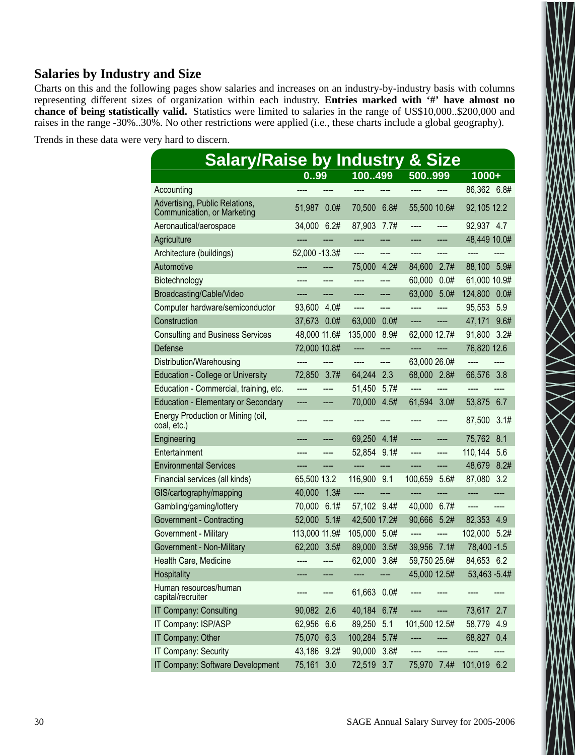## Salaries by Industry and Size

Charts on this and the following pages show salaries and increases on an industry-by-industry basis with columns representing different sizes of organization within each industry. **Entries marked with '#' have almost no chance of being statistically valid.** Statistics were limited to salaries in the range of US$10,000..$200,000 and raises in the range -30%..30%. No other restrictions were applied (i.e., these charts include a global geography).

Trends in these data were very hard to discern.

| Salary/Raise by Industry & Size | 0..99 | | 100..499 | | 500..999 | | 1000+ | |
|---|---|---|---|---|---|---|---|---|
| Accounting | ---- | ---- | ---- | ---- | ---- | ---- | 86,362 | 6.8# |
| Advertising, Public Relations, Communication, or Marketing | 51,987 | 0.0# | 70,500 | 6.8# | 55,500 | 10.6# | 92,105 | 12.2 |
| Aeronautical/aerospace | 34,000 | 6.2# | 87,903 | 7.7# | ---- | ---- | 92,937 | 4.7 |
| Agriculture | ---- | ---- | ---- | ---- | ---- | ---- | 48,449 | 10.0# |
| Architecture (buildings) | 52,000 | -13.3# | ---- | ---- | ---- | ---- | ---- | ---- |
| Automotive | ---- | ---- | 75,000 | 4.2# | 84,600 | 2.7# | 88,100 | 5.9# |
| Biotechnology | ---- | ---- | ---- | ---- | 60,000 | 0.0# | 61,000 | 10.9# |
| Broadcasting/Cable/Video | ---- | ---- | ---- | ---- | 63,000 | 5.0# | 124,800 | 0.0# |
| Computer hardware/semiconductor | 93,600 | 4.0# | ---- | ---- | ---- | ---- | 95,553 | 5.9 |
| Construction | 37,673 | 0.0# | 63,000 | 0.0# | ---- | ---- | 47,171 | 9.6# |
| Consulting and Business Services | 48,000 | 11.6# | 135,000 | 8.9# | 62,000 | 12.7# | 91,800 | 3.2# |
| Defense | 72,000 | 10.8# | ---- | ---- | ---- | ---- | 76,820 | 12.6 |
| Distribution/Warehousing | ---- | ---- | ---- | ---- | 63,000 | 26.0# | ---- | ---- |
| Education - College or University | 72,850 | 3.7# | 64,244 | 2.3 | 68,000 | 2.8# | 66,576 | 3.8 |
| Education - Commercial, training, etc. | ---- | ---- | 51,450 | 5.7# | ---- | ---- | ---- | ---- |
| Education - Elementary or Secondary | ---- | ---- | 70,000 | 4.5# | 61,594 | 3.0# | 53,875 | 6.7 |
| Energy Production or Mining (oil, coal, etc.) | ---- | ---- | ---- | ---- | ---- | ---- | 87,500 | 3.1# |
| Engineering | ---- | ---- | 69,250 | 4.1# | ---- | ---- | 75,762 | 8.1 |
| Entertainment | ---- | ---- | 52,854 | 9.1# | ---- | ---- | 110,144 | 5.6 |
| Environmental Services | ---- | ---- | ---- | ---- | ---- | ---- | 48,679 | 8.2# |
| Financial services (all kinds) | 65,500 | 13.2 | 116,900 | 9.1 | 100,659 | 5.6# | 87,080 | 3.2 |
| GIS/cartography/mapping | 40,000 | 1.3# | ---- | ---- | ---- | ---- | ---- | ---- |
| Gambling/gaming/lottery | 70,000 | 6.1# | 57,102 | 9.4# | 40,000 | 6.7# | ---- | ---- |
| Government - Contracting | 52,000 | 5.1# | 42,500 | 17.2# | 90,666 | 5.2# | 82,353 | 4.9 |
| Government - Military | 113,000 | 11.9# | 105,000 | 5.0# | ---- | ---- | 102,000 | 5.2# |
| Government - Non-Military | 62,200 | 3.5# | 89,000 | 3.5# | 39,956 | 7.1# | 78,400 | -1.5 |
| Health Care, Medicine | ---- | ---- | 62,000 | 3.8# | 59,750 | 25.6# | 84,653 | 6.2 |
| Hospitality | ---- | ---- | ---- | ---- | 45,000 | 12.5# | 53,463 | -5.4# |
| Human resources/human capital/recruiter | ---- | ---- | 61,663 | 0.0# | ---- | ---- | ---- | ---- |
| IT Company: Consulting | 90,082 | 2.6 | 40,184 | 6.7# | ---- | ---- | 73,617 | 2.7 |
| IT Company: ISP/ASP | 62,956 | 6.6 | 89,250 | 5.1 | 101,500 | 12.5# | 58,779 | 4.9 |
| IT Company: Other | 75,070 | 6.3 | 100,284 | 5.7# | ---- | ---- | 68,827 | 0.4 |
| IT Company: Security | 43,186 | 9.2# | 90,000 | 3.8# | ---- | ---- | ---- | ---- |
| IT Company: Software Development | 75,161 | 3.0 | 72,519 | 3.7 | 75,970 | 7.4# | 101,019 | 6.2 |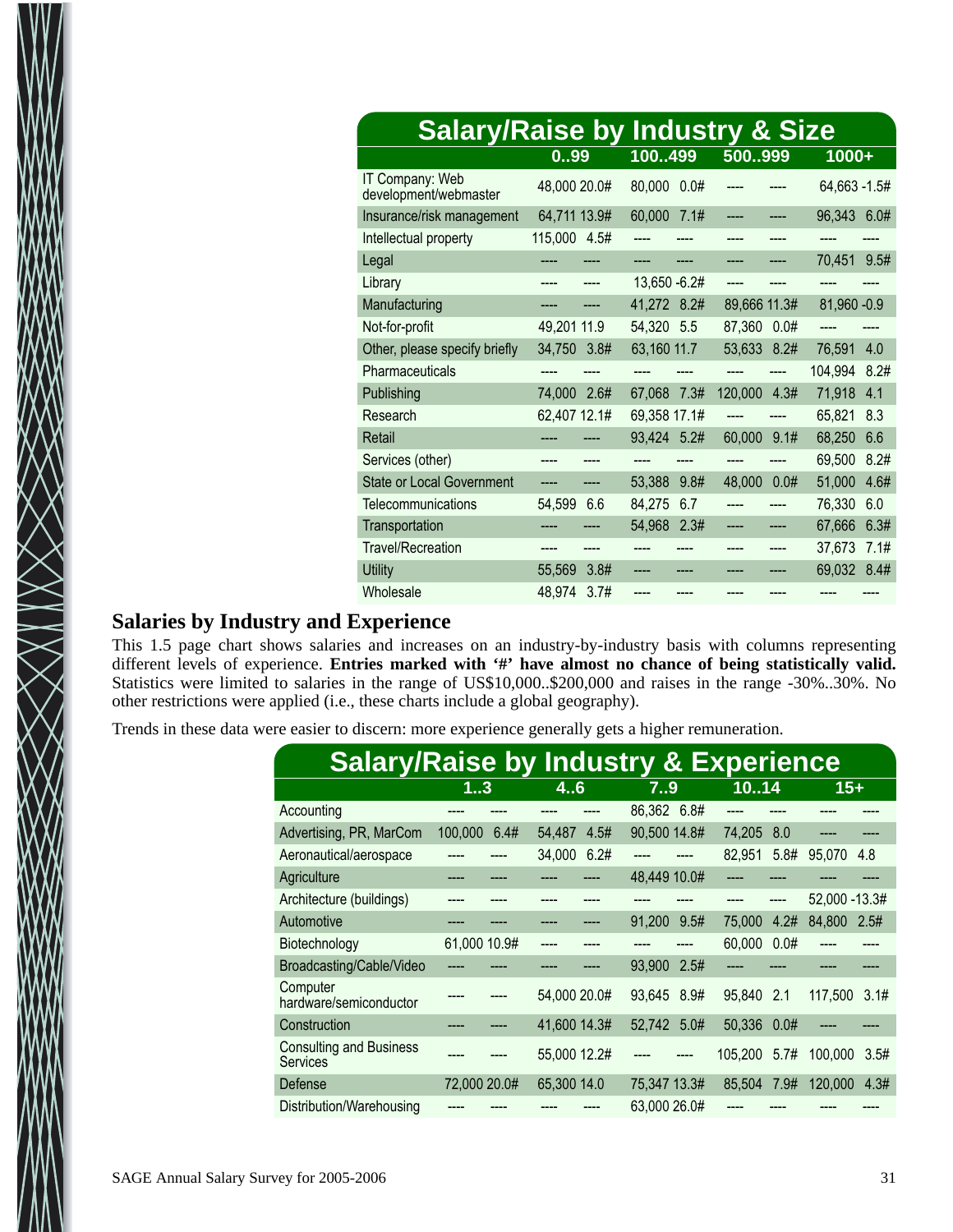| Salary/Raise by Industry & Size | 0..99 | | 100..499 | | 500..999 | | 1000+ | |
|---|---|---|---|---|---|---|---|---|
| IT Company: Web development/webmaster | 48,000 | 20.0# | 80,000 | 0.0# | ---- | ---- | 64,663 | -1.5# |
| Insurance/risk management | 64,711 | 13.9# | 60,000 | 7.1# | ---- | ---- | 96,343 | 6.0# |
| Intellectual property | 115,000 | 4.5# | ---- | ---- | ---- | ---- | ---- | ---- |
| Legal | ---- | ---- | ---- | ---- | ---- | ---- | 70,451 | 9.5# |
| Library | ---- | ---- | 13,650 | -6.2# | ---- | ---- | ---- | ---- |
| Manufacturing | ---- | ---- | 41,272 | 8.2# | 89,666 | 11.3# | 81,960 | -0.9 |
| Not-for-profit | 49,201 | 11.9 | 54,320 | 5.5 | 87,360 | 0.0# | ---- | ---- |
| Other, please specify briefly | 34,750 | 3.8# | 63,160 | 11.7 | 53,633 | 8.2# | 76,591 | 4.0 |
| Pharmaceuticals | ---- | ---- | ---- | ---- | ---- | ---- | 104,994 | 8.2# |
| Publishing | 74,000 | 2.6# | 67,068 | 7.3# | 120,000 | 4.3# | 71,918 | 4.1 |
| Research | 62,407 | 12.1# | 69,358 | 17.1# | ---- | ---- | 65,821 | 8.3 |
| Retail | ---- | ---- | 93,424 | 5.2# | 60,000 | 9.1# | 68,250 | 6.6 |
| Services (other) | ---- | ---- | ---- | ---- | ---- | ---- | 69,500 | 8.2# |
| State or Local Government | ---- | ---- | 53,388 | 9.8# | 48,000 | 0.0# | 51,000 | 4.6# |
| Telecommunications | 54,599 | 6.6 | 84,275 | 6.7 | ---- | ---- | 76,330 | 6.0 |
| Transportation | ---- | ---- | 54,968 | 2.3# | ---- | ---- | 67,666 | 6.3# |
| Travel/Recreation | ---- | ---- | ---- | ---- | ---- | ---- | 37,673 | 7.1# |
| Utility | 55,569 | 3.8# | ---- | ---- | ---- | ---- | 69,032 | 8.4# |
| Wholesale | 48,974 | 3.7# | ---- | ---- | ---- | ---- | ---- | ---- |

## Salaries by Industry and Experience

This 1.5 page chart shows salaries and increases on an industry-by-industry basis with columns representing different levels of experience. **Entries marked with '#' have almost no chance of being statistically valid.** Statistics were limited to salaries in the range of US$10,000..$200,000 and raises in the range -30%..30%. No other restrictions were applied (i.e., these charts include a global geography).

Trends in these data were easier to discern: more experience generally gets a higher remuneration.

| Salary/Raise by Industry & Experience | 1..3 | | 4..6 | | 7..9 | | 10..14 | | 15+ | |
|---|---|---|---|---|---|---|---|---|---|---|
| Accounting | ---- | ---- | ---- | ---- | 86,362 | 6.8# | ---- | ---- | ---- | ---- |
| Advertising, PR, MarCom | 100,000 | 6.4# | 54,487 | 4.5# | 90,500 | 14.8# | 74,205 | 8.0 | ---- | ---- |
| Aeronautical/aerospace | ---- | ---- | 34,000 | 6.2# | ---- | ---- | 82,951 | 5.8# | 95,070 | 4.8 |
| Agriculture | ---- | ---- | ---- | ---- | 48,449 | 10.0# | ---- | ---- | ---- | ---- |
| Architecture (buildings) | ---- | ---- | ---- | ---- | ---- | ---- | ---- | ---- | 52,000 | -13.3# |
| Automotive | ---- | ---- | ---- | ---- | 91,200 | 9.5# | 75,000 | 4.2# | 84,800 | 2.5# |
| Biotechnology | 61,000 | 10.9# | ---- | ---- | ---- | ---- | 60,000 | 0.0# | ---- | ---- |
| Broadcasting/Cable/Video | ---- | ---- | ---- | ---- | 93,900 | 2.5# | ---- | ---- | ---- | ---- |
| Computer hardware/semiconductor | ---- | ---- | 54,000 | 20.0# | 93,645 | 8.9# | 95,840 | 2.1 | 117,500 | 3.1# |
| Construction | ---- | ---- | 41,600 | 14.3# | 52,742 | 5.0# | 50,336 | 0.0# | ---- | ---- |
| Consulting and Business Services | ---- | ---- | 55,000 | 12.2# | ---- | ---- | 105,200 | 5.7# | 100,000 | 3.5# |
| Defense | 72,000 | 20.0# | 65,300 | 14.0 | 75,347 | 13.3# | 85,504 | 7.9# | 120,000 | 4.3# |
| Distribution/Warehousing | ---- | ---- | ---- | ---- | 63,000 | 26.0# | ---- | ---- | ---- | ---- |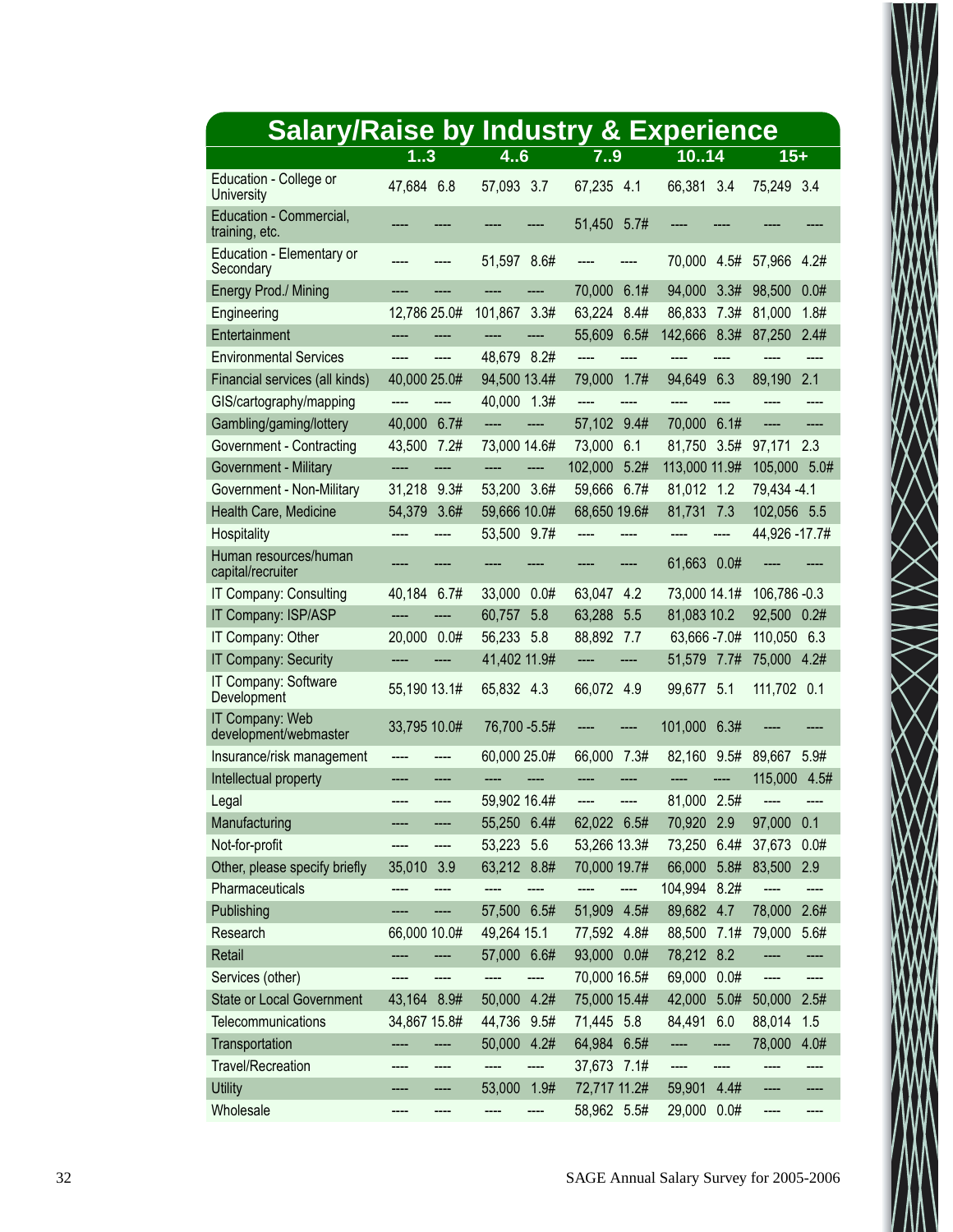## Salary/Raise by Industry & Experience

| | 1..3 | | 4..6 | | 7..9 | | 10..14 | | 15+ | |
|---|---|---|---|---|---|---|---|---|---|---|
| Education - College or University | 47,684 | 6.8 | 57,093 | 3.7 | 67,235 | 4.1 | 66,381 | 3.4 | 75,249 | 3.4 |
| Education - Commercial, training, etc. | ---- | ---- | ---- | ---- | 51,450 | 5.7# | ---- | ---- | ---- | ---- |
| Education - Elementary or Secondary | ---- | ---- | 51,597 | 8.6# | ---- | ---- | 70,000 | 4.5# | 57,966 | 4.2# |
| Energy Prod./ Mining | ---- | ---- | ---- | ---- | 70,000 | 6.1# | 94,000 | 3.3# | 98,500 | 0.0# |
| Engineering | 12,786 | 25.0# | 101,867 | 3.3# | 63,224 | 8.4# | 86,833 | 7.3# | 81,000 | 1.8# |
| Entertainment | ---- | ---- | ---- | ---- | 55,609 | 6.5# | 142,666 | 8.3# | 87,250 | 2.4# |
| Environmental Services | ---- | ---- | 48,679 | 8.2# | ---- | ---- | ---- | ---- | ---- | ---- |
| Financial services (all kinds) | 40,000 | 25.0# | 94,500 | 13.4# | 79,000 | 1.7# | 94,649 | 6.3 | 89,190 | 2.1 |
| GIS/cartography/mapping | ---- | ---- | 40,000 | 1.3# | ---- | ---- | ---- | ---- | ---- | ---- |
| Gambling/gaming/lottery | 40,000 | 6.7# | ---- | ---- | 57,102 | 9.4# | 70,000 | 6.1# | ---- | ---- |
| Government - Contracting | 43,500 | 7.2# | 73,000 | 14.6# | 73,000 | 6.1 | 81,750 | 3.5# | 97,171 | 2.3 |
| Government - Military | ---- | ---- | ---- | ---- | 102,000 | 5.2# | 113,000 | 11.9# | 105,000 | 5.0# |
| Government - Non-Military | 31,218 | 9.3# | 53,200 | 3.6# | 59,666 | 6.7# | 81,012 | 1.2 | 79,434 | -4.1 |
| Health Care, Medicine | 54,379 | 3.6# | 59,666 | 10.0# | 68,650 | 19.6# | 81,731 | 7.3 | 102,056 | 5.5 |
| Hospitality | ---- | ---- | 53,500 | 9.7# | ---- | ---- | ---- | ---- | 44,926 | -17.7# |
| Human resources/human capital/recruiter | ---- | ---- | ---- | ---- | ---- | ---- | 61,663 | 0.0# | ---- | ---- |
| IT Company: Consulting | 40,184 | 6.7# | 33,000 | 0.0# | 63,047 | 4.2 | 73,000 | 14.1# | 106,786 | -0.3 |
| IT Company: ISP/ASP | ---- | ---- | 60,757 | 5.8 | 63,288 | 5.5 | 81,083 | 10.2 | 92,500 | 0.2# |
| IT Company: Other | 20,000 | 0.0# | 56,233 | 5.8 | 88,892 | 7.7 | 63,666 | -7.0# | 110,050 | 6.3 |
| IT Company: Security | ---- | ---- | 41,402 | 11.9# | ---- | ---- | 51,579 | 7.7# | 75,000 | 4.2# |
| IT Company: Software Development | 55,190 | 13.1# | 65,832 | 4.3 | 66,072 | 4.9 | 99,677 | 5.1 | 111,702 | 0.1 |
| IT Company: Web development/webmaster | 33,795 | 10.0# | 76,700 | -5.5# | ---- | ---- | 101,000 | 6.3# | ---- | ---- |
| Insurance/risk management | ---- | ---- | 60,000 | 25.0# | 66,000 | 7.3# | 82,160 | 9.5# | 89,667 | 5.9# |
| Intellectual property | ---- | ---- | ---- | ---- | ---- | ---- | ---- | ---- | 115,000 | 4.5# |
| Legal | ---- | ---- | 59,902 | 16.4# | ---- | ---- | 81,000 | 2.5# | ---- | ---- |
| Manufacturing | ---- | ---- | 55,250 | 6.4# | 62,022 | 6.5# | 70,920 | 2.9 | 97,000 | 0.1 |
| Not-for-profit | ---- | ---- | 53,223 | 5.6 | 53,266 | 13.3# | 73,250 | 6.4# | 37,673 | 0.0# |
| Other, please specify briefly | 35,010 | 3.9 | 63,212 | 8.8# | 70,000 | 19.7# | 66,000 | 5.8# | 83,500 | 2.9 |
| Pharmaceuticals | ---- | ---- | ---- | ---- | ---- | ---- | 104,994 | 8.2# | ---- | ---- |
| Publishing | ---- | ---- | 57,500 | 6.5# | 51,909 | 4.5# | 89,682 | 4.7 | 78,000 | 2.6# |
| Research | 66,000 | 10.0# | 49,264 | 15.1 | 77,592 | 4.8# | 88,500 | 7.1# | 79,000 | 5.6# |
| Retail | ---- | ---- | 57,000 | 6.6# | 93,000 | 0.0# | 78,212 | 8.2 | ---- | ---- |
| Services (other) | ---- | ---- | ---- | ---- | 70,000 | 16.5# | 69,000 | 0.0# | ---- | ---- |
| State or Local Government | 43,164 | 8.9# | 50,000 | 4.2# | 75,000 | 15.4# | 42,000 | 5.0# | 50,000 | 2.5# |
| Telecommunications | 34,867 | 15.8# | 44,736 | 9.5# | 71,445 | 5.8 | 84,491 | 6.0 | 88,014 | 1.5 |
| Transportation | ---- | ---- | 50,000 | 4.2# | 64,984 | 6.5# | ---- | ---- | 78,000 | 4.0# |
| Travel/Recreation | ---- | ---- | ---- | ---- | 37,673 | 7.1# | ---- | ---- | ---- | ---- |
| Utility | ---- | ---- | 53,000 | 1.9# | 72,717 | 11.2# | 59,901 | 4.4# | ---- | ---- |
| Wholesale | ---- | ---- | ---- | ---- | 58,962 | 5.5# | 29,000 | 0.0# | ---- | ---- |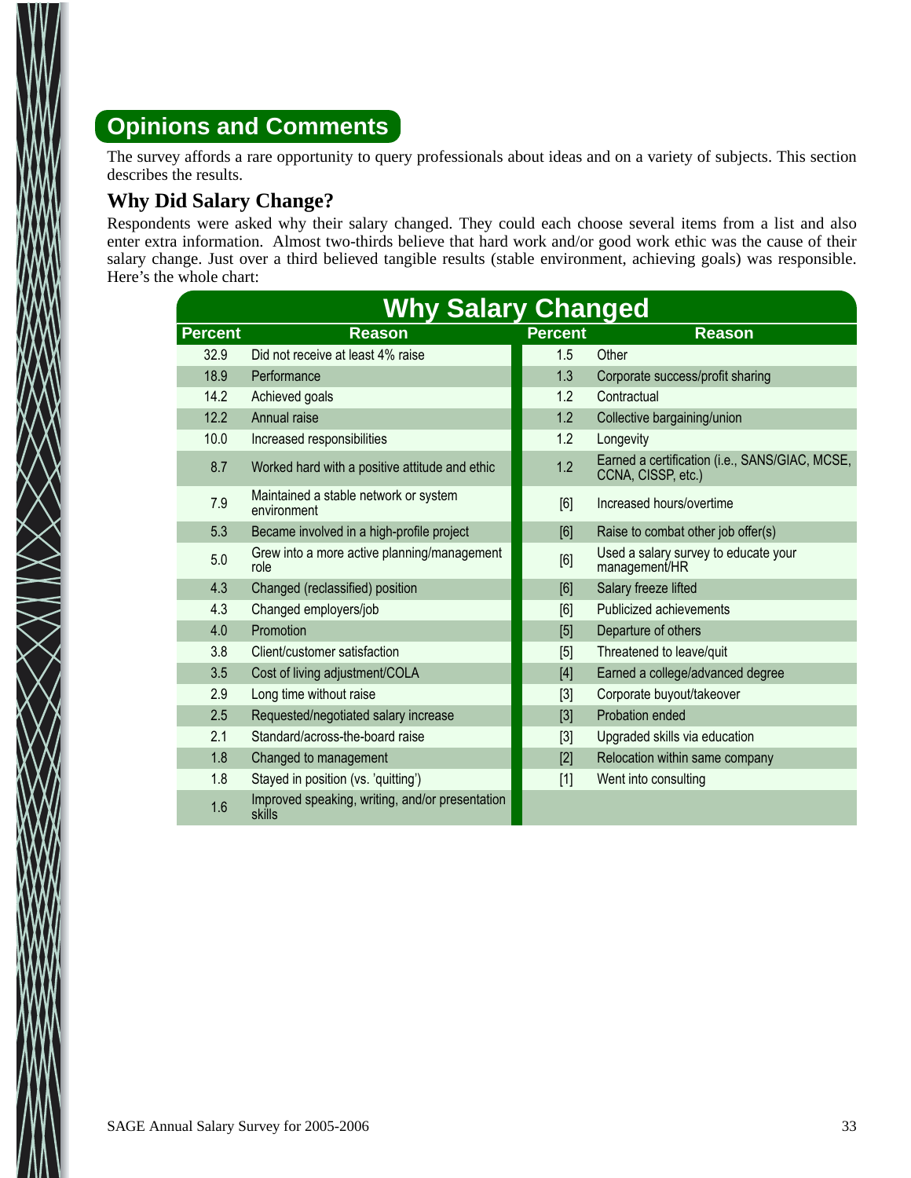## Opinions and Comments

The survey affords a rare opportunity to query professionals about ideas and on a variety of subjects. This section describes the results.

### Why Did Salary Change?

Respondents were asked why their salary changed. They could each choose several items from a list and also enter extra information. Almost two-thirds believe that hard work and/or good work ethic was the cause of their salary change. Just over a third believed tangible results (stable environment, achieving goals) was responsible. Here's the whole chart:

**Why Salary Changed**

| Percent | Reason | Percent | Reason |
|---|---|---|---|
| 32.9 | Did not receive at least 4% raise | 1.5 | Other |
| 18.9 | Performance | 1.3 | Corporate success/profit sharing |
| 14.2 | Achieved goals | 1.2 | Contractual |
| 12.2 | Annual raise | 1.2 | Collective bargaining/union |
| 10.0 | Increased responsibilities | 1.2 | Longevity |
| 8.7 | Worked hard with a positive attitude and ethic | 1.2 | Earned a certification (i.e., SANS/GIAC, MCSE, CCNA, CISSP, etc.) |
| 7.9 | Maintained a stable network or system environment | [6] | Increased hours/overtime |
| 5.3 | Became involved in a high-profile project | [6] | Raise to combat other job offer(s) |
| 5.0 | Grew into a more active planning/management role | [6] | Used a salary survey to educate your management/HR |
| 4.3 | Changed (reclassified) position | [6] | Salary freeze lifted |
| 4.3 | Changed employers/job | [6] | Publicized achievements |
| 4.0 | Promotion | [5] | Departure of others |
| 3.8 | Client/customer satisfaction | [5] | Threatened to leave/quit |
| 3.5 | Cost of living adjustment/COLA | [4] | Earned a college/advanced degree |
| 2.9 | Long time without raise | [3] | Corporate buyout/takeover |
| 2.5 | Requested/negotiated salary increase | [3] | Probation ended |
| 2.1 | Standard/across-the-board raise | [3] | Upgraded skills via education |
| 1.8 | Changed to management | [2] | Relocation within same company |
| 1.8 | Stayed in position (vs. 'quitting') | [1] | Went into consulting |
| 1.6 | Improved speaking, writing, and/or presentation skills | | |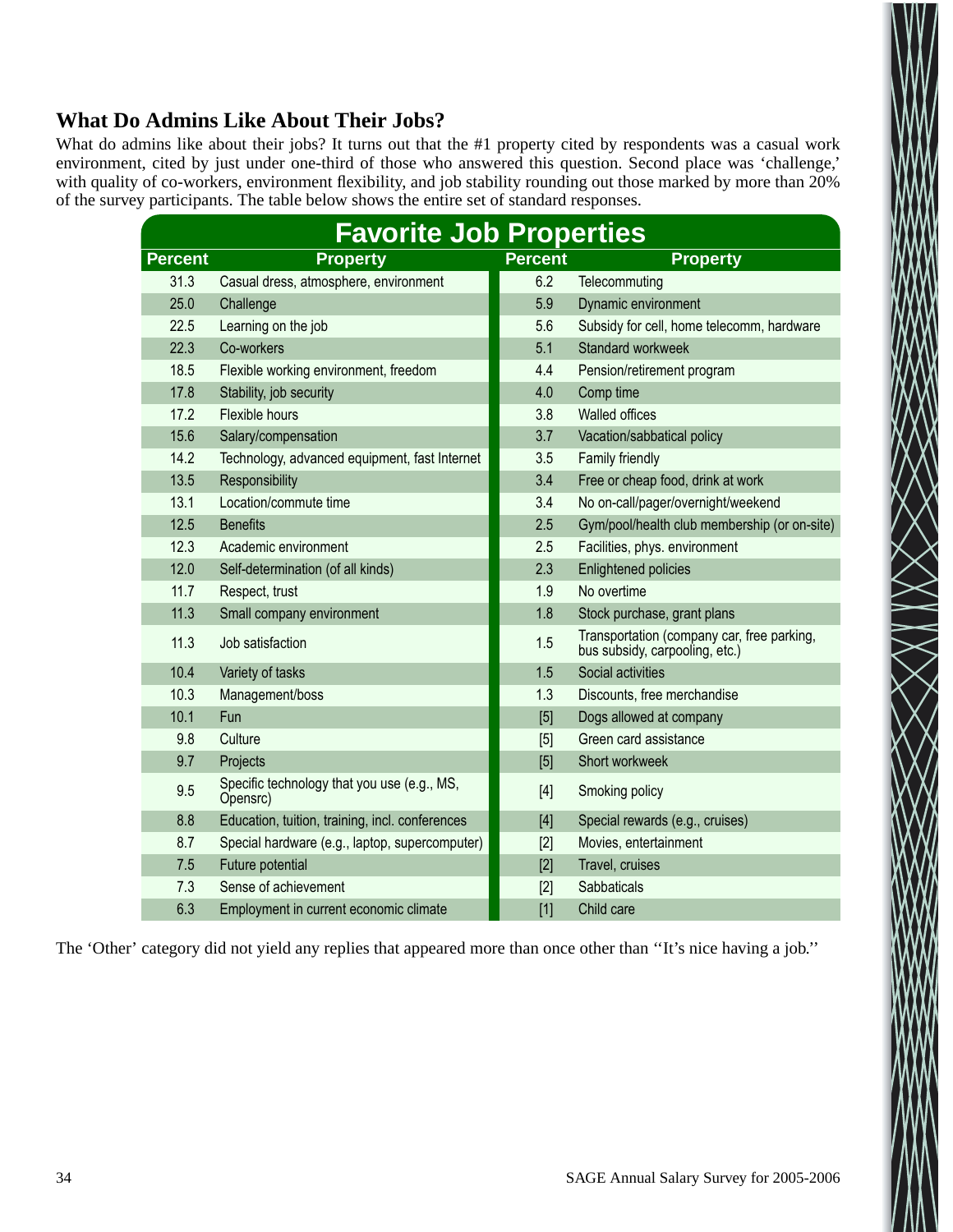## What Do Admins Like About Their Jobs?

What do admins like about their jobs? It turns out that the #1 property cited by respondents was a casual work environment, cited by just under one-third of those who answered this question. Second place was 'challenge,' with quality of co-workers, environment flexibility, and job stability rounding out those marked by more than 20% of the survey participants. The table below shows the entire set of standard responses.

| Favorite Job Properties | | | |
|---|---|---|---|
| **Percent** | **Property** | **Percent** | **Property** |
| 31.3 | Casual dress, atmosphere, environment | 6.2 | Telecommuting |
| 25.0 | Challenge | 5.9 | Dynamic environment |
| 22.5 | Learning on the job | 5.6 | Subsidy for cell, home telecomm, hardware |
| 22.3 | Co-workers | 5.1 | Standard workweek |
| 18.5 | Flexible working environment, freedom | 4.4 | Pension/retirement program |
| 17.8 | Stability, job security | 4.0 | Comp time |
| 17.2 | Flexible hours | 3.8 | Walled offices |
| 15.6 | Salary/compensation | 3.7 | Vacation/sabbatical policy |
| 14.2 | Technology, advanced equipment, fast Internet | 3.5 | Family friendly |
| 13.5 | Responsibility | 3.4 | Free or cheap food, drink at work |
| 13.1 | Location/commute time | 3.4 | No on-call/pager/overnight/weekend |
| 12.5 | Benefits | 2.5 | Gym/pool/health club membership (or on-site) |
| 12.3 | Academic environment | 2.5 | Facilities, phys. environment |
| 12.0 | Self-determination (of all kinds) | 2.3 | Enlightened policies |
| 11.7 | Respect, trust | 1.9 | No overtime |
| 11.3 | Small company environment | 1.8 | Stock purchase, grant plans |
| 11.3 | Job satisfaction | 1.5 | Transportation (company car, free parking, bus subsidy, carpooling, etc.) |
| 10.4 | Variety of tasks | 1.5 | Social activities |
| 10.3 | Management/boss | 1.3 | Discounts, free merchandise |
| 10.1 | Fun | [5] | Dogs allowed at company |
| 9.8 | Culture | [5] | Green card assistance |
| 9.7 | Projects | [5] | Short workweek |
| 9.5 | Specific technology that you use (e.g., MS, Opensrc) | [4] | Smoking policy |
| 8.8 | Education, tuition, training, incl. conferences | [4] | Special rewards (e.g., cruises) |
| 8.7 | Special hardware (e.g., laptop, supercomputer) | [2] | Movies, entertainment |
| 7.5 | Future potential | [2] | Travel, cruises |
| 7.3 | Sense of achievement | [2] | Sabbaticals |
| 6.3 | Employment in current economic climate | [1] | Child care |

The 'Other' category did not yield any replies that appeared more than once other than ''It's nice having a job.''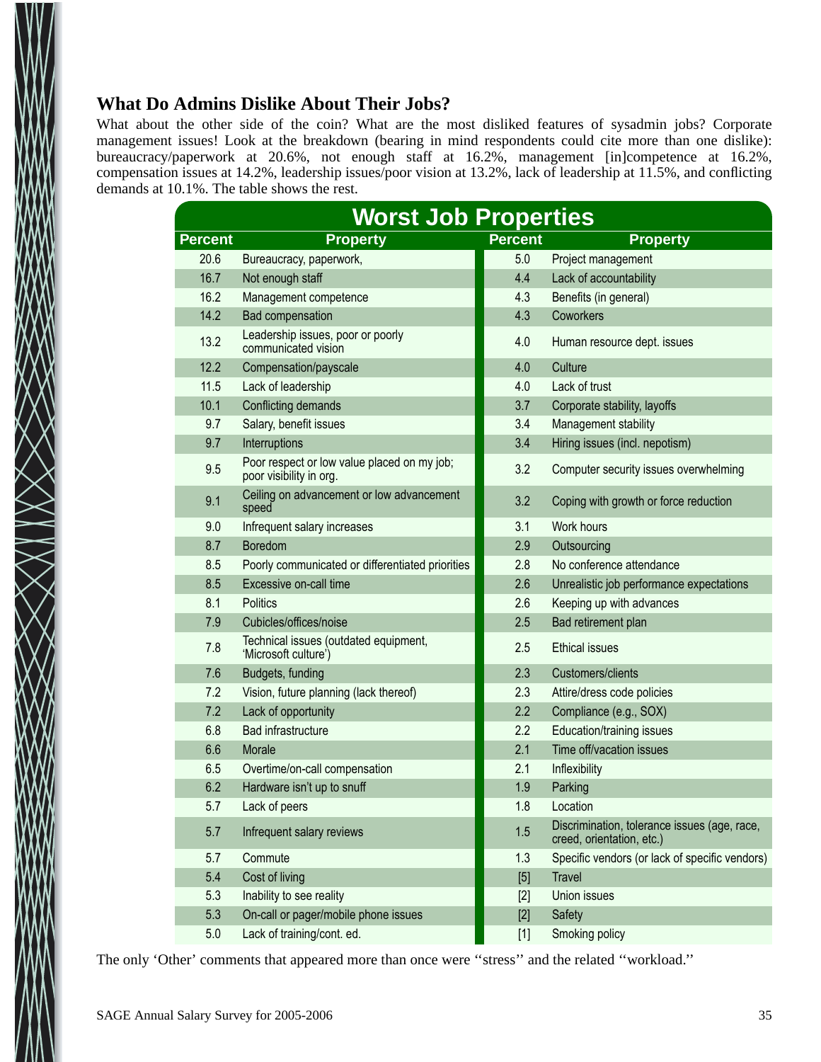### What Do Admins Dislike About Their Jobs?

What about the other side of the coin? What are the most disliked features of sysadmin jobs? Corporate management issues! Look at the breakdown (bearing in mind respondents could cite more than one dislike): bureaucracy/paperwork at 20.6%, not enough staff at 16.2%, management [in]competence at 16.2%, compensation issues at 14.2%, leadership issues/poor vision at 13.2%, lack of leadership at 11.5%, and conflicting demands at 10.1%. The table shows the rest.

**Worst Job Properties**

| Percent | Property | Percent | Property |
|---|---|---|---|
| 20.6 | Bureaucracy, paperwork, | 5.0 | Project management |
| 16.7 | Not enough staff | 4.4 | Lack of accountability |
| 16.2 | Management competence | 4.3 | Benefits (in general) |
| 14.2 | Bad compensation | 4.3 | Coworkers |
| 13.2 | Leadership issues, poor or poorly communicated vision | 4.0 | Human resource dept. issues |
| 12.2 | Compensation/payscale | 4.0 | Culture |
| 11.5 | Lack of leadership | 4.0 | Lack of trust |
| 10.1 | Conflicting demands | 3.7 | Corporate stability, layoffs |
| 9.7 | Salary, benefit issues | 3.4 | Management stability |
| 9.7 | Interruptions | 3.4 | Hiring issues (incl. nepotism) |
| 9.5 | Poor respect or low value placed on my job; poor visibility in org. | 3.2 | Computer security issues overwhelming |
| 9.1 | Ceiling on advancement or low advancement speed | 3.2 | Coping with growth or force reduction |
| 9.0 | Infrequent salary increases | 3.1 | Work hours |
| 8.7 | Boredom | 2.9 | Outsourcing |
| 8.5 | Poorly communicated or differentiated priorities | 2.8 | No conference attendance |
| 8.5 | Excessive on-call time | 2.6 | Unrealistic job performance expectations |
| 8.1 | Politics | 2.6 | Keeping up with advances |
| 7.9 | Cubicles/offices/noise | 2.5 | Bad retirement plan |
| 7.8 | Technical issues (outdated equipment, 'Microsoft culture') | 2.5 | Ethical issues |
| 7.6 | Budgets, funding | 2.3 | Customers/clients |
| 7.2 | Vision, future planning (lack thereof) | 2.3 | Attire/dress code policies |
| 7.2 | Lack of opportunity | 2.2 | Compliance (e.g., SOX) |
| 6.8 | Bad infrastructure | 2.2 | Education/training issues |
| 6.6 | Morale | 2.1 | Time off/vacation issues |
| 6.5 | Overtime/on-call compensation | 2.1 | Inflexibility |
| 6.2 | Hardware isn't up to snuff | 1.9 | Parking |
| 5.7 | Lack of peers | 1.8 | Location |
| 5.7 | Infrequent salary reviews | 1.5 | Discrimination, tolerance issues (age, race, creed, orientation, etc.) |
| 5.7 | Commute | 1.3 | Specific vendors (or lack of specific vendors) |
| 5.4 | Cost of living | [5] | Travel |
| 5.3 | Inability to see reality | [2] | Union issues |
| 5.3 | On-call or pager/mobile phone issues | [2] | Safety |
| 5.0 | Lack of training/cont. ed. | [1] | Smoking policy |

The only 'Other' comments that appeared more than once were ''stress'' and the related ''workload.''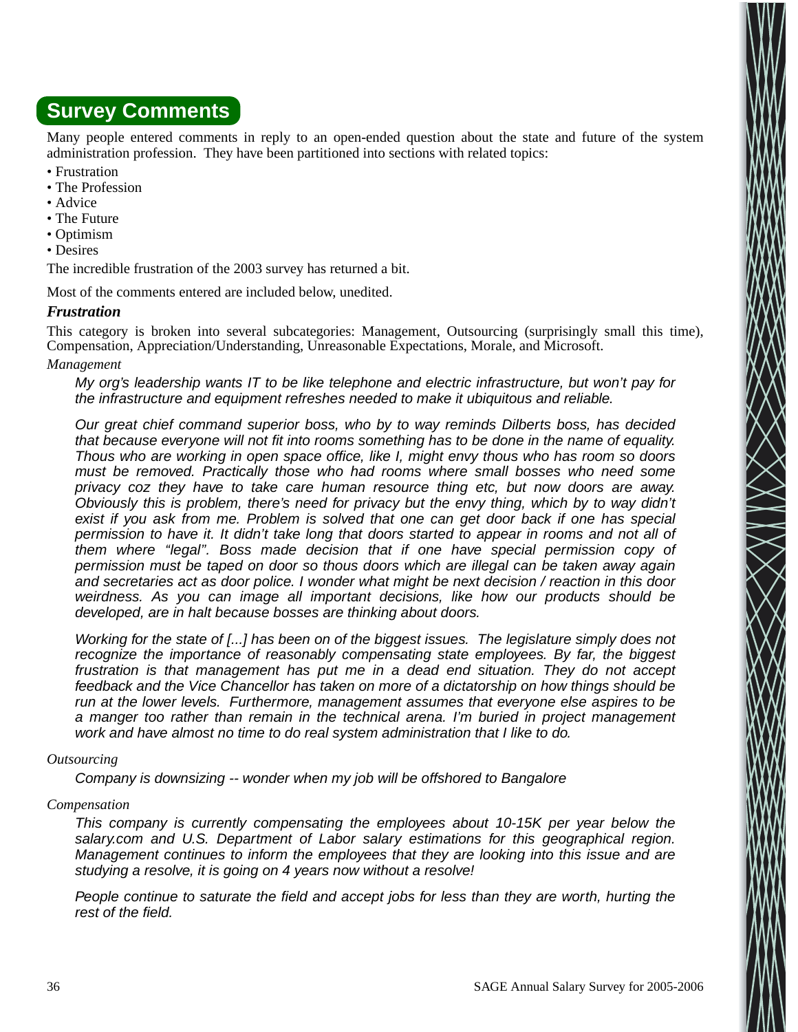## Survey Comments

Many people entered comments in reply to an open-ended question about the state and future of the system administration profession. They have been partitioned into sections with related topics:

- Frustration
- The Profession
- Advice
- The Future
- Optimism
- Desires

The incredible frustration of the 2003 survey has returned a bit.

Most of the comments entered are included below, unedited.

### *Frustration*

This category is broken into several subcategories: Management, Outsourcing (surprisingly small this time), Compensation, Appreciation/Understanding, Unreasonable Expectations, Morale, and Microsoft.

*Management*

> *My org's leadership wants IT to be like telephone and electric infrastructure, but won't pay for the infrastructure and equipment refreshes needed to make it ubiquitous and reliable.*
>
> *Our great chief command superior boss, who by to way reminds Dilberts boss, has decided that because everyone will not fit into rooms something has to be done in the name of equality. Thous who are working in open space office, like I, might envy thous who has room so doors must be removed. Practically those who had rooms where small bosses who need some privacy coz they have to take care human resource thing etc, but now doors are away. Obviously this is problem, there's need for privacy but the envy thing, which by to way didn't exist if you ask from me. Problem is solved that one can get door back if one has special permission to have it. It didn't take long that doors started to appear in rooms and not all of them where "legal". Boss made decision that if one have special permission copy of permission must be taped on door so thous doors which are illegal can be taken away again and secretaries act as door police. I wonder what might be next decision / reaction in this door weirdness. As you can image all important decisions, like how our products should be developed, are in halt because bosses are thinking about doors.*
>
> *Working for the state of [...] has been on of the biggest issues. The legislature simply does not recognize the importance of reasonably compensating state employees. By far, the biggest frustration is that management has put me in a dead end situation. They do not accept feedback and the Vice Chancellor has taken on more of a dictatorship on how things should be run at the lower levels. Furthermore, management assumes that everyone else aspires to be a manger too rather than remain in the technical arena. I'm buried in project management work and have almost no time to do real system administration that I like to do.*

*Outsourcing*

> *Company is downsizing -- wonder when my job will be offshored to Bangalore*

*Compensation*

> *This company is currently compensating the employees about 10-15K per year below the salary.com and U.S. Department of Labor salary estimations for this geographical region. Management continues to inform the employees that they are looking into this issue and are studying a resolve, it is going on 4 years now without a resolve!*
>
> *People continue to saturate the field and accept jobs for less than they are worth, hurting the rest of the field.*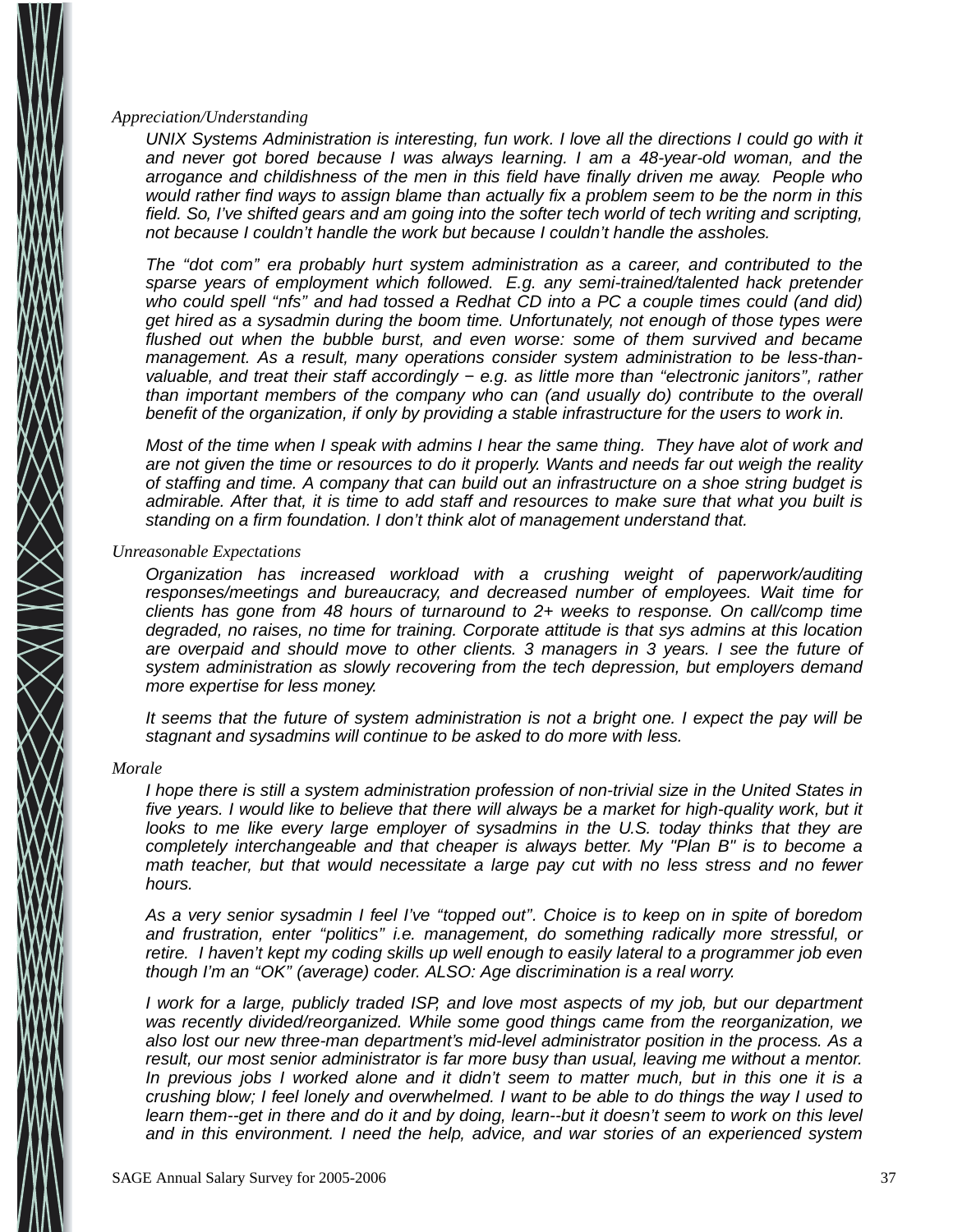*Appreciation/Understanding*

*UNIX Systems Administration is interesting, fun work. I love all the directions I could go with it and never got bored because I was always learning. I am a 48-year-old woman, and the arrogance and childishness of the men in this field have finally driven me away. People who would rather find ways to assign blame than actually fix a problem seem to be the norm in this field. So, I've shifted gears and am going into the softer tech world of tech writing and scripting, not because I couldn't handle the work but because I couldn't handle the assholes.*

*The "dot com" era probably hurt system administration as a career, and contributed to the sparse years of employment which followed. E.g. any semi-trained/talented hack pretender who could spell "nfs" and had tossed a Redhat CD into a PC a couple times could (and did) get hired as a sysadmin during the boom time. Unfortunately, not enough of those types were flushed out when the bubble burst, and even worse: some of them survived and became management. As a result, many operations consider system administration to be less-than-valuable, and treat their staff accordingly − e.g. as little more than "electronic janitors", rather than important members of the company who can (and usually do) contribute to the overall benefit of the organization, if only by providing a stable infrastructure for the users to work in.*

*Most of the time when I speak with admins I hear the same thing. They have alot of work and are not given the time or resources to do it properly. Wants and needs far out weigh the reality of staffing and time. A company that can build out an infrastructure on a shoe string budget is admirable. After that, it is time to add staff and resources to make sure that what you built is standing on a firm foundation. I don't think alot of management understand that.*

*Unreasonable Expectations*

*Organization has increased workload with a crushing weight of paperwork/auditing responses/meetings and bureaucracy, and decreased number of employees. Wait time for clients has gone from 48 hours of turnaround to 2+ weeks to response. On call/comp time degraded, no raises, no time for training. Corporate attitude is that sys admins at this location are overpaid and should move to other clients. 3 managers in 3 years. I see the future of system administration as slowly recovering from the tech depression, but employers demand more expertise for less money.*

*It seems that the future of system administration is not a bright one. I expect the pay will be stagnant and sysadmins will continue to be asked to do more with less.*

*Morale*

*I hope there is still a system administration profession of non-trivial size in the United States in five years. I would like to believe that there will always be a market for high-quality work, but it looks to me like every large employer of sysadmins in the U.S. today thinks that they are completely interchangeable and that cheaper is always better. My "Plan B" is to become a math teacher, but that would necessitate a large pay cut with no less stress and no fewer hours.*

*As a very senior sysadmin I feel I've "topped out". Choice is to keep on in spite of boredom and frustration, enter "politics" i.e. management, do something radically more stressful, or retire. I haven't kept my coding skills up well enough to easily lateral to a programmer job even though I'm an "OK" (average) coder. ALSO: Age discrimination is a real worry.*

*I work for a large, publicly traded ISP, and love most aspects of my job, but our department was recently divided/reorganized. While some good things came from the reorganization, we also lost our new three-man department's mid-level administrator position in the process. As a result, our most senior administrator is far more busy than usual, leaving me without a mentor. In previous jobs I worked alone and it didn't seem to matter much, but in this one it is a crushing blow; I feel lonely and overwhelmed. I want to be able to do things the way I used to learn them--get in there and do it and by doing, learn--but it doesn't seem to work on this level and in this environment. I need the help, advice, and war stories of an experienced system*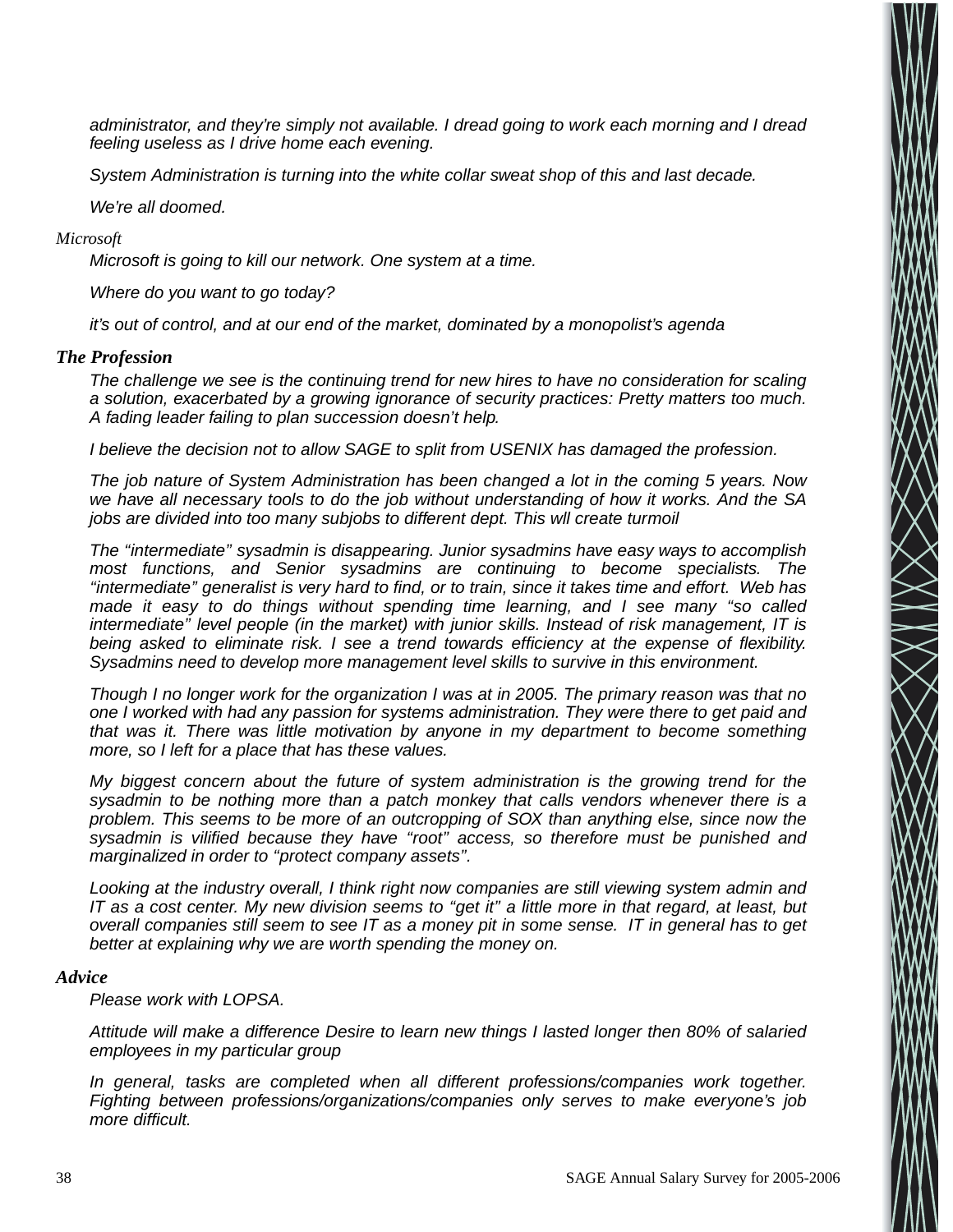*administrator, and they're simply not available. I dread going to work each morning and I dread feeling useless as I drive home each evening.*

*System Administration is turning into the white collar sweat shop of this and last decade.*

*We're all doomed.*

### *Microsoft*

*Microsoft is going to kill our network. One system at a time.*

*Where do you want to go today?*

*it's out of control, and at our end of the market, dominated by a monopolist's agenda*

### *The Profession*

*The challenge we see is the continuing trend for new hires to have no consideration for scaling a solution, exacerbated by a growing ignorance of security practices: Pretty matters too much. A fading leader failing to plan succession doesn't help.*

*I believe the decision not to allow SAGE to split from USENIX has damaged the profession.*

*The job nature of System Administration has been changed a lot in the coming 5 years. Now we have all necessary tools to do the job without understanding of how it works. And the SA jobs are divided into too many subjobs to different dept. This wll create turmoil*

*The "intermediate" sysadmin is disappearing. Junior sysadmins have easy ways to accomplish most functions, and Senior sysadmins are continuing to become specialists. The "intermediate" generalist is very hard to find, or to train, since it takes time and effort. Web has made it easy to do things without spending time learning, and I see many "so called intermediate" level people (in the market) with junior skills. Instead of risk management, IT is being asked to eliminate risk. I see a trend towards efficiency at the expense of flexibility. Sysadmins need to develop more management level skills to survive in this environment.*

*Though I no longer work for the organization I was at in 2005. The primary reason was that no one I worked with had any passion for systems administration. They were there to get paid and that was it. There was little motivation by anyone in my department to become something more, so I left for a place that has these values.*

*My biggest concern about the future of system administration is the growing trend for the sysadmin to be nothing more than a patch monkey that calls vendors whenever there is a problem. This seems to be more of an outcropping of SOX than anything else, since now the sysadmin is vilified because they have "root" access, so therefore must be punished and marginalized in order to "protect company assets".*

*Looking at the industry overall, I think right now companies are still viewing system admin and IT as a cost center. My new division seems to "get it" a little more in that regard, at least, but overall companies still seem to see IT as a money pit in some sense. IT in general has to get better at explaining why we are worth spending the money on.*

### *Advice*

*Please work with LOPSA.*

*Attitude will make a difference Desire to learn new things I lasted longer then 80% of salaried employees in my particular group*

*In general, tasks are completed when all different professions/companies work together. Fighting between professions/organizations/companies only serves to make everyone's job more difficult.*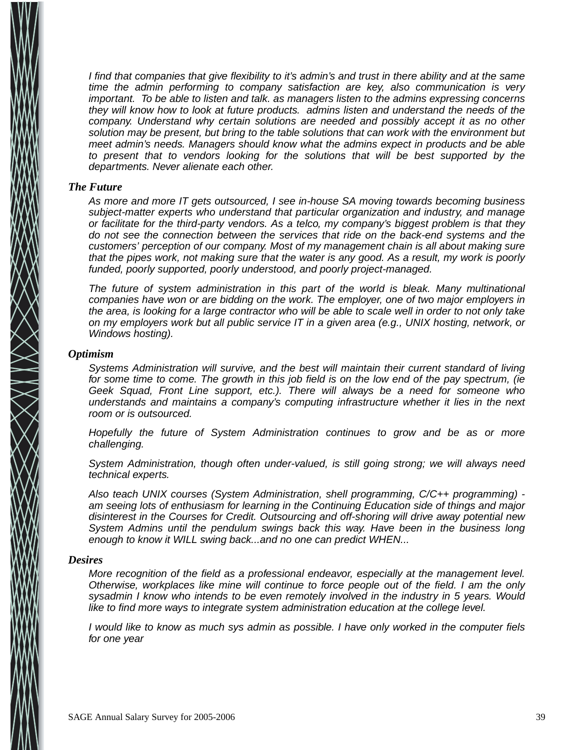*I find that companies that give flexibility to it's admin's and trust in there ability and at the same time the admin performing to company satisfaction are key, also communication is very important. To be able to listen and talk. as managers listen to the admins expressing concerns they will know how to look at future products. admins listen and understand the needs of the company. Understand why certain solutions are needed and possibly accept it as no other solution may be present, but bring to the table solutions that can work with the environment but meet admin's needs. Managers should know what the admins expect in products and be able to present that to vendors looking for the solutions that will be best supported by the departments. Never alienate each other.*

### The Future

*As more and more IT gets outsourced, I see in-house SA moving towards becoming business subject-matter experts who understand that particular organization and industry, and manage or facilitate for the third-party vendors. As a telco, my company's biggest problem is that they do not see the connection between the services that ride on the back-end systems and the customers' perception of our company. Most of my management chain is all about making sure that the pipes work, not making sure that the water is any good. As a result, my work is poorly funded, poorly supported, poorly understood, and poorly project-managed.*

*The future of system administration in this part of the world is bleak. Many multinational companies have won or are bidding on the work. The employer, one of two major employers in the area, is looking for a large contractor who will be able to scale well in order to not only take on my employers work but all public service IT in a given area (e.g., UNIX hosting, network, or Windows hosting).*

### Optimism

*Systems Administration will survive, and the best will maintain their current standard of living for some time to come. The growth in this job field is on the low end of the pay spectrum, (ie Geek Squad, Front Line support, etc.). There will always be a need for someone who understands and maintains a company's computing infrastructure whether it lies in the next room or is outsourced.*

*Hopefully the future of System Administration continues to grow and be as or more challenging.*

*System Administration, though often under-valued, is still going strong; we will always need technical experts.*

*Also teach UNIX courses (System Administration, shell programming, C/C++ programming) - am seeing lots of enthusiasm for learning in the Continuing Education side of things and major disinterest in the Courses for Credit. Outsourcing and off-shoring will drive away potential new System Admins until the pendulum swings back this way. Have been in the business long enough to know it WILL swing back...and no one can predict WHEN...*

### Desires

*More recognition of the field as a professional endeavor, especially at the management level. Otherwise, workplaces like mine will continue to force people out of the field. I am the only sysadmin I know who intends to be even remotely involved in the industry in 5 years. Would like to find more ways to integrate system administration education at the college level.*

*I would like to know as much sys admin as possible. I have only worked in the computer fiels for one year*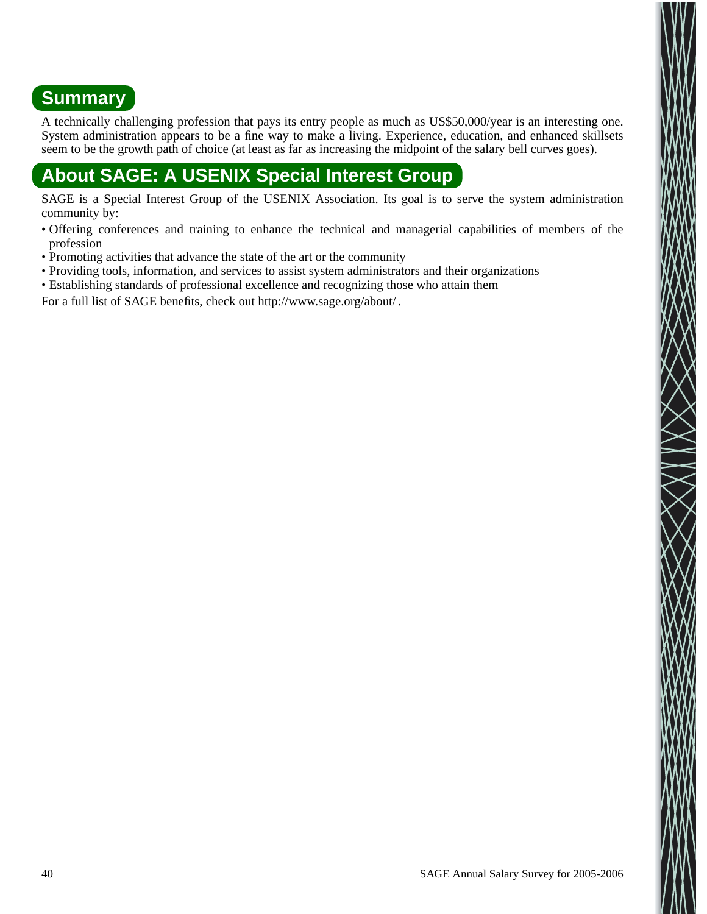## Summary

A technically challenging profession that pays its entry people as much as US$50,000/year is an interesting one. System administration appears to be a fine way to make a living. Experience, education, and enhanced skillsets seem to be the growth path of choice (at least as far as increasing the midpoint of the salary bell curves goes).

## About SAGE: A USENIX Special Interest Group

SAGE is a Special Interest Group of the USENIX Association. Its goal is to serve the system administration community by:

- Offering conferences and training to enhance the technical and managerial capabilities of members of the profession
- Promoting activities that advance the state of the art or the community
- Providing tools, information, and services to assist system administrators and their organizations
- Establishing standards of professional excellence and recognizing those who attain them

For a full list of SAGE benefits, check out http://www.sage.org/about/ .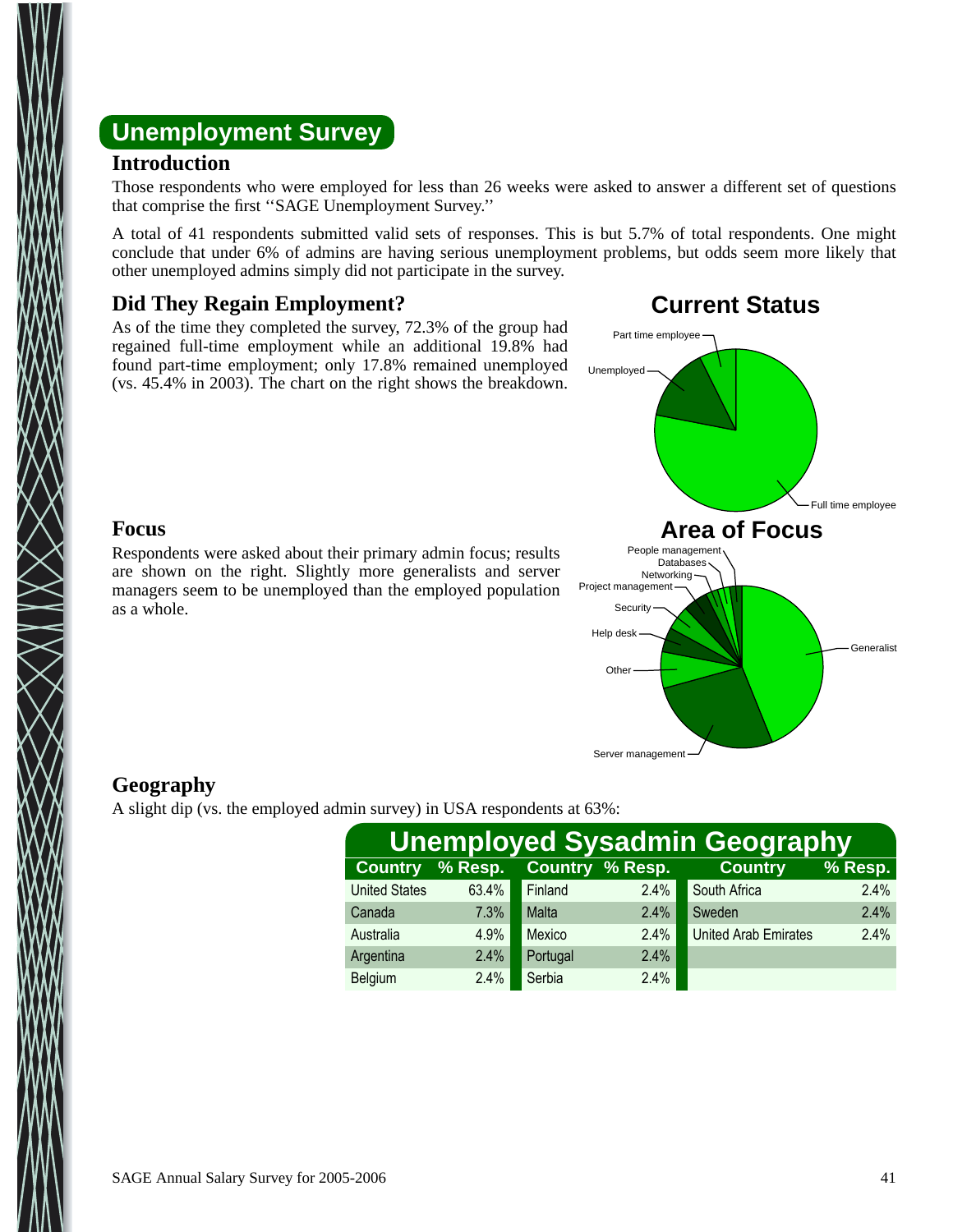## Unemployment Survey

### Introduction

Those respondents who were employed for less than 26 weeks were asked to answer a different set of questions that comprise the first ''SAGE Unemployment Survey.''

A total of 41 respondents submitted valid sets of responses. This is but 5.7% of total respondents. One might conclude that under 6% of admins are having serious unemployment problems, but odds seem more likely that other unemployed admins simply did not participate in the survey.

### Did They Regain Employment?

As of the time they completed the survey, 72.3% of the group had regained full-time employment while an additional 19.8% had found part-time employment; only 17.8% remained unemployed (vs. 45.4% in 2003). The chart on the right shows the breakdown.

**Current Status**

Part time employee
Unemployed
Full time employee

### Focus

Respondents were asked about their primary admin focus; results are shown on the right. Slightly more generalists and server managers seem to be unemployed than the employed population as a whole.

**Area of Focus**

People management
Databases
Networking
Project management
Security
Help desk
Other
Server management
Generalist

### Geography

A slight dip (vs. the employed admin survey) in USA respondents at 63%:

| Unemployed Sysadmin Geography | | | | | |
|---|---|---|---|---|---|
| **Country** | **% Resp.** | **Country** | **% Resp.** | **Country** | **% Resp.** |
| United States | 63.4% | Finland | 2.4% | South Africa | 2.4% |
| Canada | 7.3% | Malta | 2.4% | Sweden | 2.4% |
| Australia | 4.9% | Mexico | 2.4% | United Arab Emirates | 2.4% |
| Argentina | 2.4% | Portugal | 2.4% | | |
| Belgium | 2.4% | Serbia | 2.4% | | |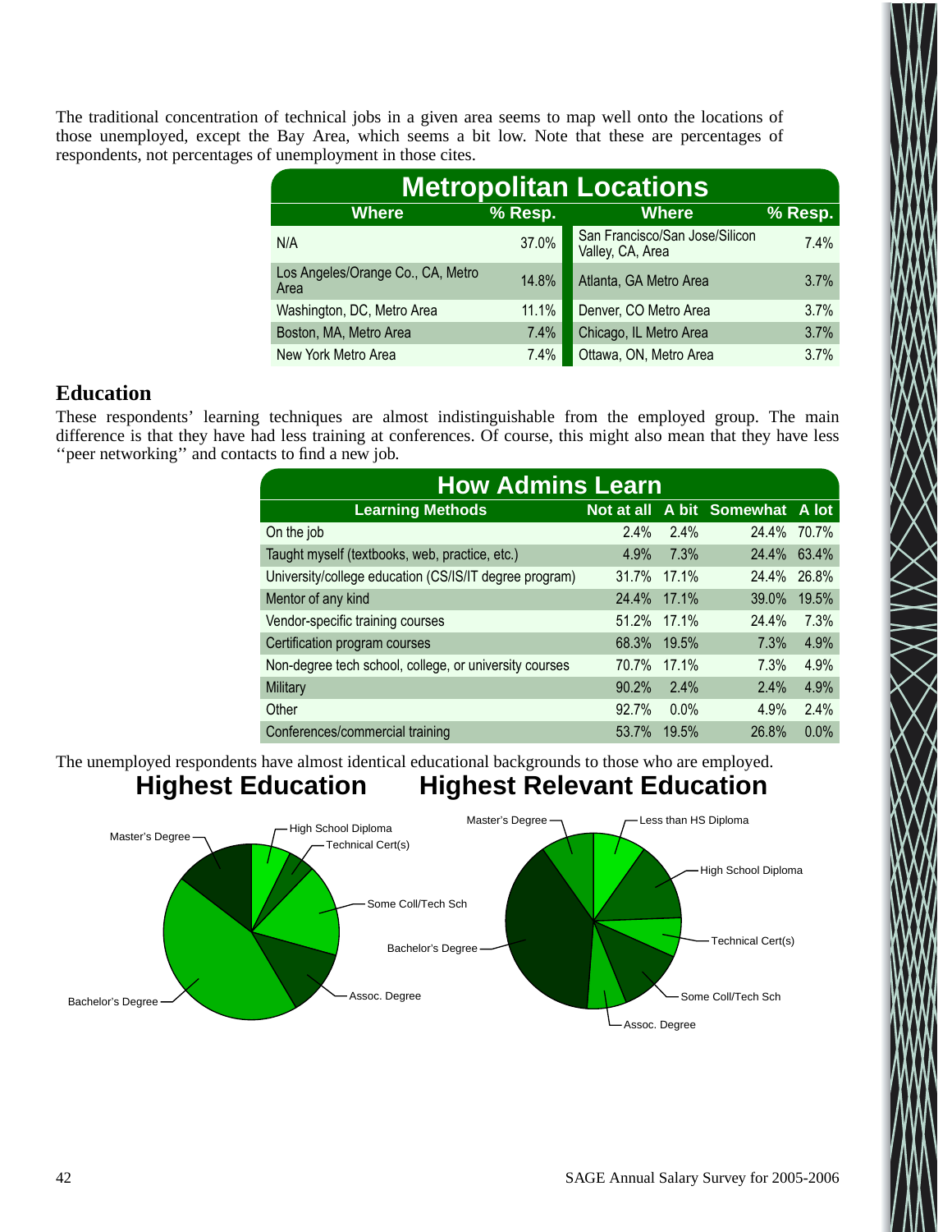The traditional concentration of technical jobs in a given area seems to map well onto the locations of those unemployed, except the Bay Area, which seems a bit low. Note that these are percentages of respondents, not percentages of unemployment in those cites.

| Metropolitan Locations | | | |
|---|---|---|---|
| **Where** | **% Resp.** | **Where** | **% Resp.** |
| N/A | 37.0% | San Francisco/San Jose/Silicon Valley, CA, Area | 7.4% |
| Los Angeles/Orange Co., CA, Metro Area | 14.8% | Atlanta, GA Metro Area | 3.7% |
| Washington, DC, Metro Area | 11.1% | Denver, CO Metro Area | 3.7% |
| Boston, MA, Metro Area | 7.4% | Chicago, IL Metro Area | 3.7% |
| New York Metro Area | 7.4% | Ottawa, ON, Metro Area | 3.7% |

## Education

These respondents' learning techniques are almost indistinguishable from the employed group. The main difference is that they have had less training at conferences. Of course, this might also mean that they have less ''peer networking'' and contacts to find a new job.

| How Admins Learn | | | | |
|---|---|---|---|---|
| **Learning Methods** | **Not at all** | **A bit** | **Somewhat** | **A lot** |
| On the job | 2.4% | 2.4% | 24.4% | 70.7% |
| Taught myself (textbooks, web, practice, etc.) | 4.9% | 7.3% | 24.4% | 63.4% |
| University/college education (CS/IS/IT degree program) | 31.7% | 17.1% | 24.4% | 26.8% |
| Mentor of any kind | 24.4% | 17.1% | 39.0% | 19.5% |
| Vendor-specific training courses | 51.2% | 17.1% | 24.4% | 7.3% |
| Certification program courses | 68.3% | 19.5% | 7.3% | 4.9% |
| Non-degree tech school, college, or university courses | 70.7% | 17.1% | 7.3% | 4.9% |
| Military | 90.2% | 2.4% | 2.4% | 4.9% |
| Other | 92.7% | 0.0% | 4.9% | 2.4% |
| Conferences/commercial training | 53.7% | 19.5% | 26.8% | 0.0% |

The unemployed respondents have almost identical educational backgrounds to those who are employed.

**Highest Education**

Master's Degree, High School Diploma, Technical Cert(s), Some Coll/Tech Sch, Assoc. Degree, Bachelor's Degree

**Highest Relevant Education**

Master's Degree, Less than HS Diploma, High School Diploma, Technical Cert(s), Some Coll/Tech Sch, Assoc. Degree, Bachelor's Degree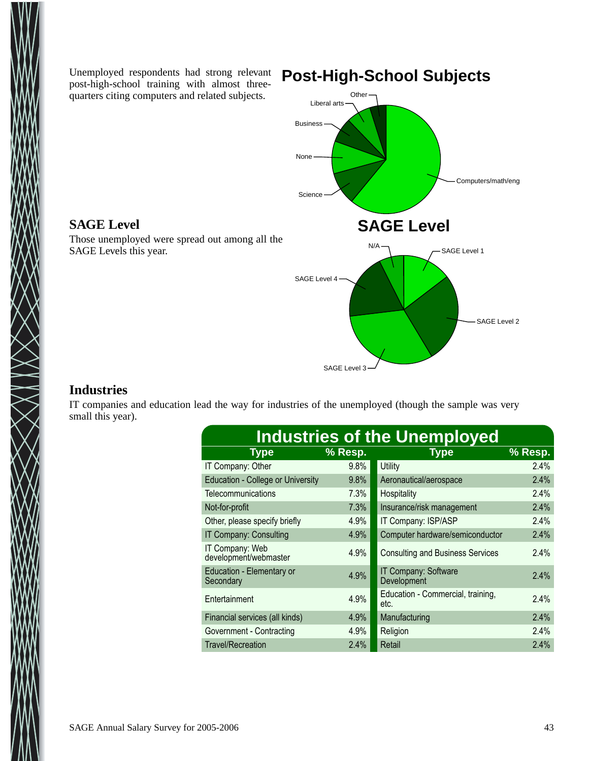Unemployed respondents had strong relevant post-high-school training with almost three-quarters citing computers and related subjects.

**Post-High-School Subjects**

Other
Liberal arts
Business
None
Science
Computers/math/eng

## SAGE Level

Those unemployed were spread out among all the SAGE Levels this year.

**SAGE Level**

N/A
SAGE Level 1
SAGE Level 4
SAGE Level 2
SAGE Level 3

## Industries

IT companies and education lead the way for industries of the unemployed (though the sample was very small this year).

**Industries of the Unemployed**

| Type | % Resp. | Type | % Resp. |
|---|---|---|---|
| IT Company: Other | 9.8% | Utility | 2.4% |
| Education - College or University | 9.8% | Aeronautical/aerospace | 2.4% |
| Telecommunications | 7.3% | Hospitality | 2.4% |
| Not-for-profit | 7.3% | Insurance/risk management | 2.4% |
| Other, please specify briefly | 4.9% | IT Company: ISP/ASP | 2.4% |
| IT Company: Consulting | 4.9% | Computer hardware/semiconductor | 2.4% |
| IT Company: Web development/webmaster | 4.9% | Consulting and Business Services | 2.4% |
| Education - Elementary or Secondary | 4.9% | IT Company: Software Development | 2.4% |
| Entertainment | 4.9% | Education - Commercial, training, etc. | 2.4% |
| Financial services (all kinds) | 4.9% | Manufacturing | 2.4% |
| Government - Contracting | 4.9% | Religion | 2.4% |
| Travel/Recreation | 2.4% | Retail | 2.4% |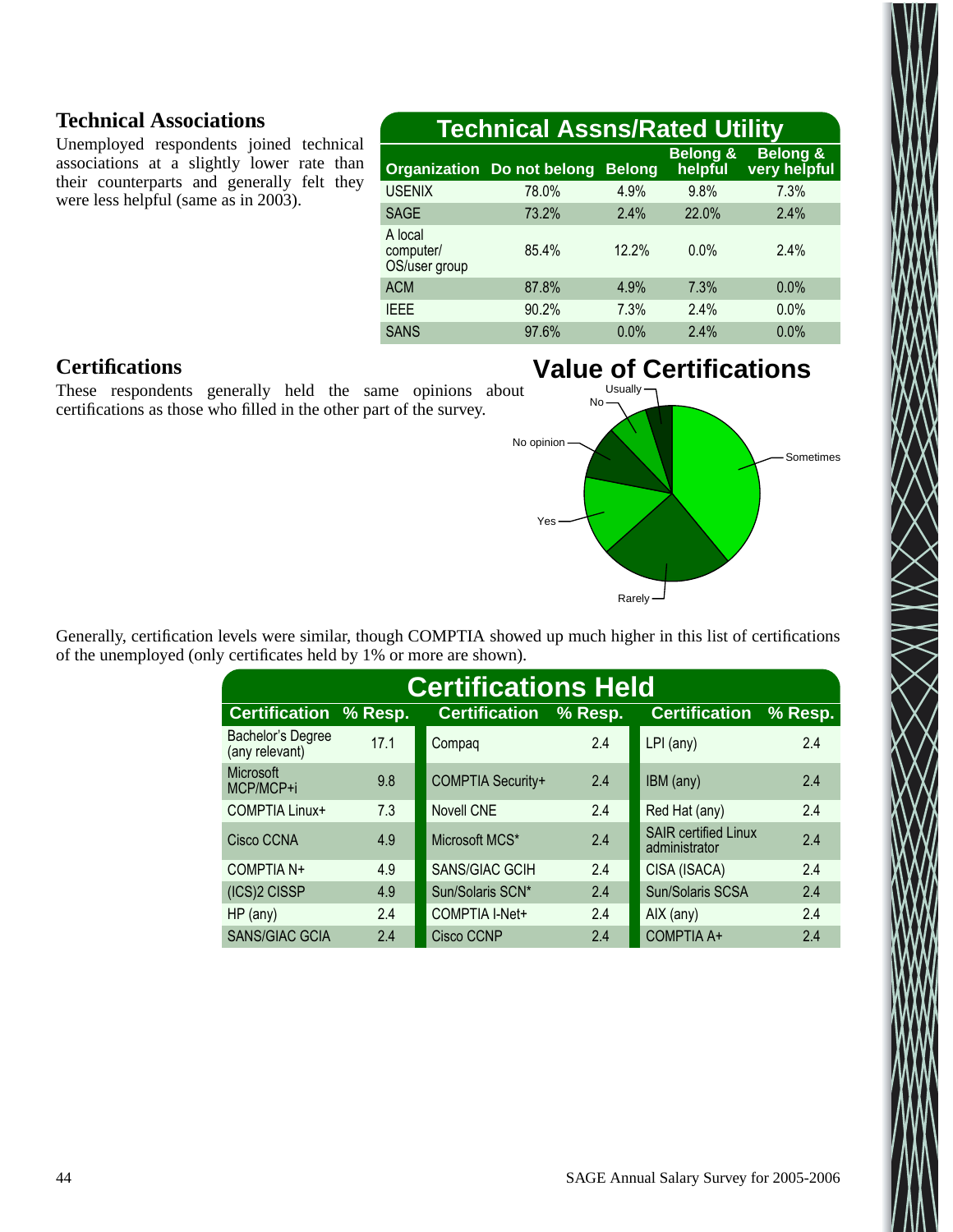## Technical Associations

Unemployed respondents joined technical associations at a slightly lower rate than their counterparts and generally felt they were less helpful (same as in 2003).

**Technical Assns/Rated Utility**

| Organization | Do not belong | Belong | Belong & helpful | Belong & very helpful |
|---|---|---|---|---|
| USENIX | 78.0% | 4.9% | 9.8% | 7.3% |
| SAGE | 73.2% | 2.4% | 22.0% | 2.4% |
| A local computer/ OS/user group | 85.4% | 12.2% | 0.0% | 2.4% |
| ACM | 87.8% | 4.9% | 7.3% | 0.0% |
| IEEE | 90.2% | 7.3% | 2.4% | 0.0% |
| SANS | 97.6% | 0.0% | 2.4% | 0.0% |

## Certifications

These respondents generally held the same opinions about certifications as those who filled in the other part of the survey.

**Value of Certifications**

Usually, No, No opinion, Yes, Rarely, Sometimes

Generally, certification levels were similar, though COMPTIA showed up much higher in this list of certifications of the unemployed (only certificates held by 1% or more are shown).

**Certifications Held**

| Certification | % Resp. | Certification | % Resp. | Certification | % Resp. |
|---|---|---|---|---|---|
| Bachelor's Degree (any relevant) | 17.1 | Compaq | 2.4 | LPI (any) | 2.4 |
| Microsoft MCP/MCP+i | 9.8 | COMPTIA Security+ | 2.4 | IBM (any) | 2.4 |
| COMPTIA Linux+ | 7.3 | Novell CNE | 2.4 | Red Hat (any) | 2.4 |
| Cisco CCNA | 4.9 | Microsoft MCS* | 2.4 | SAIR certified Linux administrator | 2.4 |
| COMPTIA N+ | 4.9 | SANS/GIAC GCIH | 2.4 | CISA (ISACA) | 2.4 |
| (ICS)2 CISSP | 4.9 | Sun/Solaris SCN* | 2.4 | Sun/Solaris SCSA | 2.4 |
| HP (any) | 2.4 | COMPTIA I-Net+ | 2.4 | AIX (any) | 2.4 |
| SANS/GIAC GCIA | 2.4 | Cisco CCNP | 2.4 | COMPTIA A+ | 2.4 |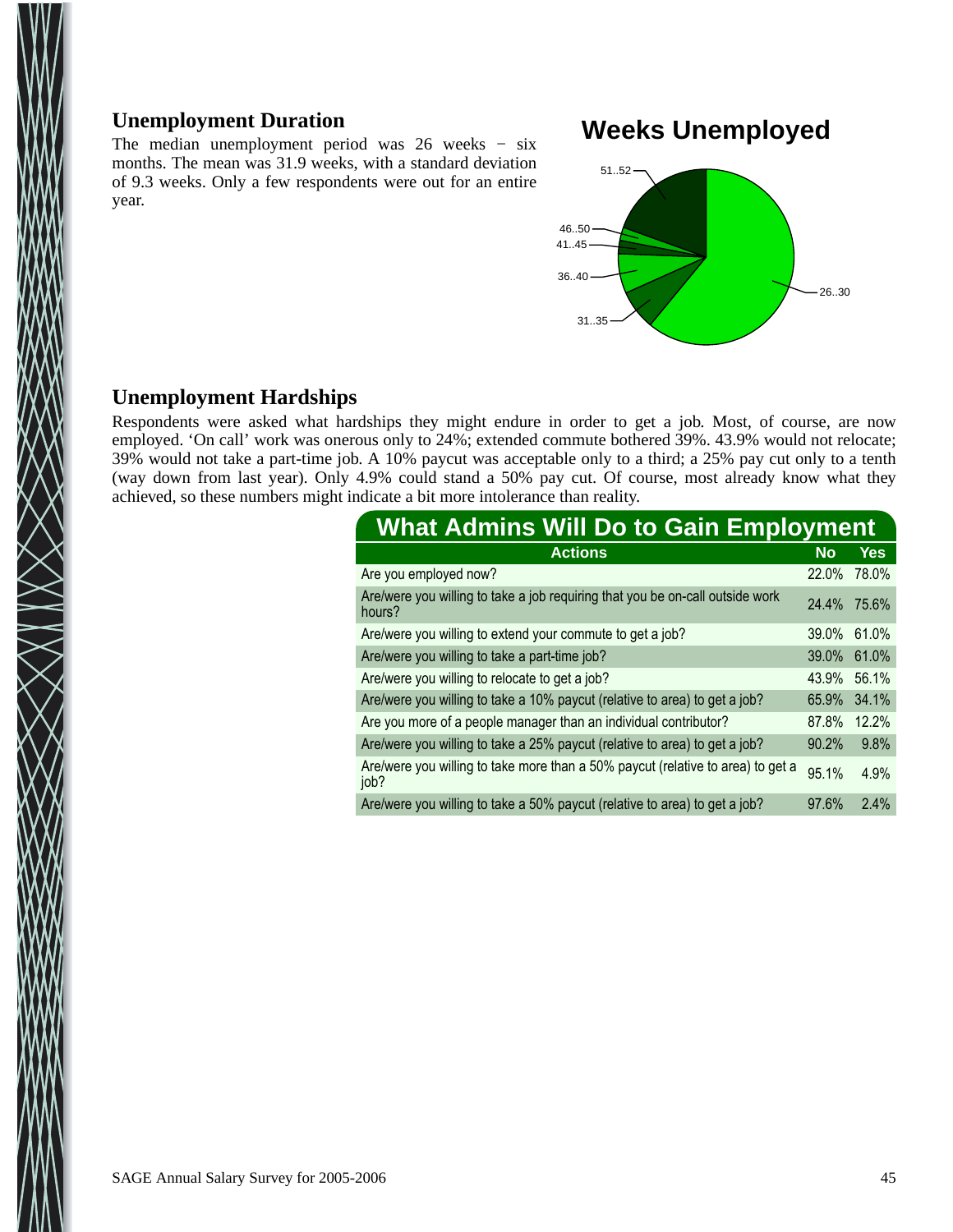## Unemployment Duration

The median unemployment period was 26 weeks − six months. The mean was 31.9 weeks, with a standard deviation of 9.3 weeks. Only a few respondents were out for an entire year.

**Weeks Unemployed**

51..52
46..50
41..45
36..40
31..35
26..30

## Unemployment Hardships

Respondents were asked what hardships they might endure in order to get a job. Most, of course, are now employed. 'On call' work was onerous only to 24%; extended commute bothered 39%. 43.9% would not relocate; 39% would not take a part-time job. A 10% paycut was acceptable only to a third; a 25% pay cut only to a tenth (way down from last year). Only 4.9% could stand a 50% pay cut. Of course, most already know what they achieved, so these numbers might indicate a bit more intolerance than reality.

**What Admins Will Do to Gain Employment**

| Actions | No | Yes |
|---|---|---|
| Are you employed now? | 22.0% | 78.0% |
| Are/were you willing to take a job requiring that you be on-call outside work hours? | 24.4% | 75.6% |
| Are/were you willing to extend your commute to get a job? | 39.0% | 61.0% |
| Are/were you willing to take a part-time job? | 39.0% | 61.0% |
| Are/were you willing to relocate to get a job? | 43.9% | 56.1% |
| Are/were you willing to take a 10% paycut (relative to area) to get a job? | 65.9% | 34.1% |
| Are you more of a people manager than an individual contributor? | 87.8% | 12.2% |
| Are/were you willing to take a 25% paycut (relative to area) to get a job? | 90.2% | 9.8% |
| Are/were you willing to take more than a 50% paycut (relative to area) to get a job? | 95.1% | 4.9% |
| Are/were you willing to take a 50% paycut (relative to area) to get a job? | 97.6% | 2.4% |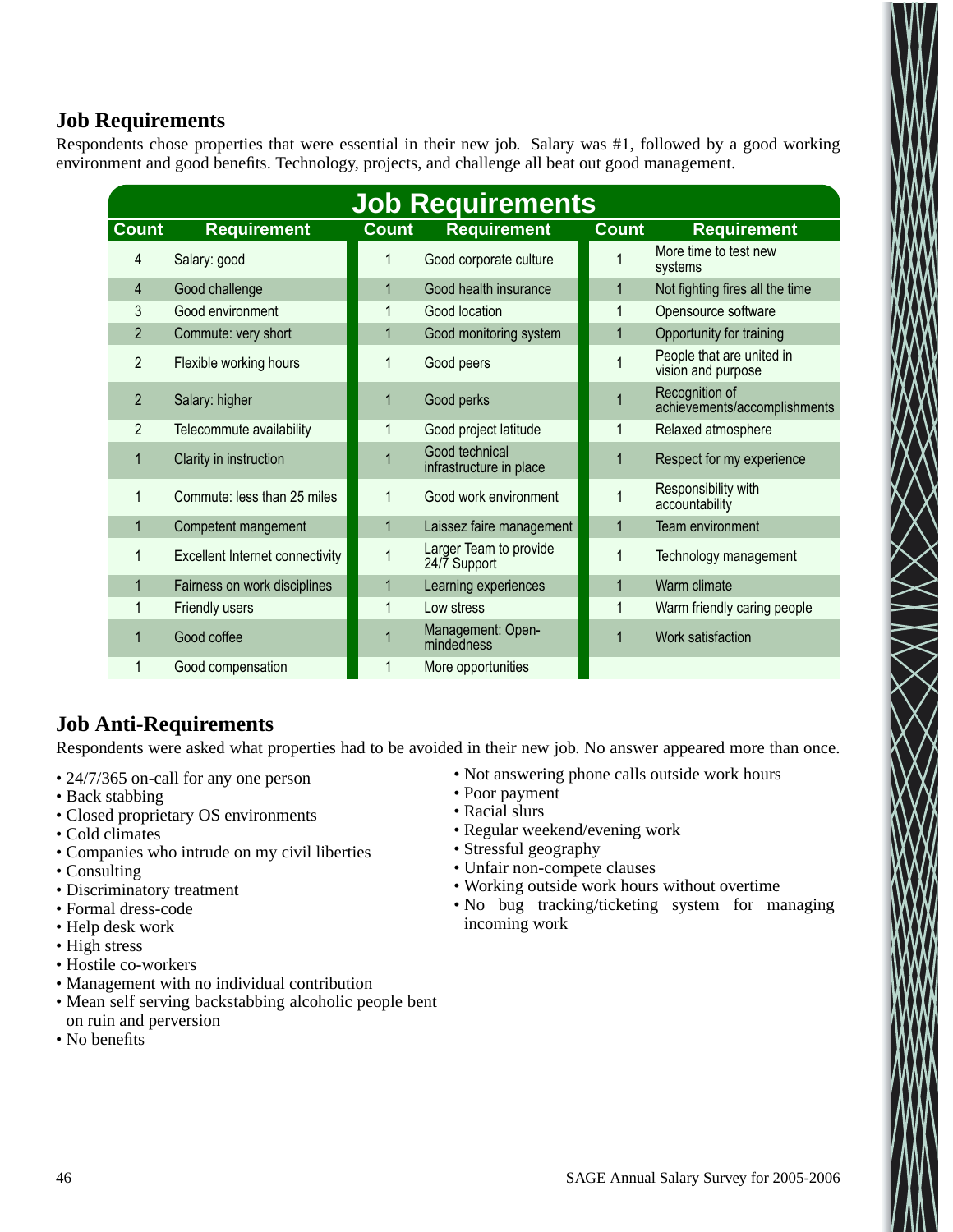## Job Requirements

Respondents chose properties that were essential in their new job. Salary was #1, followed by a good working environment and good benefits. Technology, projects, and challenge all beat out good management.

| Count | Requirement | Count | Requirement | Count | Requirement |
|---|---|---|---|---|---|
| 4 | Salary: good | 1 | Good corporate culture | 1 | More time to test new systems |
| 4 | Good challenge | 1 | Good health insurance | 1 | Not fighting fires all the time |
| 3 | Good environment | 1 | Good location | 1 | Opensource software |
| 2 | Commute: very short | 1 | Good monitoring system | 1 | Opportunity for training |
| 2 | Flexible working hours | 1 | Good peers | 1 | People that are united in vision and purpose |
| 2 | Salary: higher | 1 | Good perks | 1 | Recognition of achievements/accomplishments |
| 2 | Telecommute availability | 1 | Good project latitude | 1 | Relaxed atmosphere |
| 1 | Clarity in instruction | 1 | Good technical infrastructure in place | 1 | Respect for my experience |
| 1 | Commute: less than 25 miles | 1 | Good work environment | 1 | Responsibility with accountability |
| 1 | Competent mangement | 1 | Laissez faire management | 1 | Team environment |
| 1 | Excellent Internet connectivity | 1 | Larger Team to provide 24/7 Support | 1 | Technology management |
| 1 | Fairness on work disciplines | 1 | Learning experiences | 1 | Warm climate |
| 1 | Friendly users | 1 | Low stress | 1 | Warm friendly caring people |
| 1 | Good coffee | 1 | Management: Open-mindedness | 1 | Work satisfaction |
| 1 | Good compensation | 1 | More opportunities | | |

## Job Anti-Requirements

Respondents were asked what properties had to be avoided in their new job. No answer appeared more than once.

- 24/7/365 on-call for any one person
- Back stabbing
- Closed proprietary OS environments
- Cold climates
- Companies who intrude on my civil liberties
- Consulting
- Discriminatory treatment
- Formal dress-code
- Help desk work
- High stress
- Hostile co-workers
- Management with no individual contribution
- Mean self serving backstabbing alcoholic people bent on ruin and perversion
- No benefits
- Not answering phone calls outside work hours
- Poor payment
- Racial slurs
- Regular weekend/evening work
- Stressful geography
- Unfair non-compete clauses
- Working outside work hours without overtime
- No bug tracking/ticketing system for managing incoming work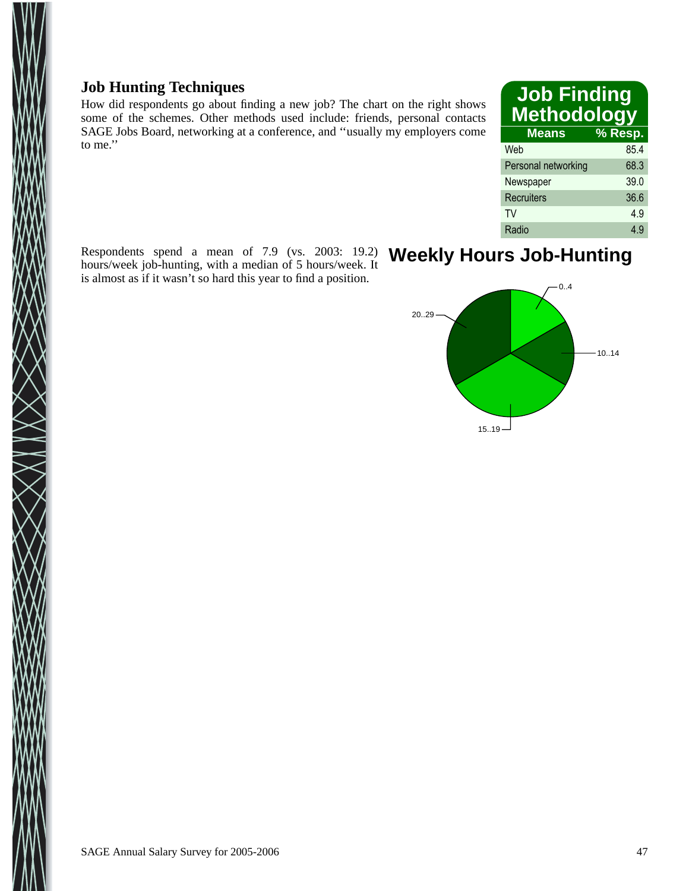### Job Hunting Techniques

How did respondents go about finding a new job? The chart on the right shows some of the schemes. Other methods used include: friends, personal contacts SAGE Jobs Board, networking at a conference, and ''usually my employers come to me.''

**Job Finding Methodology**

| Means | % Resp. |
|---|---|
| Web | 85.4 |
| Personal networking | 68.3 |
| Newspaper | 39.0 |
| Recruiters | 36.6 |
| TV | 4.9 |
| Radio | 4.9 |

Respondents spend a mean of 7.9 (vs. 2003: 19.2) hours/week job-hunting, with a median of 5 hours/week. It is almost as if it wasn't so hard this year to find a position.

**Weekly Hours Job-Hunting**

0..4

10..14

15..19

20..29